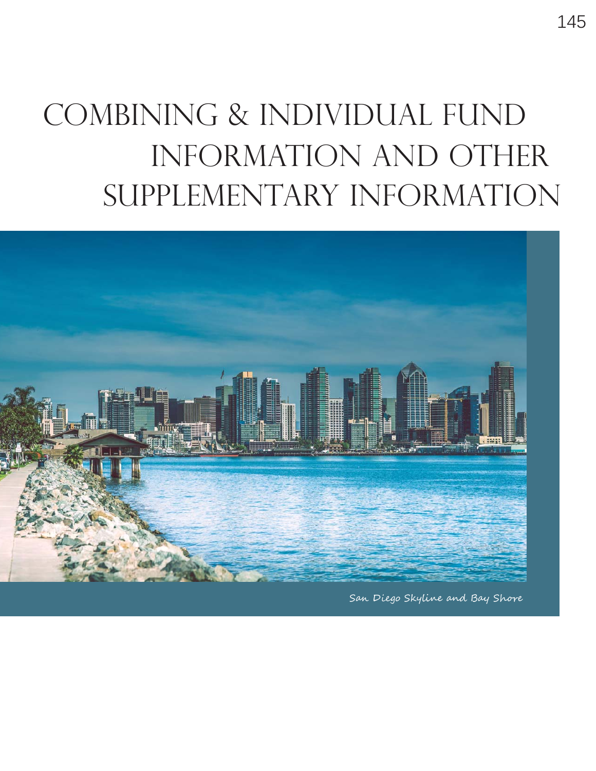# COMBINING & INDIVIDUAL FUND INFORMATION AND OTHER SUPPLEMENTARY INFORMATION

San Diego Skyline and Bay Shore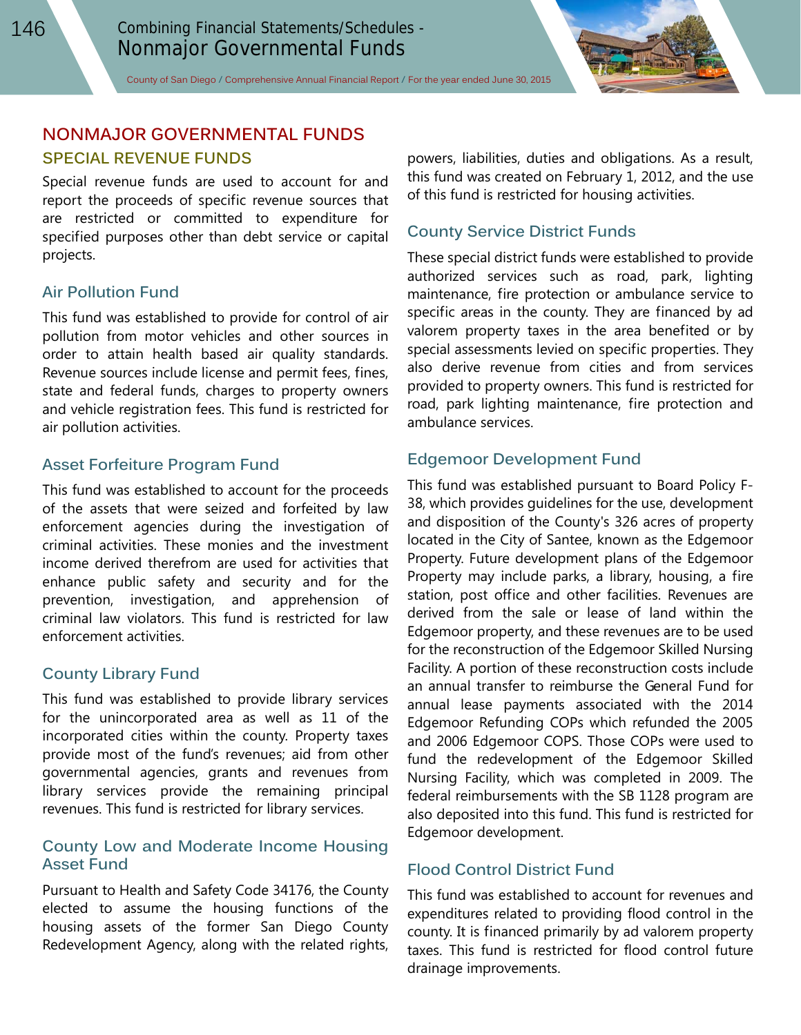# NONMAJOR GOVERNMENTAL FUNDS

## SPECIAL REVENUE FUNDS

Special revenue funds are used to account for and report the proceeds of specific revenue sources that are restricted or committed to expenditure for specified purposes other than debt service or capital projects.

### Air Pollution Fund

This fund was established to provide for control of air pollution from motor vehicles and other sources in order to attain health based air quality standards. Revenue sources include license and permit fees, fines, state and federal funds, charges to property owners and vehicle registration fees. This fund is restricted for air pollution activities.

### Asset Forfeiture Program Fund

This fund was established to account for the proceeds of the assets that were seized and forfeited by law enforcement agencies during the investigation of criminal activities. These monies and the investment income derived therefrom are used for activities that enhance public safety and security and for the prevention, investigation, and apprehension of criminal law violators. This fund is restricted for law enforcement activities.

### County Library Fund

This fund was established to provide library services for the unincorporated area as well as 11 of the incorporated cities within the county. Property taxes provide most of the fund's revenues; aid from other governmental agencies, grants and revenues from library services provide the remaining principal revenues. This fund is restricted for library services.

### County Low and Moderate Income Housing Asset Fund

Pursuant to Health and Safety Code 34176, the County elected to assume the housing functions of the housing assets of the former San Diego County Redevelopment Agency, along with the related rights, powers, liabilities, duties and obligations. As a result, this fund was created on February 1, 2012, and the use of this fund is restricted for housing activities.

### County Service District Funds

These special district funds were established to provide authorized services such as road, park, lighting maintenance, fire protection or ambulance service to specific areas in the county. They are financed by ad valorem property taxes in the area benefited or by special assessments levied on specific properties. They also derive revenue from cities and from services provided to property owners. This fund is restricted for road, park lighting maintenance, fire protection and ambulance services.

### Edgemoor Development Fund

This fund was established pursuant to Board Policy F-38, which provides guidelines for the use, development and disposition of the County's 326 acres of property located in the City of Santee, known as the Edgemoor Property. Future development plans of the Edgemoor Property may include parks, a library, housing, a fire station, post office and other facilities. Revenues are derived from the sale or lease of land within the Edgemoor property, and these revenues are to be used for the reconstruction of the Edgemoor Skilled Nursing Facility. A portion of these reconstruction costs include an annual transfer to reimburse the General Fund for annual lease payments associated with the 2014 Edgemoor Refunding COPs which refunded the 2005 and 2006 Edgemoor COPS. Those COPs were used to fund the redevelopment of the Edgemoor Skilled Nursing Facility, which was completed in 2009. The federal reimbursements with the SB 1128 program are also deposited into this fund. This fund is restricted for Edgemoor development.

### Flood Control District Fund

This fund was established to account for revenues and expenditures related to providing flood control in the county. It is financed primarily by ad valorem property taxes. This fund is restricted for flood control future drainage improvements.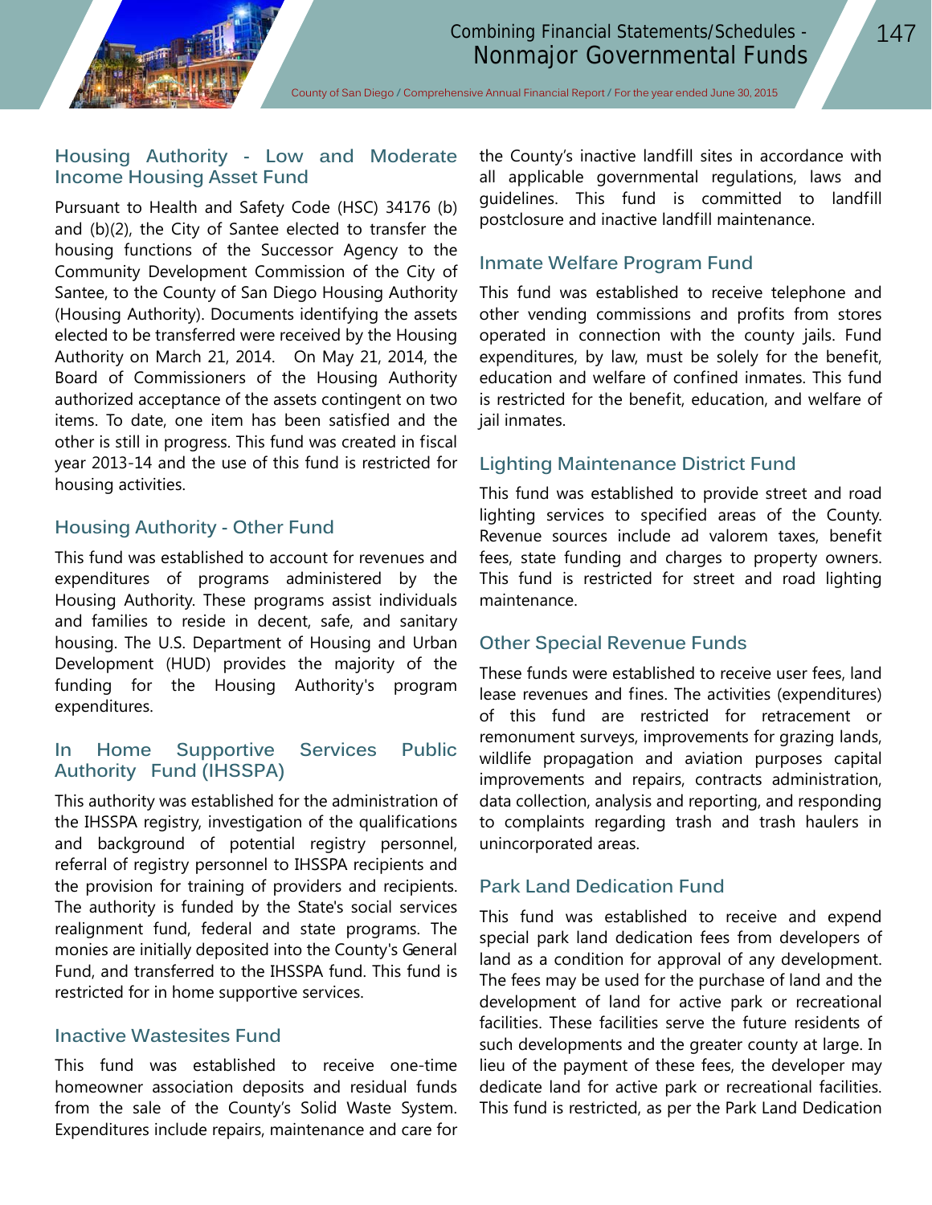### Housing Authority - Low and Moderate Income Housing Asset Fund

Pursuant to Health and Safety Code (HSC) 34176 (b) and (b)(2), the City of Santee elected to transfer the housing functions of the Successor Agency to the Community Development Commission of the City of Santee, to the County of San Diego Housing Authority (Housing Authority). Documents identifying the assets elected to be transferred were received by the Housing Authority on March 21, 2014. On May 21, 2014, the Board of Commissioners of the Housing Authority authorized acceptance of the assets contingent on two items. To date, one item has been satisfied and the other is still in progress. This fund was created in fiscal year 2013-14 and the use of this fund is restricted for housing activities.

### Housing Authority - Other Fund

This fund was established to account for revenues and expenditures of programs administered by the Housing Authority. These programs assist individuals and families to reside in decent, safe, and sanitary housing. The U.S. Department of Housing and Urban Development (HUD) provides the majority of the funding for the Housing Authority's program expenditures.

### In Home Supportive Services Public Authority Fund (IHSSPA)

This authority was established for the administration of the IHSSPA registry, investigation of the qualifications and background of potential registry personnel, referral of registry personnel to IHSSPA recipients and the provision for training of providers and recipients. The authority is funded by the State's social services realignment fund, federal and state programs. The monies are initially deposited into the County's General Fund, and transferred to the IHSSPA fund. This fund is restricted for in home supportive services.

### Inactive Wastesites Fund

This fund was established to receive one-time homeowner association deposits and residual funds from the sale of the County's Solid Waste System. Expenditures include repairs, maintenance and care for the County's inactive landfill sites in accordance with all applicable governmental regulations, laws and guidelines. This fund is committed to landfill postclosure and inactive landfill maintenance.

### Inmate Welfare Program Fund

This fund was established to receive telephone and other vending commissions and profits from stores operated in connection with the county jails. Fund expenditures, by law, must be solely for the benefit, education and welfare of confined inmates. This fund is restricted for the benefit, education, and welfare of jail inmates.

### Lighting Maintenance District Fund

This fund was established to provide street and road lighting services to specified areas of the County. Revenue sources include ad valorem taxes, benefit fees, state funding and charges to property owners. This fund is restricted for street and road lighting maintenance.

### Other Special Revenue Funds

These funds were established to receive user fees, land lease revenues and fines. The activities (expenditures) of this fund are restricted for retracement or remonument surveys, improvements for grazing lands, wildlife propagation and aviation purposes capital improvements and repairs, contracts administration, data collection, analysis and reporting, and responding to complaints regarding trash and trash haulers in unincorporated areas.

### Park Land Dedication Fund

This fund was established to receive and expend special park land dedication fees from developers of land as a condition for approval of any development. The fees may be used for the purchase of land and the development of land for active park or recreational facilities. These facilities serve the future residents of such developments and the greater county at large. In lieu of the payment of these fees, the developer may dedicate land for active park or recreational facilities. This fund is restricted, as per the Park Land Dedication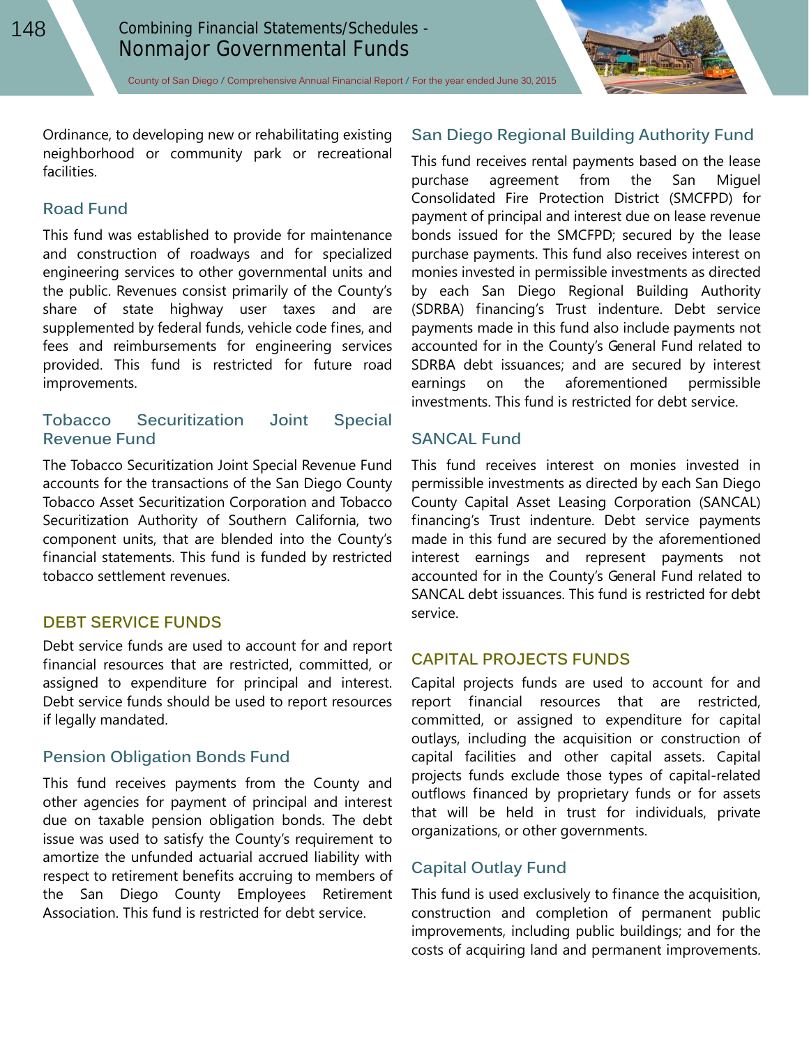Ordinance, to developing new or rehabilitating existing neighborhood or community park or recreational facilities.

### Road Fund

This fund was established to provide for maintenance and construction of roadways and for specialized engineering services to other governmental units and the public. Revenues consist primarily of the County's share of state highway user taxes and are supplemented by federal funds, vehicle code fines, and fees and reimbursements for engineering services provided. This fund is restricted for future road improvements.

### Tobacco Securitization Joint Special Revenue Fund

The Tobacco Securitization Joint Special Revenue Fund accounts for the transactions of the San Diego County Tobacco Asset Securitization Corporation and Tobacco Securitization Authority of Southern California, two component units, that are blended into the County's financial statements. This fund is funded by restricted tobacco settlement revenues.

## DEBT SERVICE FUNDS

Debt service funds are used to account for and report financial resources that are restricted, committed, or assigned to expenditure for principal and interest. Debt service funds should be used to report resources if legally mandated.

### Pension Obligation Bonds Fund

This fund receives payments from the County and other agencies for payment of principal and interest due on taxable pension obligation bonds. The debt issue was used to satisfy the County's requirement to amortize the unfunded actuarial accrued liability with respect to retirement benefits accruing to members of the San Diego County Employees Retirement Association. This fund is restricted for debt service.

### San Diego Regional Building Authority Fund

This fund receives rental payments based on the lease purchase agreement from the San Miguel Consolidated Fire Protection District (SMCFPD) for payment of principal and interest due on lease revenue bonds issued for the SMCFPD; secured by the lease purchase payments. This fund also receives interest on monies invested in permissible investments as directed by each San Diego Regional Building Authority (SDRBA) financing's Trust indenture. Debt service payments made in this fund also include payments not accounted for in the County's General Fund related to SDRBA debt issuances; and are secured by interest earnings on the aforementioned permissible investments. This fund is restricted for debt service.

### SANCAL Fund

This fund receives interest on monies invested in permissible investments as directed by each San Diego County Capital Asset Leasing Corporation (SANCAL) financing's Trust indenture. Debt service payments made in this fund are secured by the aforementioned interest earnings and represent payments not accounted for in the County's General Fund related to SANCAL debt issuances. This fund is restricted for debt service.

## CAPITAL PROJECTS FUNDS

Capital projects funds are used to account for and report financial resources that are restricted, committed, or assigned to expenditure for capital outlays, including the acquisition or construction of capital facilities and other capital assets. Capital projects funds exclude those types of capital-related outflows financed by proprietary funds or for assets that will be held in trust for individuals, private organizations, or other governments.

### Capital Outlay Fund

This fund is used exclusively to finance the acquisition, construction and completion of permanent public improvements, including public buildings; and for the costs of acquiring land and permanent improvements.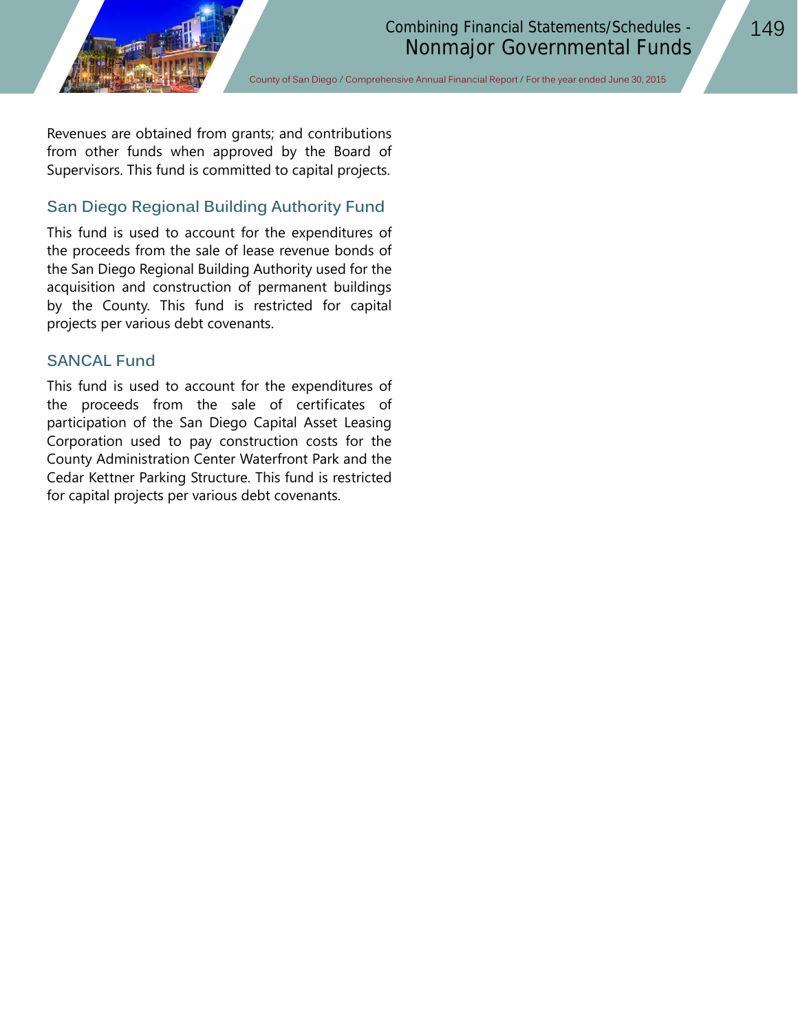Revenues are obtained from grants; and contributions from other funds when approved by the Board of Supervisors. This fund is committed to capital projects.

### San Diego Regional Building Authority Fund

This fund is used to account for the expenditures of the proceeds from the sale of lease revenue bonds of the San Diego Regional Building Authority used for the acquisition and construction of permanent buildings by the County. This fund is restricted for capital projects per various debt covenants.

### SANCAL Fund

This fund is used to account for the expenditures of the proceeds from the sale of certificates of participation of the San Diego Capital Asset Leasing Corporation used to pay construction costs for the County Administration Center Waterfront Park and the Cedar Kettner Parking Structure. This fund is restricted for capital projects per various debt covenants.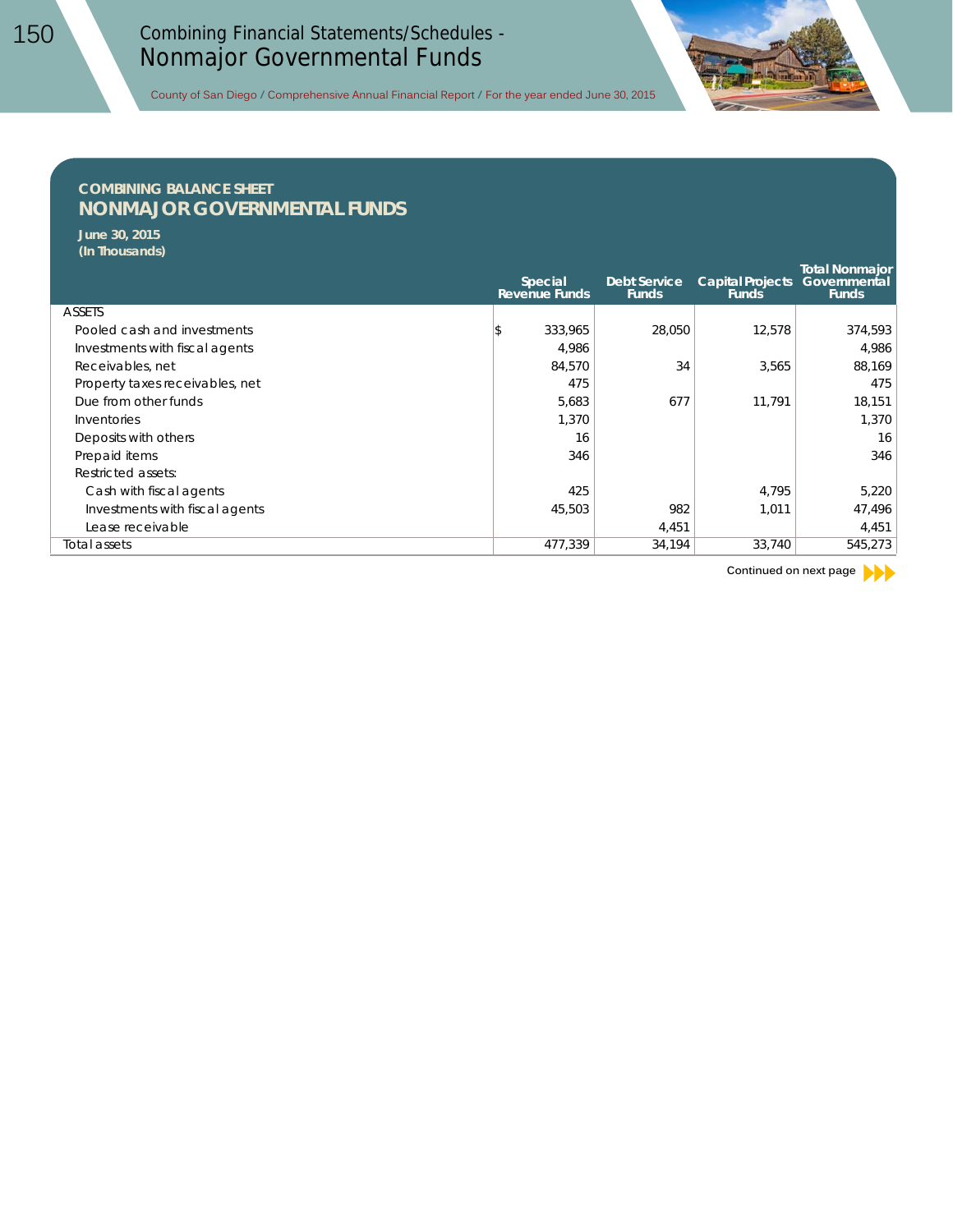## COMBINING BALANCE SHEET
# NONMAJOR GOVERNMENTAL FUNDS

**June 30, 2015**
**(In Thousands)**

| | Special Revenue Funds | Debt Service Funds | Capital Projects Funds | Total Nonmajor Governmental Funds |
|---|---|---|---|---|
| ASSETS | | | | |
| Pooled cash and investments | $ 333,965 | 28,050 | 12,578 | 374,593 |
| Investments with fiscal agents | 4,986 | | | 4,986 |
| Receivables, net | 84,570 | 34 | 3,565 | 88,169 |
| Property taxes receivables, net | 475 | | | 475 |
| Due from other funds | 5,683 | 677 | 11,791 | 18,151 |
| Inventories | 1,370 | | | 1,370 |
| Deposits with others | 16 | | | 16 |
| Prepaid items | 346 | | | 346 |
| Restricted assets: | | | | |
| Cash with fiscal agents | 425 | | 4,795 | 5,220 |
| Investments with fiscal agents | 45,503 | 982 | 1,011 | 47,496 |
| Lease receivable | | 4,451 | | 4,451 |
| Total assets | 477,339 | 34,194 | 33,740 | 545,273 |

Continued on next page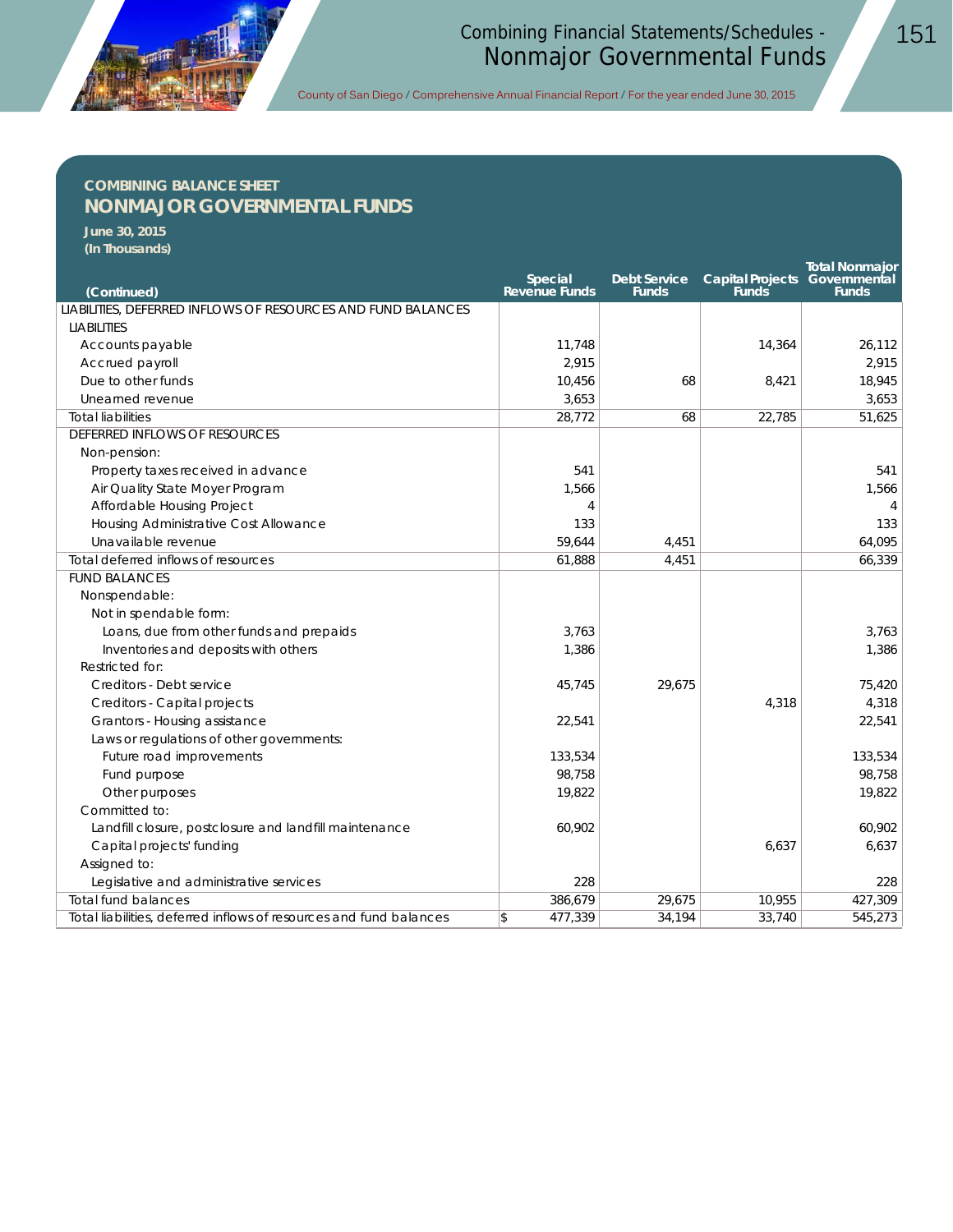## COMBINING BALANCE SHEET
## NONMAJOR GOVERNMENTAL FUNDS

**June 30, 2015**
**(In Thousands)**

| (Continued) | Special Revenue Funds | Debt Service Funds | Capital Projects Funds | Total Nonmajor Governmental Funds |
|---|---|---|---|---|
| LIABILITIES, DEFERRED INFLOWS OF RESOURCES AND FUND BALANCES | | | | |
| LIABILITIES | | | | |
| Accounts payable | 11,748 | | 14,364 | 26,112 |
| Accrued payroll | 2,915 | | | 2,915 |
| Due to other funds | 10,456 | 68 | 8,421 | 18,945 |
| Unearned revenue | 3,653 | | | 3,653 |
| Total liabilities | 28,772 | 68 | 22,785 | 51,625 |
| DEFERRED INFLOWS OF RESOURCES | | | | |
| Non-pension: | | | | |
| Property taxes received in advance | 541 | | | 541 |
| Air Quality State Moyer Program | 1,566 | | | 1,566 |
| Affordable Housing Project | 4 | | | 4 |
| Housing Administrative Cost Allowance | 133 | | | 133 |
| Unavailable revenue | 59,644 | 4,451 | | 64,095 |
| Total deferred inflows of resources | 61,888 | 4,451 | | 66,339 |
| FUND BALANCES | | | | |
| Nonspendable: | | | | |
| Not in spendable form: | | | | |
| Loans, due from other funds and prepaids | 3,763 | | | 3,763 |
| Inventories and deposits with others | 1,386 | | | 1,386 |
| Restricted for: | | | | |
| Creditors - Debt service | 45,745 | 29,675 | | 75,420 |
| Creditors - Capital projects | | | 4,318 | 4,318 |
| Grantors - Housing assistance | 22,541 | | | 22,541 |
| Laws or regulations of other governments: | | | | |
| Future road improvements | 133,534 | | | 133,534 |
| Fund purpose | 98,758 | | | 98,758 |
| Other purposes | 19,822 | | | 19,822 |
| Committed to: | | | | |
| Landfill closure, postclosure and landfill maintenance | 60,902 | | | 60,902 |
| Capital projects' funding | | | 6,637 | 6,637 |
| Assigned to: | | | | |
| Legislative and administrative services | 228 | | | 228 |
| Total fund balances | 386,679 | 29,675 | 10,955 | 427,309 |
| Total liabilities, deferred inflows of resources and fund balances | $ 477,339 | 34,194 | 33,740 | 545,273 |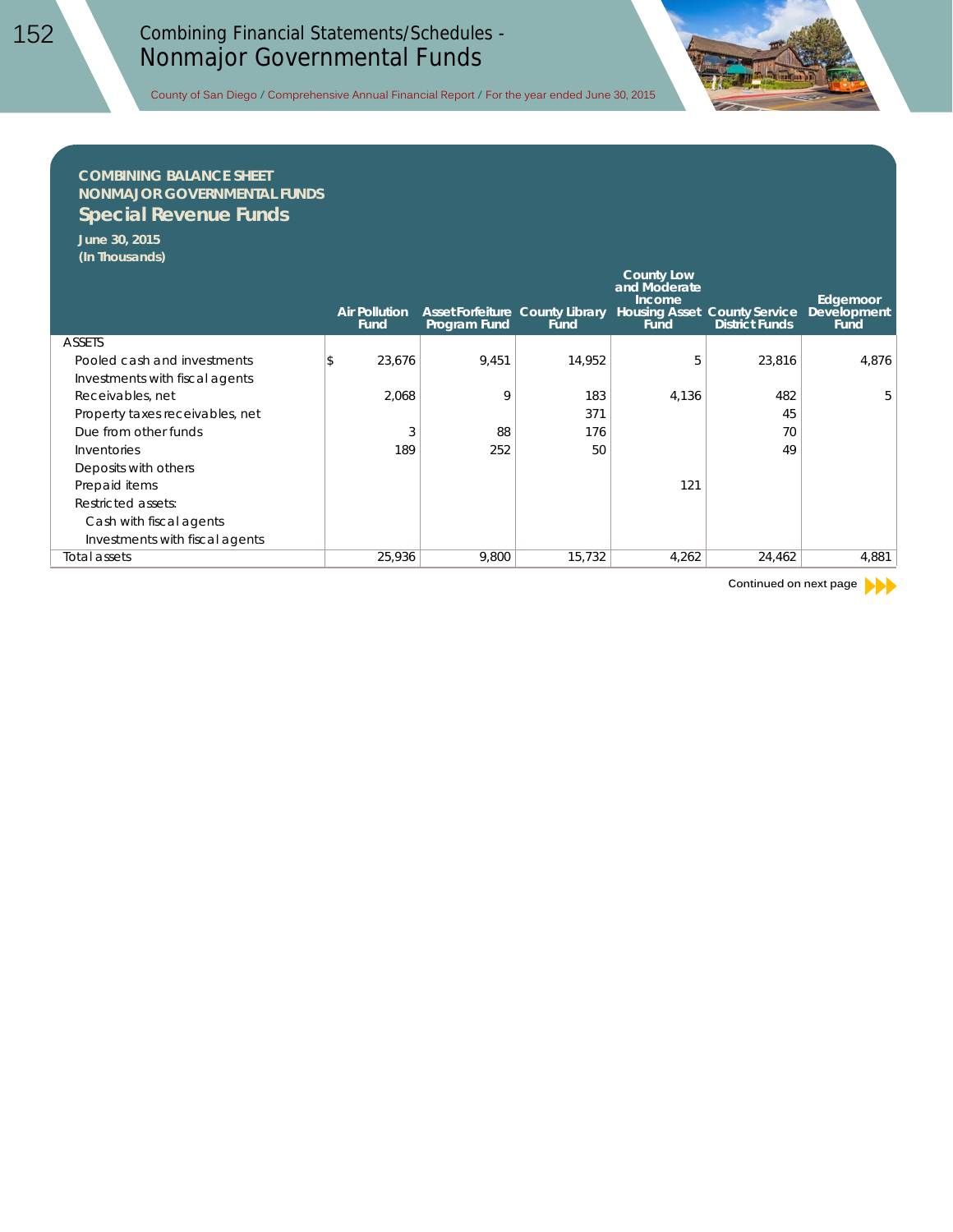## COMBINING BALANCE SHEET
## NONMAJOR GOVERNMENTAL FUNDS
## Special Revenue Funds

**June 30, 2015**
**(In Thousands)**

| | Air Pollution Fund | Asset Forfeiture Program Fund | County Library Fund | County Low and Moderate Income Housing Asset Fund | County Service District Funds | Edgemoor Development Fund |
|---|---|---|---|---|---|---|
| ASSETS | | | | | | |
| Pooled cash and investments | $ 23,676 | 9,451 | 14,952 | 5 | 23,816 | 4,876 |
| Investments with fiscal agents | | | | | | |
| Receivables, net | 2,068 | 9 | 183 | 4,136 | 482 | 5 |
| Property taxes receivables, net | | | 371 | | 45 | |
| Due from other funds | 3 | 88 | 176 | | 70 | |
| Inventories | 189 | 252 | 50 | | 49 | |
| Deposits with others | | | | | | |
| Prepaid items | | | | 121 | | |
| Restricted assets: | | | | | | |
| Cash with fiscal agents | | | | | | |
| Investments with fiscal agents | | | | | | |
| Total assets | 25,936 | 9,800 | 15,732 | 4,262 | 24,462 | 4,881 |

Continued on next page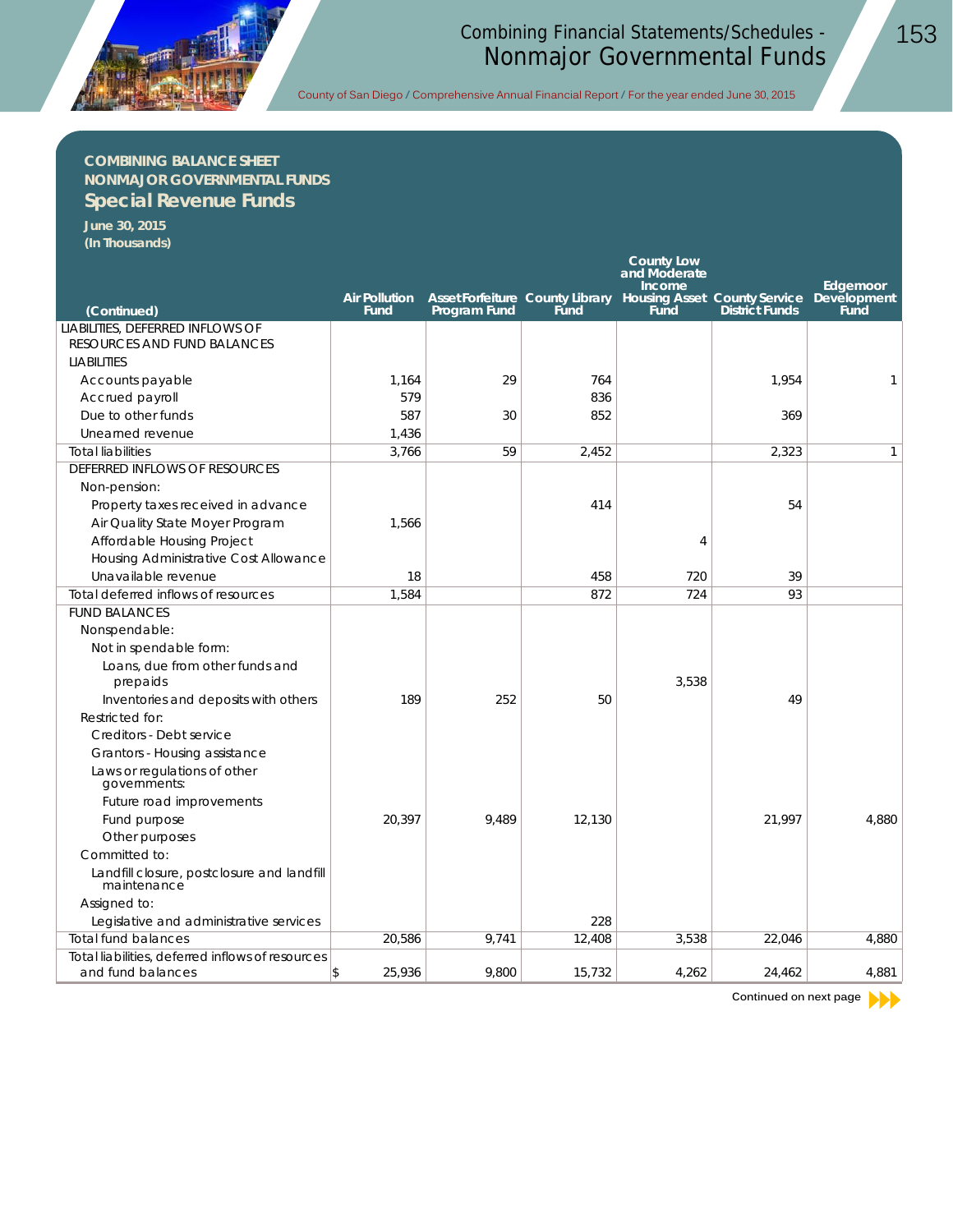# COMBINING BALANCE SHEET
# NONMAJOR GOVERNMENTAL FUNDS
## Special Revenue Funds

**June 30, 2015**
**(In Thousands)**

| (Continued) | Air Pollution Fund | Asset Forfeiture Program Fund | County Library Fund | County Low and Moderate Income Housing Asset Fund | County Service District Funds | Edgemoor Development Fund |
|---|---|---|---|---|---|---|
| LIABILITIES, DEFERRED INFLOWS OF RESOURCES AND FUND BALANCES | | | | | | |
| LIABILITIES | | | | | | |
| Accounts payable | 1,164 | 29 | 764 | | 1,954 | 1 |
| Accrued payroll | 579 | | 836 | | | |
| Due to other funds | 587 | 30 | 852 | | 369 | |
| Unearned revenue | 1,436 | | | | | |
| Total liabilities | 3,766 | 59 | 2,452 | | 2,323 | 1 |
| DEFERRED INFLOWS OF RESOURCES | | | | | | |
| Non-pension: | | | | | | |
| Property taxes received in advance | | | 414 | | 54 | |
| Air Quality State Moyer Program | 1,566 | | | | | |
| Affordable Housing Project | | | | 4 | | |
| Housing Administrative Cost Allowance | | | | | | |
| Unavailable revenue | 18 | | 458 | 720 | 39 | |
| Total deferred inflows of resources | 1,584 | | 872 | 724 | 93 | |
| FUND BALANCES | | | | | | |
| Nonspendable: | | | | | | |
| Not in spendable form: | | | | | | |
| Loans, due from other funds and prepaids | | | | 3,538 | | |
| Inventories and deposits with others | 189 | 252 | 50 | | 49 | |
| Restricted for: | | | | | | |
| Creditors - Debt service | | | | | | |
| Grantors - Housing assistance | | | | | | |
| Laws or regulations of other governments: | | | | | | |
| Future road improvements | | | | | | |
| Fund purpose | 20,397 | 9,489 | 12,130 | | 21,997 | 4,880 |
| Other purposes | | | | | | |
| Committed to: | | | | | | |
| Landfill closure, postclosure and landfill maintenance | | | | | | |
| Assigned to: | | | | | | |
| Legislative and administrative services | | | 228 | | | |
| Total fund balances | 20,586 | 9,741 | 12,408 | 3,538 | 22,046 | 4,880 |
| Total liabilities, deferred inflows of resources and fund balances | $ 25,936 | 9,800 | 15,732 | 4,262 | 24,462 | 4,881 |

Continued on next page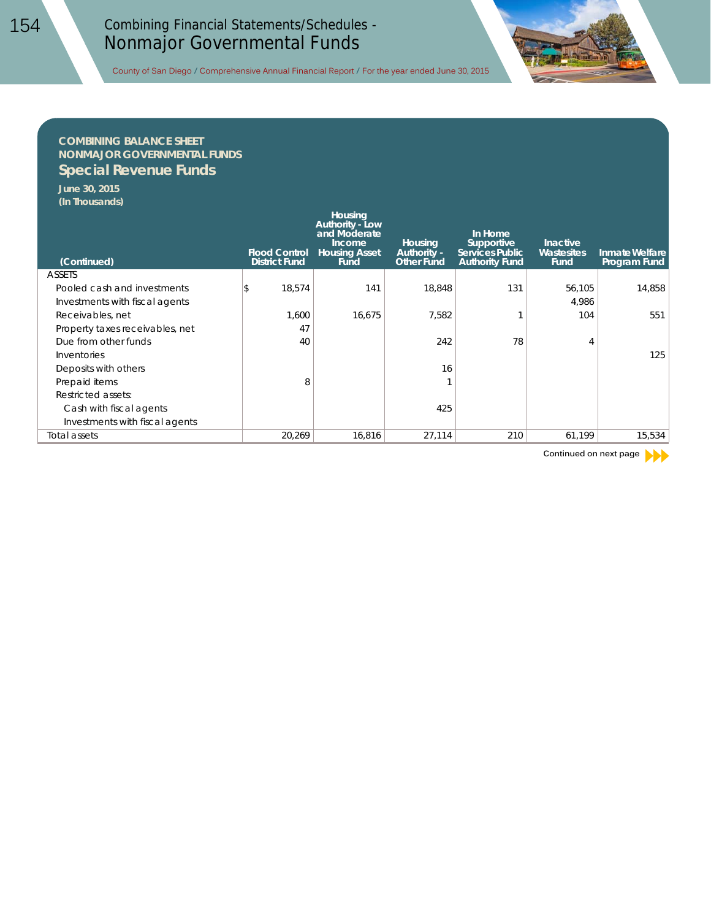## COMBINING BALANCE SHEET
## NONMAJOR GOVERNMENTAL FUNDS
# Special Revenue Funds

**June 30, 2015**
**(In Thousands)**

| (Continued) | Flood Control District Fund | Housing Authority - Low and Moderate Income Housing Asset Fund | Housing Authority - Other Fund | In Home Supportive Services Public Authority Fund | Inactive Wastesites Fund | Inmate Welfare Program Fund |
|---|---|---|---|---|---|---|
| ASSETS | | | | | | |
| Pooled cash and investments | $ 18,574 | 141 | 18,848 | 131 | 56,105 | 14,858 |
| Investments with fiscal agents | | | | | 4,986 | |
| Receivables, net | 1,600 | 16,675 | 7,582 | 1 | 104 | 551 |
| Property taxes receivables, net | 47 | | | | | |
| Due from other funds | 40 | | 242 | 78 | 4 | |
| Inventories | | | | | | 125 |
| Deposits with others | | | 16 | | | |
| Prepaid items | 8 | | 1 | | | |
| Restricted assets: | | | | | | |
| Cash with fiscal agents | | | 425 | | | |
| Investments with fiscal agents | | | | | | |
| Total assets | 20,269 | 16,816 | 27,114 | 210 | 61,199 | 15,534 |

Continued on next page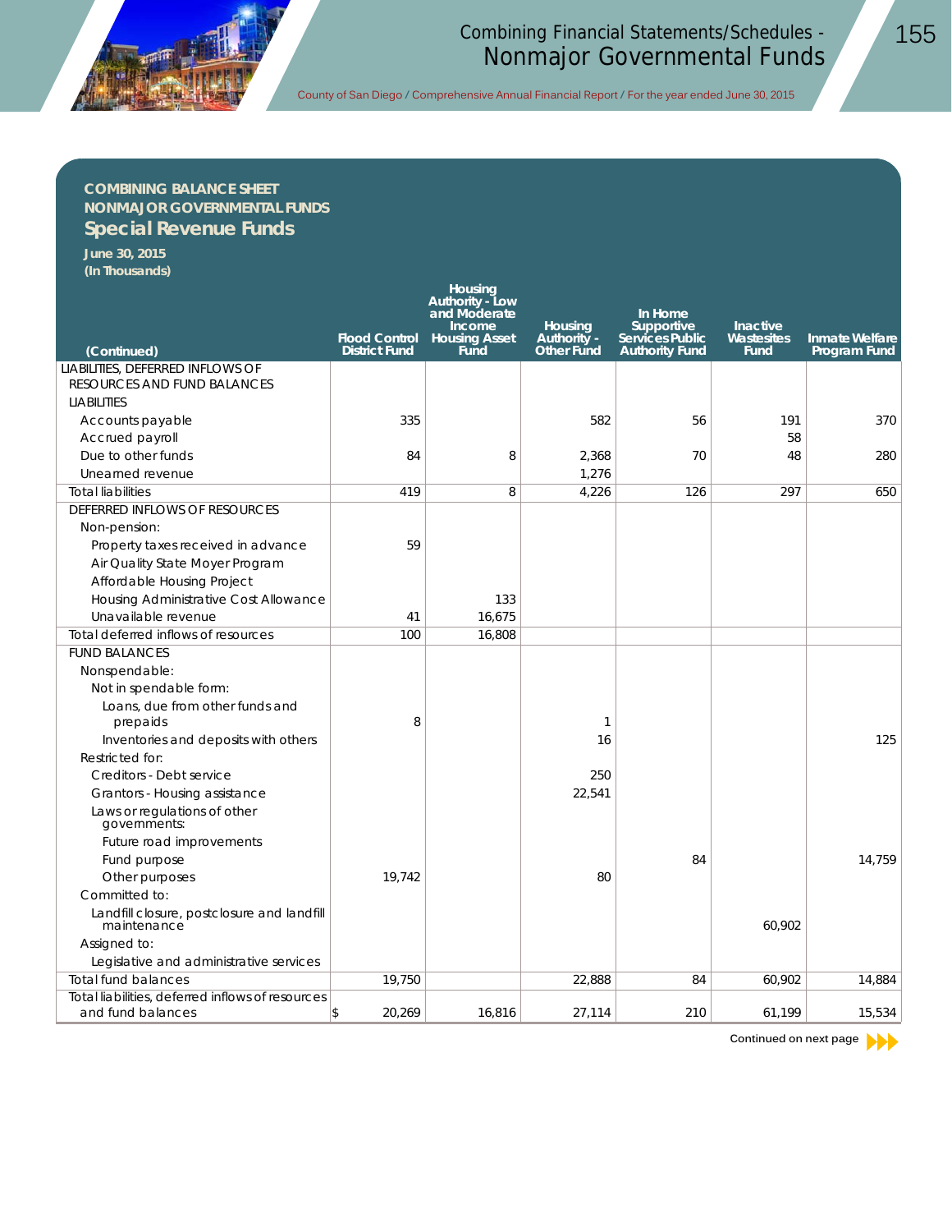**COMBINING BALANCE SHEET**
**NONMAJOR GOVERNMENTAL FUNDS**

## Special Revenue Funds

**June 30, 2015**
**(In Thousands)**

| (Continued) | Flood Control District Fund | Housing Authority - Low and Moderate Income Housing Asset Fund | Housing Authority - Other Fund | In Home Supportive Services Public Authority Fund | Inactive Wastesites Fund | Inmate Welfare Program Fund |
|---|---|---|---|---|---|---|
| LIABILITIES, DEFERRED INFLOWS OF RESOURCES AND FUND BALANCES | | | | | | |
| LIABILITIES | | | | | | |
| Accounts payable | 335 | | 582 | 56 | 191 | 370 |
| Accrued payroll | | | | | 58 | |
| Due to other funds | 84 | 8 | 2,368 | 70 | 48 | 280 |
| Unearned revenue | | | 1,276 | | | |
| Total liabilities | 419 | 8 | 4,226 | 126 | 297 | 650 |
| DEFERRED INFLOWS OF RESOURCES | | | | | | |
| Non-pension: | | | | | | |
| Property taxes received in advance | 59 | | | | | |
| Air Quality State Moyer Program | | | | | | |
| Affordable Housing Project | | | | | | |
| Housing Administrative Cost Allowance | | 133 | | | | |
| Unavailable revenue | 41 | 16,675 | | | | |
| Total deferred inflows of resources | 100 | 16,808 | | | | |
| FUND BALANCES | | | | | | |
| Nonspendable: | | | | | | |
| Not in spendable form: | | | | | | |
| Loans, due from other funds and prepaids | 8 | | 1 | | | |
| Inventories and deposits with others | | | 16 | | | 125 |
| Restricted for: | | | | | | |
| Creditors - Debt service | | | 250 | | | |
| Grantors - Housing assistance | | | 22,541 | | | |
| Laws or regulations of other governments: | | | | | | |
| Future road improvements | | | | | | |
| Fund purpose | | | | 84 | | 14,759 |
| Other purposes | 19,742 | | 80 | | | |
| Committed to: | | | | | | |
| Landfill closure, postclosure and landfill maintenance | | | | | 60,902 | |
| Assigned to: | | | | | | |
| Legislative and administrative services | | | | | | |
| Total fund balances | 19,750 | | 22,888 | 84 | 60,902 | 14,884 |
| Total liabilities, deferred inflows of resources and fund balances | $ 20,269 | 16,816 | 27,114 | 210 | 61,199 | 15,534 |

Continued on next page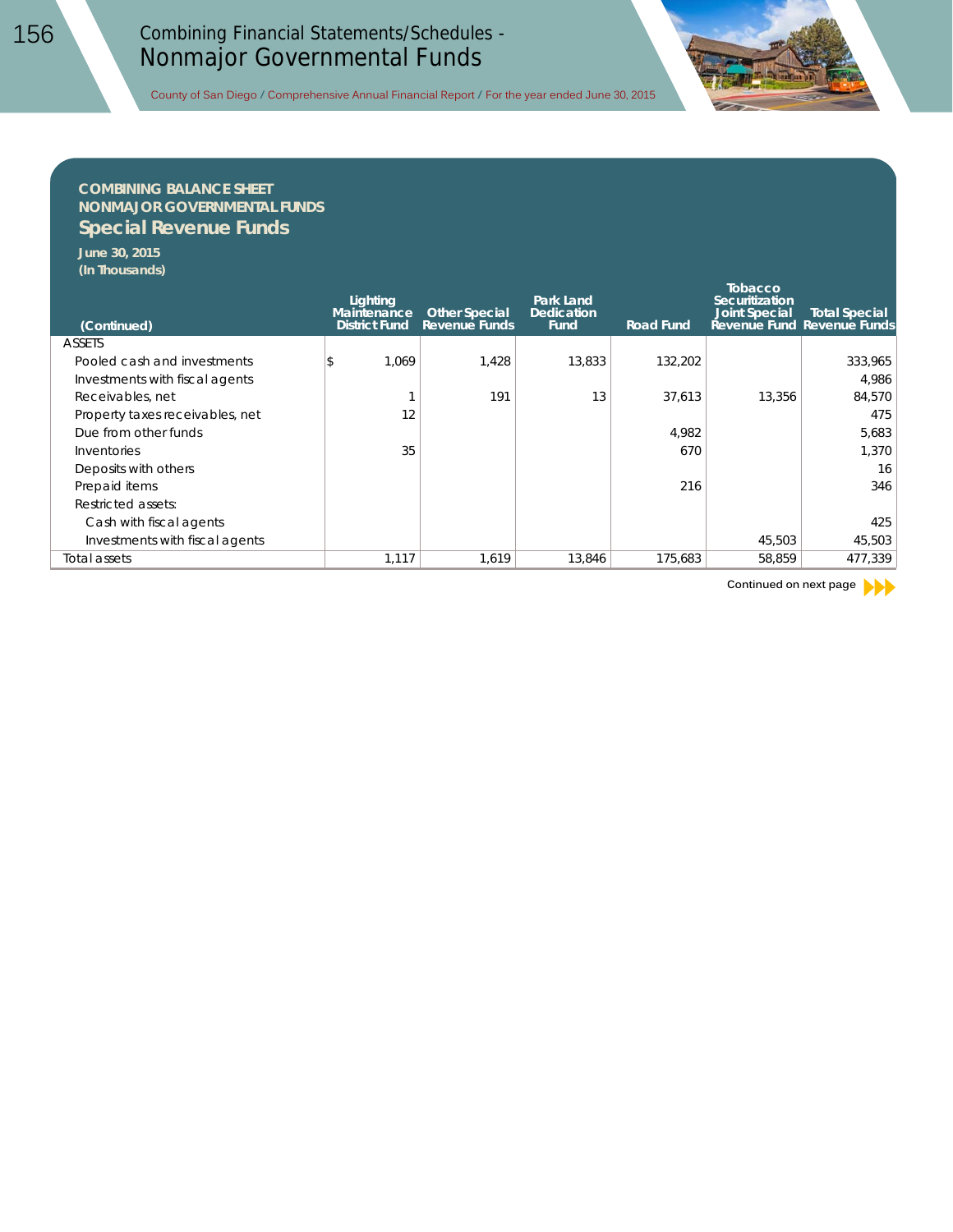## COMBINING BALANCE SHEET
## NONMAJOR GOVERNMENTAL FUNDS
# Special Revenue Funds

**June 30, 2015**
**(In Thousands)**

| (Continued) | Lighting Maintenance District Fund | Other Special Revenue Funds | Park Land Dedication Fund | Road Fund | Tobacco Securitization Joint Special Revenue Fund | Total Special Revenue Funds |
|---|---|---|---|---|---|---|
| ASSETS | | | | | | |
| Pooled cash and investments | $ 1,069 | 1,428 | 13,833 | 132,202 | | 333,965 |
| Investments with fiscal agents | | | | | | 4,986 |
| Receivables, net | 1 | 191 | 13 | 37,613 | 13,356 | 84,570 |
| Property taxes receivables, net | 12 | | | | | 475 |
| Due from other funds | | | | 4,982 | | 5,683 |
| Inventories | 35 | | | 670 | | 1,370 |
| Deposits with others | | | | | | 16 |
| Prepaid items | | | | 216 | | 346 |
| Restricted assets: | | | | | | |
| Cash with fiscal agents | | | | | | 425 |
| Investments with fiscal agents | | | | | 45,503 | 45,503 |
| Total assets | 1,117 | 1,619 | 13,846 | 175,683 | 58,859 | 477,339 |

Continued on next page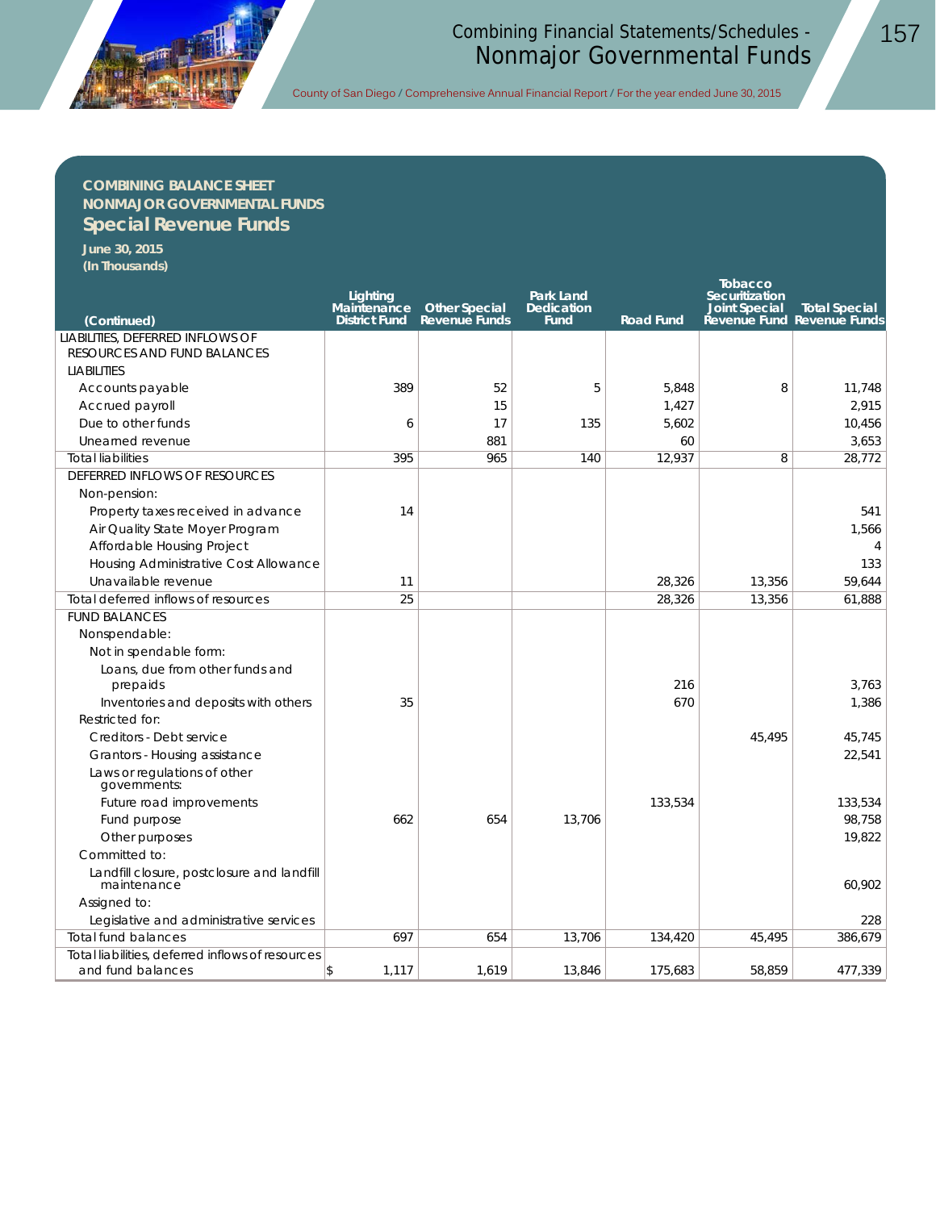**COMBINING BALANCE SHEET**
**NONMAJOR GOVERNMENTAL FUNDS**

## Special Revenue Funds

**June 30, 2015**
**(In Thousands)**

| (Continued) | Lighting Maintenance District Fund | Other Special Revenue Funds | Park Land Dedication Fund | Road Fund | Tobacco Securitization Joint Special Revenue Fund | Total Special Revenue Funds |
|---|---|---|---|---|---|---|
| LIABILITIES, DEFERRED INFLOWS OF RESOURCES AND FUND BALANCES | | | | | | |
| LIABILITIES | | | | | | |
| Accounts payable | 389 | 52 | 5 | 5,848 | 8 | 11,748 |
| Accrued payroll | | 15 | | 1,427 | | 2,915 |
| Due to other funds | 6 | 17 | 135 | 5,602 | | 10,456 |
| Unearned revenue | | 881 | | 60 | | 3,653 |
| Total liabilities | 395 | 965 | 140 | 12,937 | 8 | 28,772 |
| DEFERRED INFLOWS OF RESOURCES | | | | | | |
| Non-pension: | | | | | | |
| Property taxes received in advance | 14 | | | | | 541 |
| Air Quality State Moyer Program | | | | | | 1,566 |
| Affordable Housing Project | | | | | | 4 |
| Housing Administrative Cost Allowance | | | | | | 133 |
| Unavailable revenue | 11 | | | 28,326 | 13,356 | 59,644 |
| Total deferred inflows of resources | 25 | | | 28,326 | 13,356 | 61,888 |
| FUND BALANCES | | | | | | |
| Nonspendable: | | | | | | |
| Not in spendable form: | | | | | | |
| Loans, due from other funds and prepaids | | | | 216 | | 3,763 |
| Inventories and deposits with others | 35 | | | 670 | | 1,386 |
| Restricted for: | | | | | | |
| Creditors - Debt service | | | | | 45,495 | 45,745 |
| Grantors - Housing assistance | | | | | | 22,541 |
| Laws or regulations of other governments: | | | | | | |
| Future road improvements | | | | 133,534 | | 133,534 |
| Fund purpose | 662 | 654 | 13,706 | | | 98,758 |
| Other purposes | | | | | | 19,822 |
| Committed to: | | | | | | |
| Landfill closure, postclosure and landfill maintenance | | | | | | 60,902 |
| Assigned to: | | | | | | |
| Legislative and administrative services | | | | | | 228 |
| Total fund balances | 697 | 654 | 13,706 | 134,420 | 45,495 | 386,679 |
| Total liabilities, deferred inflows of resources and fund balances | $ 1,117 | 1,619 | 13,846 | 175,683 | 58,859 | 477,339 |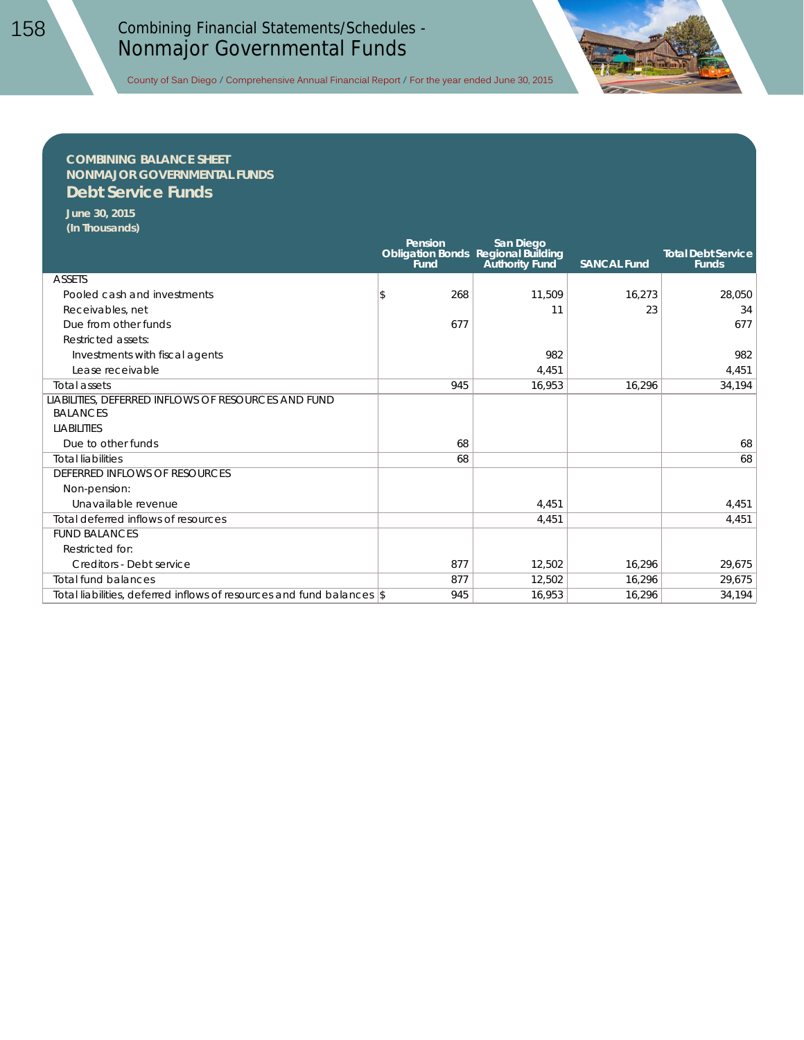## COMBINING BALANCE SHEET
## NONMAJOR GOVERNMENTAL FUNDS
# Debt Service Funds

**June 30, 2015**
**(In Thousands)**

| | Pension Obligation Bonds Fund | San Diego Regional Building Authority Fund | SANCAL Fund | Total Debt Service Funds |
|---|---|---|---|---|
| ASSETS | | | | |
| Pooled cash and investments | $ 268 | 11,509 | 16,273 | 28,050 |
| Receivables, net | | 11 | 23 | 34 |
| Due from other funds | 677 | | | 677 |
| Restricted assets: | | | | |
| Investments with fiscal agents | | 982 | | 982 |
| Lease receivable | | 4,451 | | 4,451 |
| Total assets | 945 | 16,953 | 16,296 | 34,194 |
| LIABILITIES, DEFERRED INFLOWS OF RESOURCES AND FUND BALANCES | | | | |
| LIABILITIES | | | | |
| Due to other funds | 68 | | | 68 |
| Total liabilities | 68 | | | 68 |
| DEFERRED INFLOWS OF RESOURCES | | | | |
| Non-pension: | | | | |
| Unavailable revenue | | 4,451 | | 4,451 |
| Total deferred inflows of resources | | 4,451 | | 4,451 |
| FUND BALANCES | | | | |
| Restricted for: | | | | |
| Creditors - Debt service | 877 | 12,502 | 16,296 | 29,675 |
| Total fund balances | 877 | 12,502 | 16,296 | 29,675 |
| Total liabilities, deferred inflows of resources and fund balances | $ 945 | 16,953 | 16,296 | 34,194 |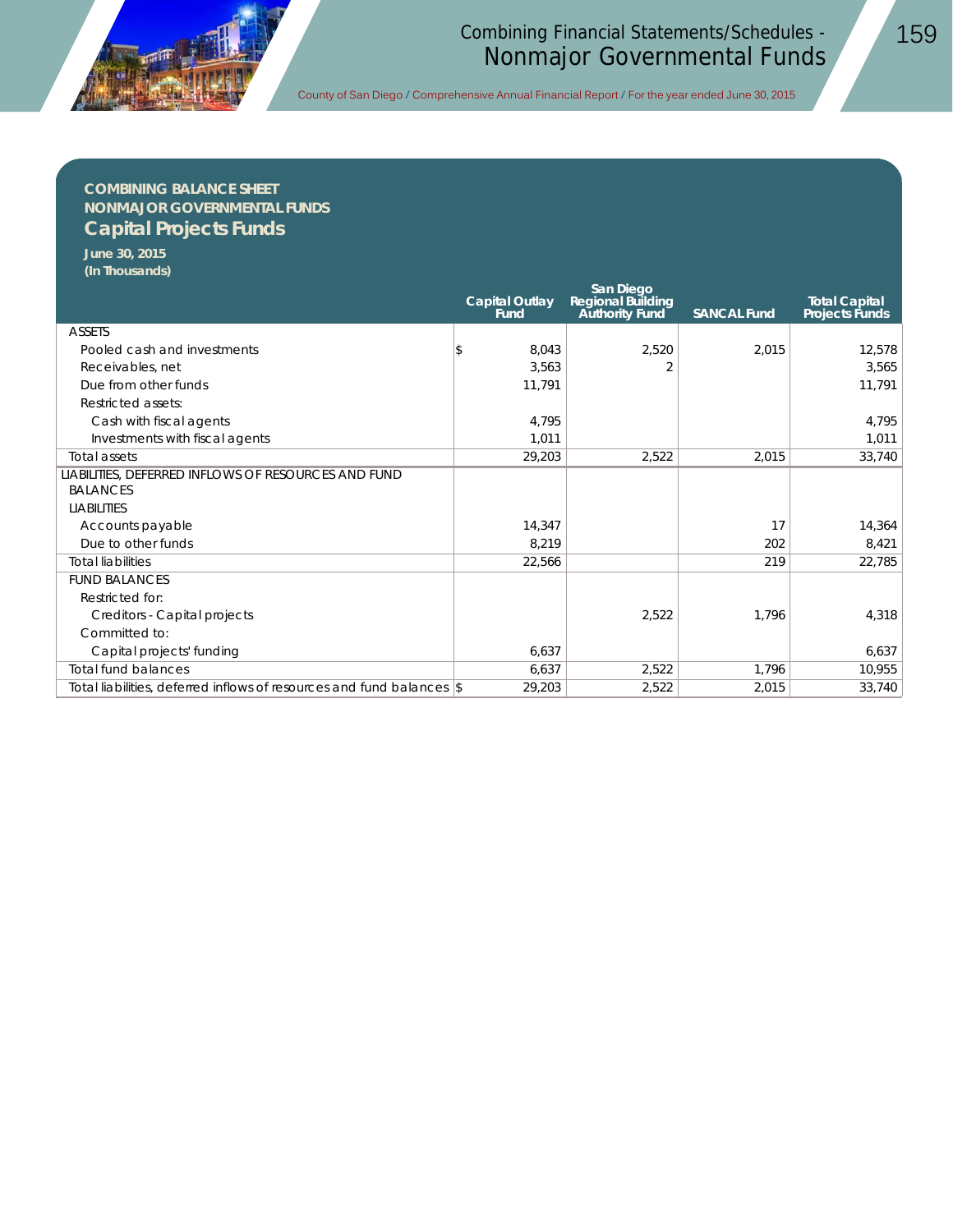## COMBINING BALANCE SHEET
## NONMAJOR GOVERNMENTAL FUNDS
# Capital Projects Funds

**June 30, 2015**
**(In Thousands)**

| | Capital Outlay Fund | San Diego Regional Building Authority Fund | SANCAL Fund | Total Capital Projects Funds |
|---|---|---|---|---|
| ASSETS | | | | |
| Pooled cash and investments | $ 8,043 | 2,520 | 2,015 | 12,578 |
| Receivables, net | 3,563 | 2 | | 3,565 |
| Due from other funds | 11,791 | | | 11,791 |
| Restricted assets: | | | | |
| Cash with fiscal agents | 4,795 | | | 4,795 |
| Investments with fiscal agents | 1,011 | | | 1,011 |
| Total assets | 29,203 | 2,522 | 2,015 | 33,740 |
| LIABILITIES, DEFERRED INFLOWS OF RESOURCES AND FUND BALANCES | | | | |
| LIABILITIES | | | | |
| Accounts payable | 14,347 | | 17 | 14,364 |
| Due to other funds | 8,219 | | 202 | 8,421 |
| Total liabilities | 22,566 | | 219 | 22,785 |
| FUND BALANCES | | | | |
| Restricted for: | | | | |
| Creditors - Capital projects | | 2,522 | 1,796 | 4,318 |
| Committed to: | | | | |
| Capital projects' funding | 6,637 | | | 6,637 |
| Total fund balances | 6,637 | 2,522 | 1,796 | 10,955 |
| Total liabilities, deferred inflows of resources and fund balances | $ 29,203 | 2,522 | 2,015 | 33,740 |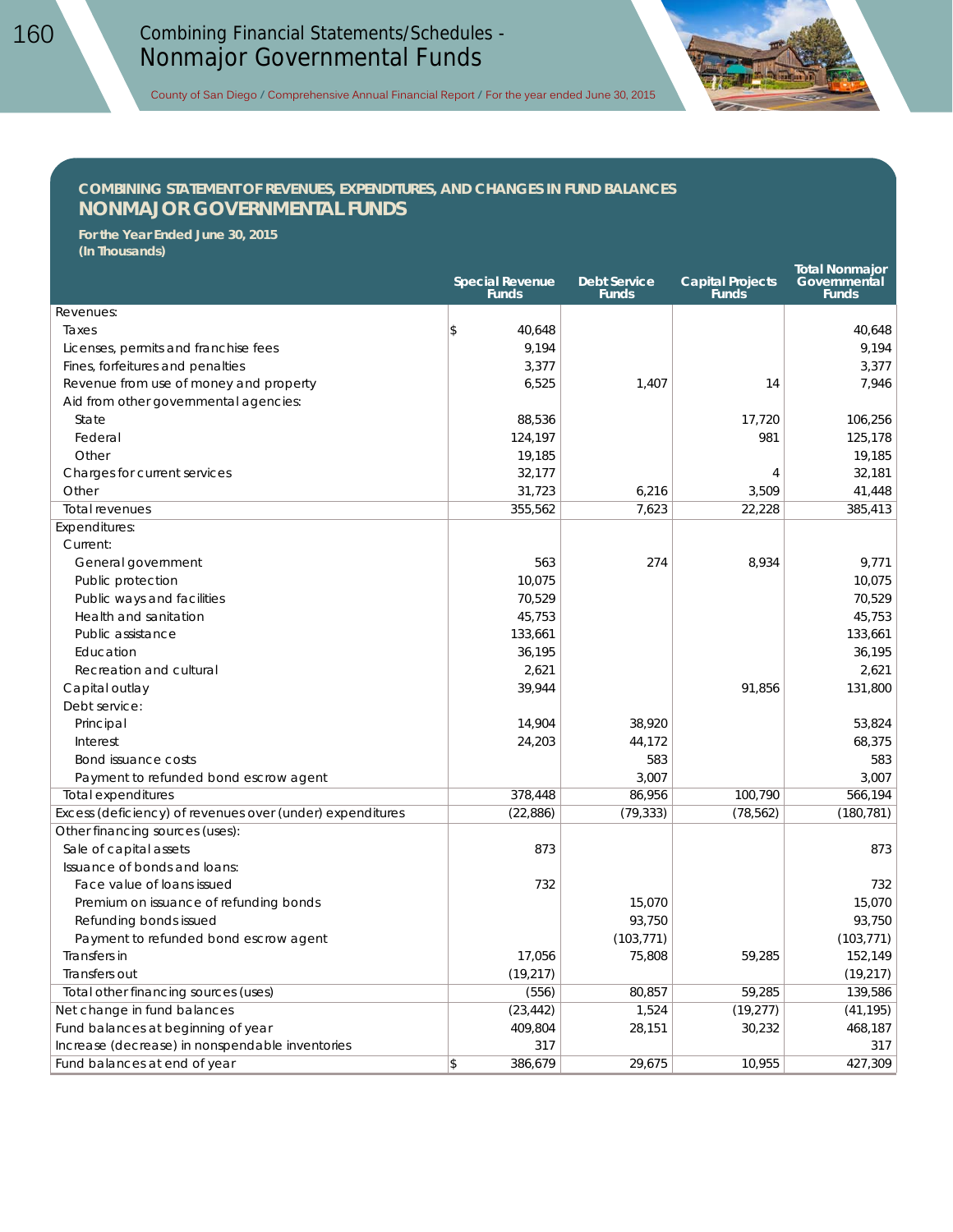## COMBINING STATEMENT OF REVENUES, EXPENDITURES, AND CHANGES IN FUND BALANCES

# NONMAJOR GOVERNMENTAL FUNDS

**For the Year Ended June 30, 2015**
**(In Thousands)**

| | Special Revenue Funds | Debt Service Funds | Capital Projects Funds | Total Nonmajor Governmental Funds |
|---|---|---|---|---|
| Revenues: | | | | |
| Taxes | $ 40,648 | | | 40,648 |
| Licenses, permits and franchise fees | 9,194 | | | 9,194 |
| Fines, forfeitures and penalties | 3,377 | | | 3,377 |
| Revenue from use of money and property | 6,525 | 1,407 | 14 | 7,946 |
| Aid from other governmental agencies: | | | | |
| State | 88,536 | | 17,720 | 106,256 |
| Federal | 124,197 | | 981 | 125,178 |
| Other | 19,185 | | | 19,185 |
| Charges for current services | 32,177 | | 4 | 32,181 |
| Other | 31,723 | 6,216 | 3,509 | 41,448 |
| Total revenues | 355,562 | 7,623 | 22,228 | 385,413 |
| Expenditures: | | | | |
| Current: | | | | |
| General government | 563 | 274 | 8,934 | 9,771 |
| Public protection | 10,075 | | | 10,075 |
| Public ways and facilities | 70,529 | | | 70,529 |
| Health and sanitation | 45,753 | | | 45,753 |
| Public assistance | 133,661 | | | 133,661 |
| Education | 36,195 | | | 36,195 |
| Recreation and cultural | 2,621 | | | 2,621 |
| Capital outlay | 39,944 | | 91,856 | 131,800 |
| Debt service: | | | | |
| Principal | 14,904 | 38,920 | | 53,824 |
| Interest | 24,203 | 44,172 | | 68,375 |
| Bond issuance costs | | 583 | | 583 |
| Payment to refunded bond escrow agent | | 3,007 | | 3,007 |
| Total expenditures | 378,448 | 86,956 | 100,790 | 566,194 |
| Excess (deficiency) of revenues over (under) expenditures | (22,886) | (79,333) | (78,562) | (180,781) |
| Other financing sources (uses): | | | | |
| Sale of capital assets | 873 | | | 873 |
| Issuance of bonds and loans: | | | | |
| Face value of loans issued | 732 | | | 732 |
| Premium on issuance of refunding bonds | | 15,070 | | 15,070 |
| Refunding bonds issued | | 93,750 | | 93,750 |
| Payment to refunded bond escrow agent | | (103,771) | | (103,771) |
| Transfers in | 17,056 | 75,808 | 59,285 | 152,149 |
| Transfers out | (19,217) | | | (19,217) |
| Total other financing sources (uses) | (556) | 80,857 | 59,285 | 139,586 |
| Net change in fund balances | (23,442) | 1,524 | (19,277) | (41,195) |
| Fund balances at beginning of year | 409,804 | 28,151 | 30,232 | 468,187 |
| Increase (decrease) in nonspendable inventories | 317 | | | 317 |
| Fund balances at end of year | $ 386,679 | 29,675 | 10,955 | 427,309 |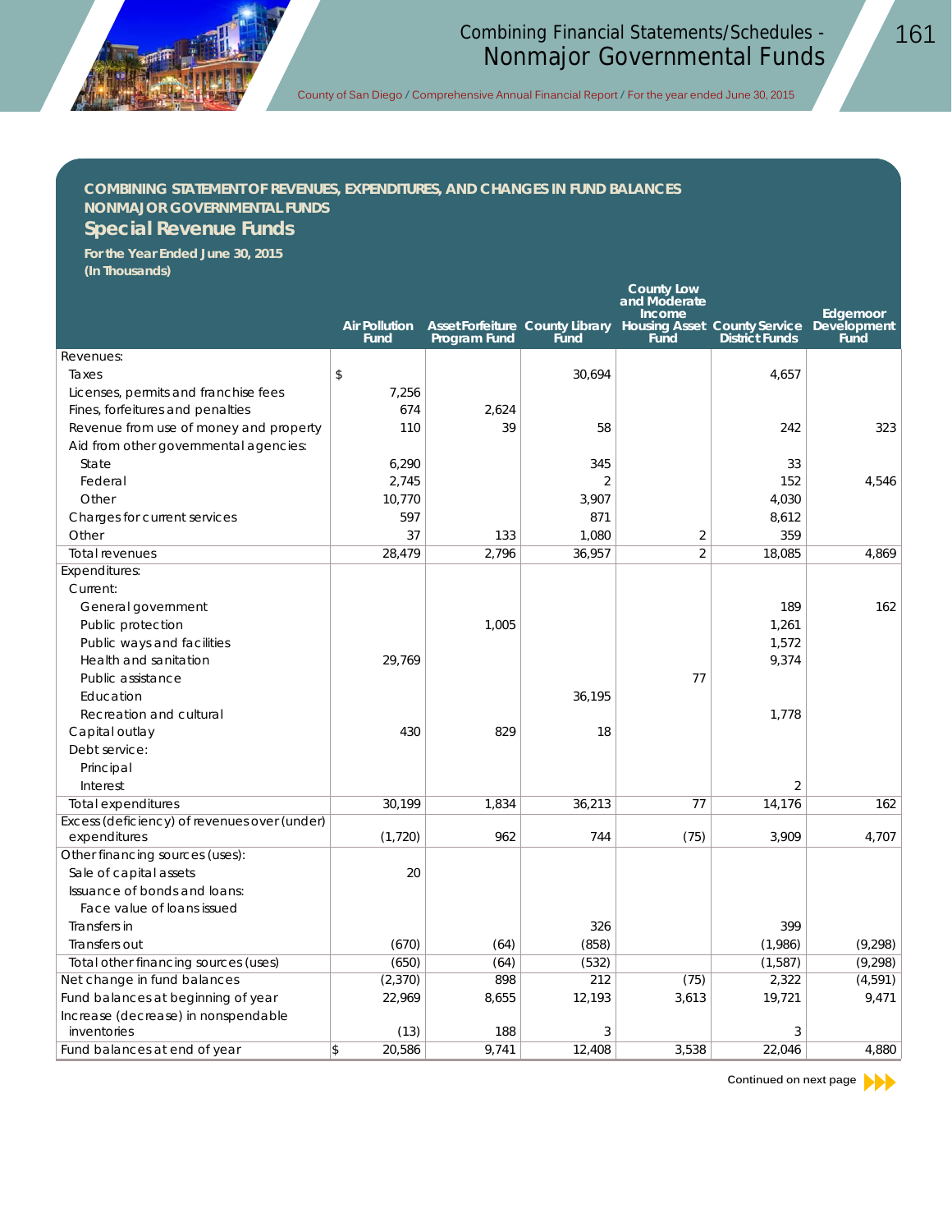## COMBINING STATEMENT OF REVENUES, EXPENDITURES, AND CHANGES IN FUND BALANCES
## NONMAJOR GOVERNMENTAL FUNDS
## Special Revenue Funds

**For the Year Ended June 30, 2015**
**(In Thousands)**

| | Air Pollution Fund | Asset Forfeiture Program Fund | County Library Fund | County Low and Moderate Income Housing Asset Fund | County Service District Funds | Edgemoor Development Fund |
|---|---|---|---|---|---|---|
| Revenues: | | | | | | |
| Taxes | $ | | 30,694 | | 4,657 | |
| Licenses, permits and franchise fees | 7,256 | | | | | |
| Fines, forfeitures and penalties | 674 | 2,624 | | | | |
| Revenue from use of money and property | 110 | 39 | 58 | | 242 | 323 |
| Aid from other governmental agencies: | | | | | | |
| State | 6,290 | | 345 | | 33 | |
| Federal | 2,745 | | 2 | | 152 | 4,546 |
| Other | 10,770 | | 3,907 | | 4,030 | |
| Charges for current services | 597 | | 871 | | 8,612 | |
| Other | 37 | 133 | 1,080 | 2 | 359 | |
| Total revenues | 28,479 | 2,796 | 36,957 | 2 | 18,085 | 4,869 |
| Expenditures: | | | | | | |
| Current: | | | | | | |
| General government | | | | | 189 | 162 |
| Public protection | | 1,005 | | | 1,261 | |
| Public ways and facilities | | | | | 1,572 | |
| Health and sanitation | 29,769 | | | | 9,374 | |
| Public assistance | | | | 77 | | |
| Education | | | 36,195 | | | |
| Recreation and cultural | | | | | 1,778 | |
| Capital outlay | 430 | 829 | 18 | | | |
| Debt service: | | | | | | |
| Principal | | | | | | |
| Interest | | | | | 2 | |
| Total expenditures | 30,199 | 1,834 | 36,213 | 77 | 14,176 | 162 |
| Excess (deficiency) of revenues over (under) expenditures | (1,720) | 962 | 744 | (75) | 3,909 | 4,707 |
| Other financing sources (uses): | | | | | | |
| Sale of capital assets | 20 | | | | | |
| Issuance of bonds and loans: | | | | | | |
| Face value of loans issued | | | | | | |
| Transfers in | | | 326 | | 399 | |
| Transfers out | (670) | (64) | (858) | | (1,986) | (9,298) |
| Total other financing sources (uses) | (650) | (64) | (532) | | (1,587) | (9,298) |
| Net change in fund balances | (2,370) | 898 | 212 | (75) | 2,322 | (4,591) |
| Fund balances at beginning of year | 22,969 | 8,655 | 12,193 | 3,613 | 19,721 | 9,471 |
| Increase (decrease) in nonspendable inventories | (13) | 188 | 3 | | 3 | |
| Fund balances at end of year | $ 20,586 | 9,741 | 12,408 | 3,538 | 22,046 | 4,880 |

Continued on next page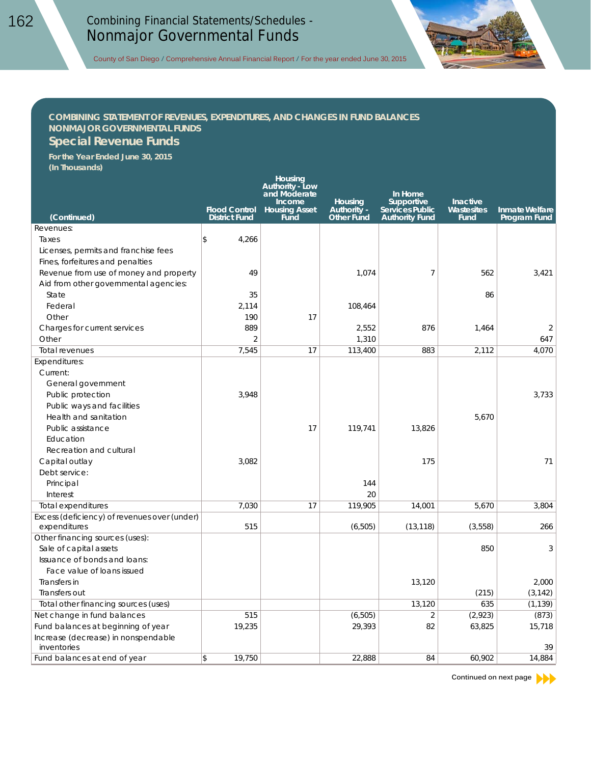## COMBINING STATEMENT OF REVENUES, EXPENDITURES, AND CHANGES IN FUND BALANCES NONMAJOR GOVERNMENTAL FUNDS

### Special Revenue Funds

**For the Year Ended June 30, 2015**
**(In Thousands)**

| (Continued) | Flood Control District Fund | Housing Authority - Low and Moderate Income Housing Asset Fund | Housing Authority - Other Fund | In Home Supportive Services Public Authority Fund | Inactive Wastesites Fund | Inmate Welfare Program Fund |
|---|---|---|---|---|---|---|
| Revenues: | | | | | | |
| Taxes | $ 4,266 | | | | | |
| Licenses, permits and franchise fees | | | | | | |
| Fines, forfeitures and penalties | | | | | | |
| Revenue from use of money and property | 49 | | 1,074 | 7 | 562 | 3,421 |
| Aid from other governmental agencies: | | | | | | |
| State | 35 | | | | 86 | |
| Federal | 2,114 | | 108,464 | | | |
| Other | 190 | 17 | | | | |
| Charges for current services | 889 | | 2,552 | 876 | 1,464 | 2 |
| Other | 2 | | 1,310 | | | 647 |
| Total revenues | 7,545 | 17 | 113,400 | 883 | 2,112 | 4,070 |
| Expenditures: | | | | | | |
| Current: | | | | | | |
| General government | | | | | | |
| Public protection | 3,948 | | | | | 3,733 |
| Public ways and facilities | | | | | | |
| Health and sanitation | | | | | 5,670 | |
| Public assistance | | 17 | 119,741 | 13,826 | | |
| Education | | | | | | |
| Recreation and cultural | | | | | | |
| Capital outlay | 3,082 | | | 175 | | 71 |
| Debt service: | | | | | | |
| Principal | | | 144 | | | |
| Interest | | | 20 | | | |
| Total expenditures | 7,030 | 17 | 119,905 | 14,001 | 5,670 | 3,804 |
| Excess (deficiency) of revenues over (under) expenditures | 515 | | (6,505) | (13,118) | (3,558) | 266 |
| Other financing sources (uses): | | | | | | |
| Sale of capital assets | | | | | 850 | 3 |
| Issuance of bonds and loans: | | | | | | |
| Face value of loans issued | | | | | | |
| Transfers in | | | | 13,120 | | 2,000 |
| Transfers out | | | | | (215) | (3,142) |
| Total other financing sources (uses) | | | | 13,120 | 635 | (1,139) |
| Net change in fund balances | 515 | | (6,505) | 2 | (2,923) | (873) |
| Fund balances at beginning of year | 19,235 | | 29,393 | 82 | 63,825 | 15,718 |
| Increase (decrease) in nonspendable inventories | | | | | | 39 |
| Fund balances at end of year | $ 19,750 | | 22,888 | 84 | 60,902 | 14,884 |

Continued on next page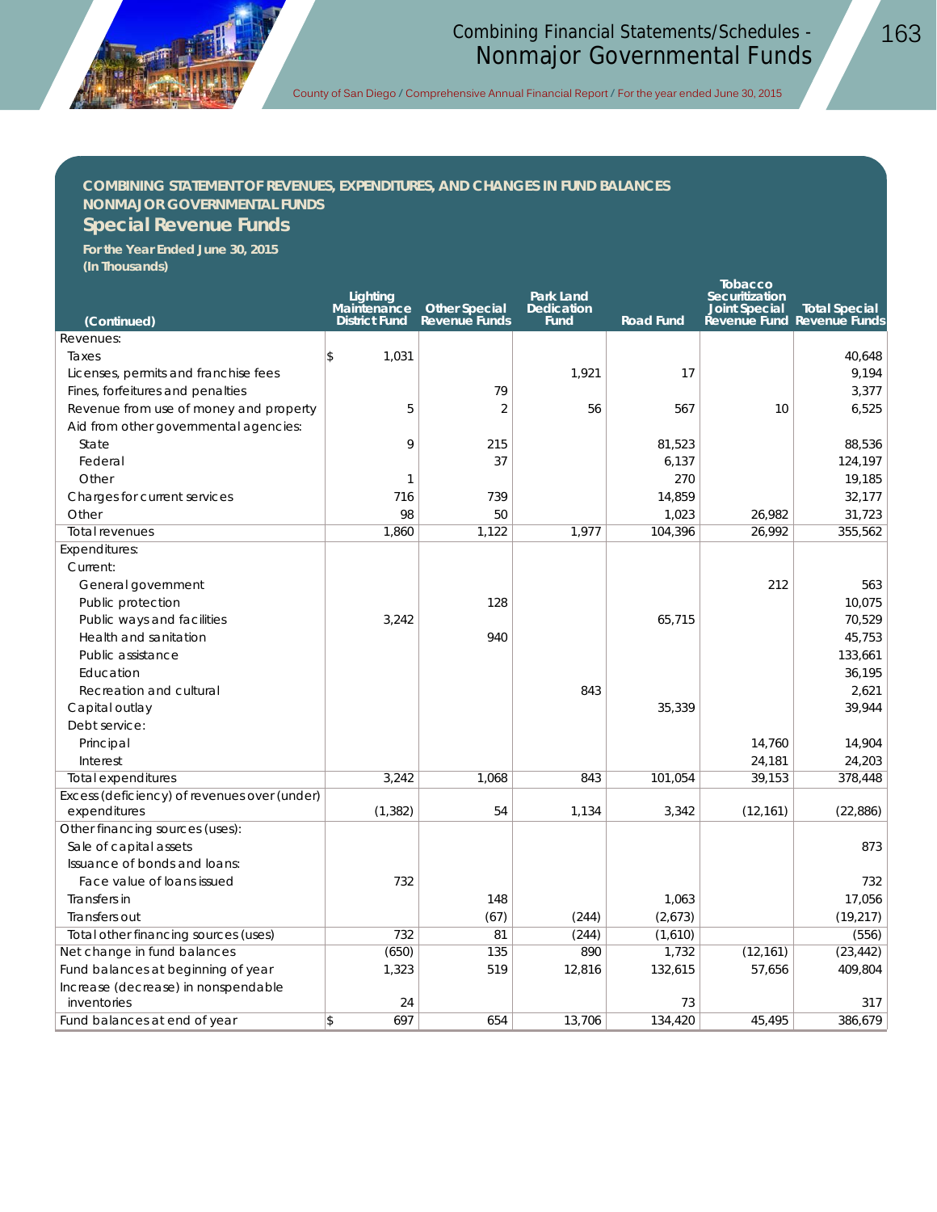## COMBINING STATEMENT OF REVENUES, EXPENDITURES, AND CHANGES IN FUND BALANCES NONMAJOR GOVERNMENTAL FUNDS

## Special Revenue Funds

**For the Year Ended June 30, 2015**
**(In Thousands)**

| (Continued) | Lighting Maintenance District Fund | Other Special Revenue Funds | Park Land Dedication Fund | Road Fund | Tobacco Securitization Joint Special Revenue Fund | Total Special Revenue Funds |
|---|---|---|---|---|---|---|
| Revenues: | | | | | | |
| Taxes | $ 1,031 | | | | | 40,648 |
| Licenses, permits and franchise fees | | | 1,921 | 17 | | 9,194 |
| Fines, forfeitures and penalties | | 79 | | | | 3,377 |
| Revenue from use of money and property | 5 | 2 | 56 | 567 | 10 | 6,525 |
| Aid from other governmental agencies: | | | | | | |
| State | 9 | 215 | | 81,523 | | 88,536 |
| Federal | | 37 | | 6,137 | | 124,197 |
| Other | 1 | | | 270 | | 19,185 |
| Charges for current services | 716 | 739 | | 14,859 | | 32,177 |
| Other | 98 | 50 | | 1,023 | 26,982 | 31,723 |
| Total revenues | 1,860 | 1,122 | 1,977 | 104,396 | 26,992 | 355,562 |
| Expenditures: | | | | | | |
| Current: | | | | | | |
| General government | | | | | 212 | 563 |
| Public protection | | 128 | | | | 10,075 |
| Public ways and facilities | 3,242 | | | 65,715 | | 70,529 |
| Health and sanitation | | 940 | | | | 45,753 |
| Public assistance | | | | | | 133,661 |
| Education | | | | | | 36,195 |
| Recreation and cultural | | | 843 | | | 2,621 |
| Capital outlay | | | | 35,339 | | 39,944 |
| Debt service: | | | | | | |
| Principal | | | | | 14,760 | 14,904 |
| Interest | | | | | 24,181 | 24,203 |
| Total expenditures | 3,242 | 1,068 | 843 | 101,054 | 39,153 | 378,448 |
| Excess (deficiency) of revenues over (under) expenditures | (1,382) | 54 | 1,134 | 3,342 | (12,161) | (22,886) |
| Other financing sources (uses): | | | | | | |
| Sale of capital assets | | | | | | 873 |
| Issuance of bonds and loans: | | | | | | |
| Face value of loans issued | 732 | | | | | 732 |
| Transfers in | | 148 | | 1,063 | | 17,056 |
| Transfers out | | (67) | (244) | (2,673) | | (19,217) |
| Total other financing sources (uses) | 732 | 81 | (244) | (1,610) | | (556) |
| Net change in fund balances | (650) | 135 | 890 | 1,732 | (12,161) | (23,442) |
| Fund balances at beginning of year | 1,323 | 519 | 12,816 | 132,615 | 57,656 | 409,804 |
| Increase (decrease) in nonspendable inventories | 24 | | | 73 | | 317 |
| Fund balances at end of year | $ 697 | 654 | 13,706 | 134,420 | 45,495 | 386,679 |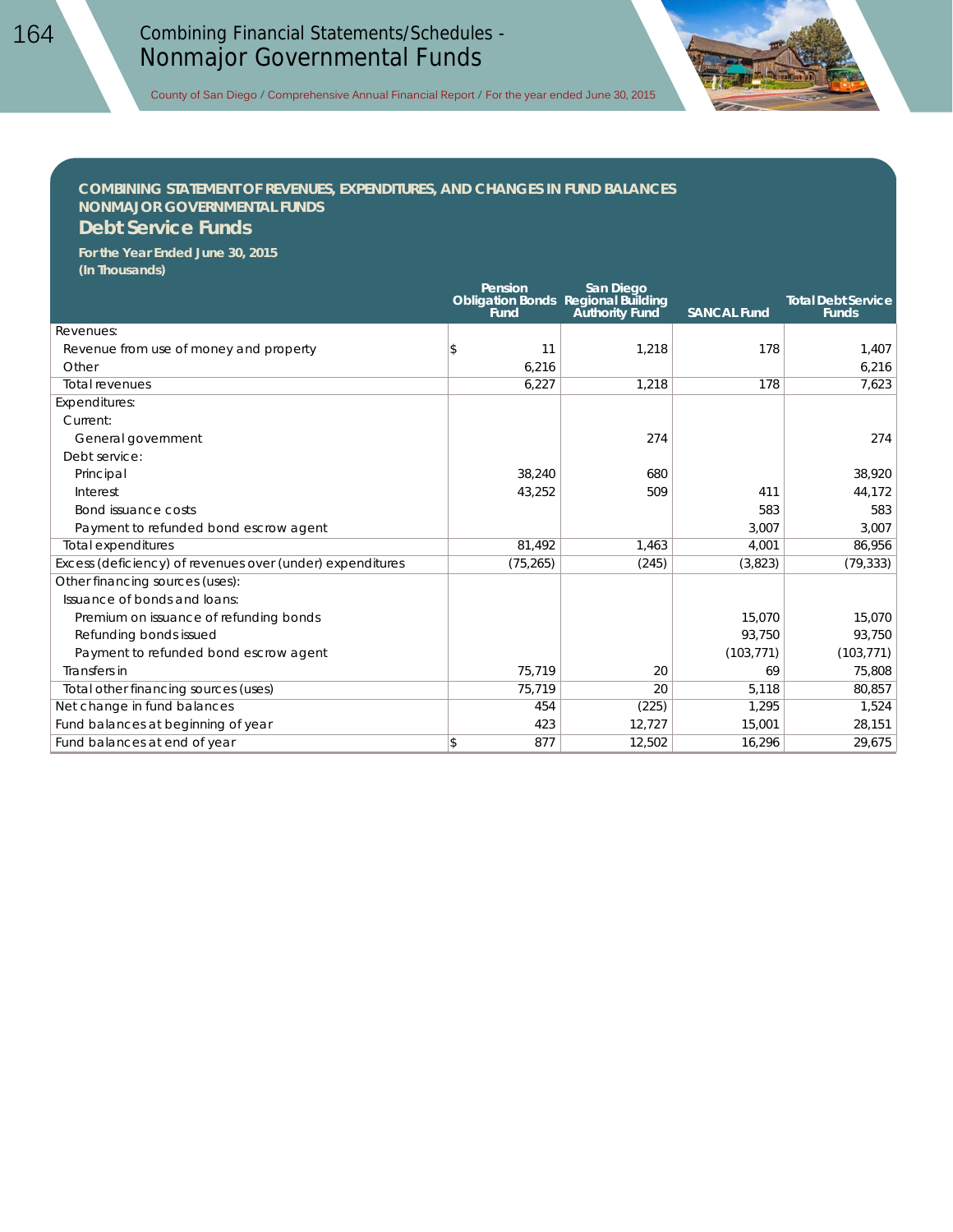## COMBINING STATEMENT OF REVENUES, EXPENDITURES, AND CHANGES IN FUND BALANCES
## NONMAJOR GOVERNMENTAL FUNDS
### Debt Service Funds

**For the Year Ended June 30, 2015**
**(In Thousands)**

| | Pension Obligation Bonds Fund | San Diego Regional Building Authority Fund | SANCAL Fund | Total Debt Service Funds |
|---|---|---|---|---|
| Revenues: | | | | |
| Revenue from use of money and property | $ 11 | 1,218 | 178 | 1,407 |
| Other | 6,216 | | | 6,216 |
| Total revenues | 6,227 | 1,218 | 178 | 7,623 |
| Expenditures: | | | | |
| Current: | | | | |
| General government | | 274 | | 274 |
| Debt service: | | | | |
| Principal | 38,240 | 680 | | 38,920 |
| Interest | 43,252 | 509 | 411 | 44,172 |
| Bond issuance costs | | | 583 | 583 |
| Payment to refunded bond escrow agent | | | 3,007 | 3,007 |
| Total expenditures | 81,492 | 1,463 | 4,001 | 86,956 |
| Excess (deficiency) of revenues over (under) expenditures | (75,265) | (245) | (3,823) | (79,333) |
| Other financing sources (uses): | | | | |
| Issuance of bonds and loans: | | | | |
| Premium on issuance of refunding bonds | | | 15,070 | 15,070 |
| Refunding bonds issued | | | 93,750 | 93,750 |
| Payment to refunded bond escrow agent | | | (103,771) | (103,771) |
| Transfers in | 75,719 | 20 | 69 | 75,808 |
| Total other financing sources (uses) | 75,719 | 20 | 5,118 | 80,857 |
| Net change in fund balances | 454 | (225) | 1,295 | 1,524 |
| Fund balances at beginning of year | 423 | 12,727 | 15,001 | 28,151 |
| Fund balances at end of year | $ 877 | 12,502 | 16,296 | 29,675 |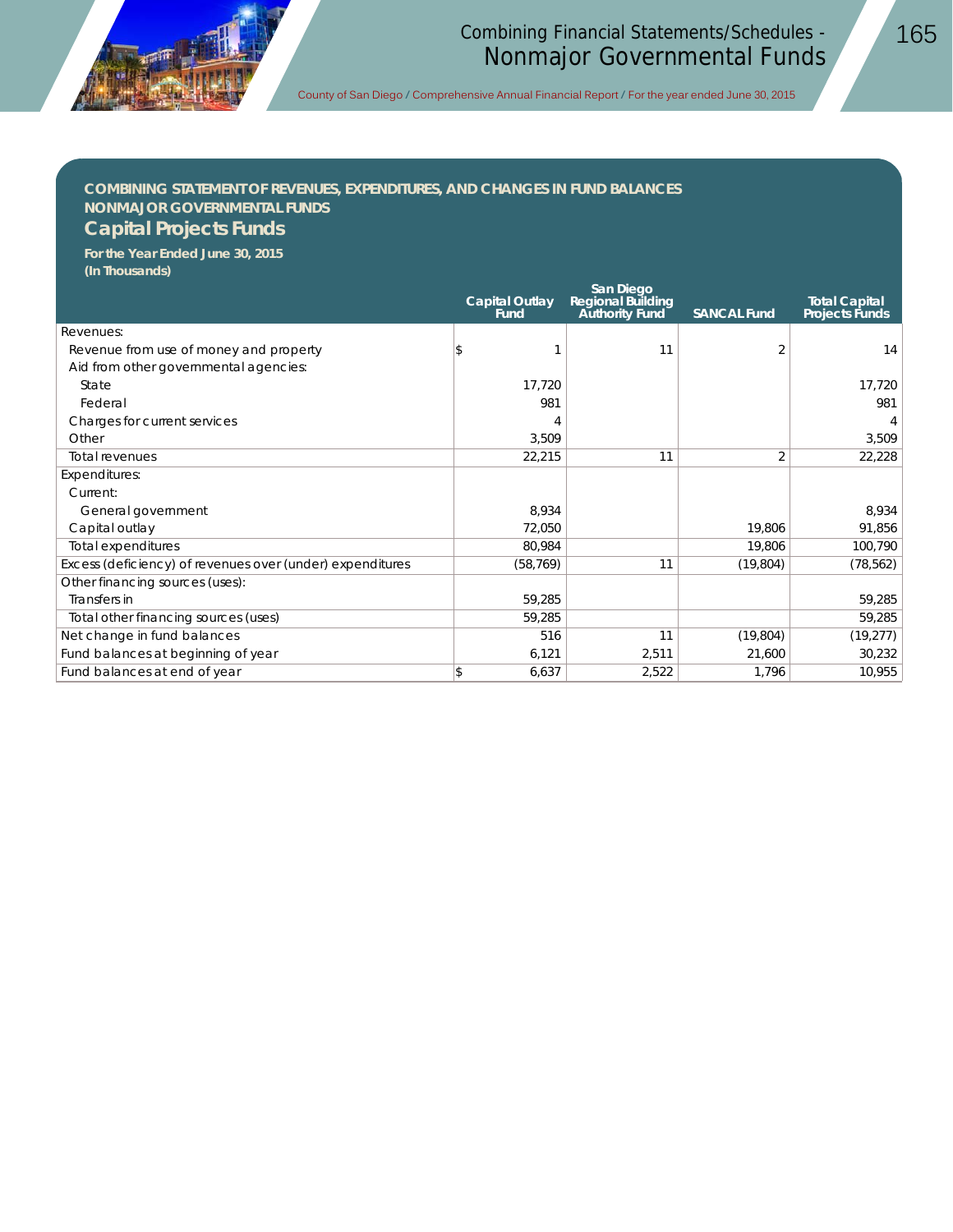## COMBINING STATEMENT OF REVENUES, EXPENDITURES, AND CHANGES IN FUND BALANCES
## NONMAJOR GOVERNMENTAL FUNDS
# Capital Projects Funds

**For the Year Ended June 30, 2015**
**(In Thousands)**

| | Capital Outlay Fund | San Diego Regional Building Authority Fund | SANCAL Fund | Total Capital Projects Funds |
|---|---|---|---|---|
| Revenues: | | | | |
| Revenue from use of money and property | $ 1 | 11 | 2 | 14 |
| Aid from other governmental agencies: | | | | |
| State | 17,720 | | | 17,720 |
| Federal | 981 | | | 981 |
| Charges for current services | 4 | | | 4 |
| Other | 3,509 | | | 3,509 |
| Total revenues | 22,215 | 11 | 2 | 22,228 |
| Expenditures: | | | | |
| Current: | | | | |
| General government | 8,934 | | | 8,934 |
| Capital outlay | 72,050 | | 19,806 | 91,856 |
| Total expenditures | 80,984 | | 19,806 | 100,790 |
| Excess (deficiency) of revenues over (under) expenditures | (58,769) | 11 | (19,804) | (78,562) |
| Other financing sources (uses): | | | | |
| Transfers in | 59,285 | | | 59,285 |
| Total other financing sources (uses) | 59,285 | | | 59,285 |
| Net change in fund balances | 516 | 11 | (19,804) | (19,277) |
| Fund balances at beginning of year | 6,121 | 2,511 | 21,600 | 30,232 |
| Fund balances at end of year | $ 6,637 | 2,522 | 1,796 | 10,955 |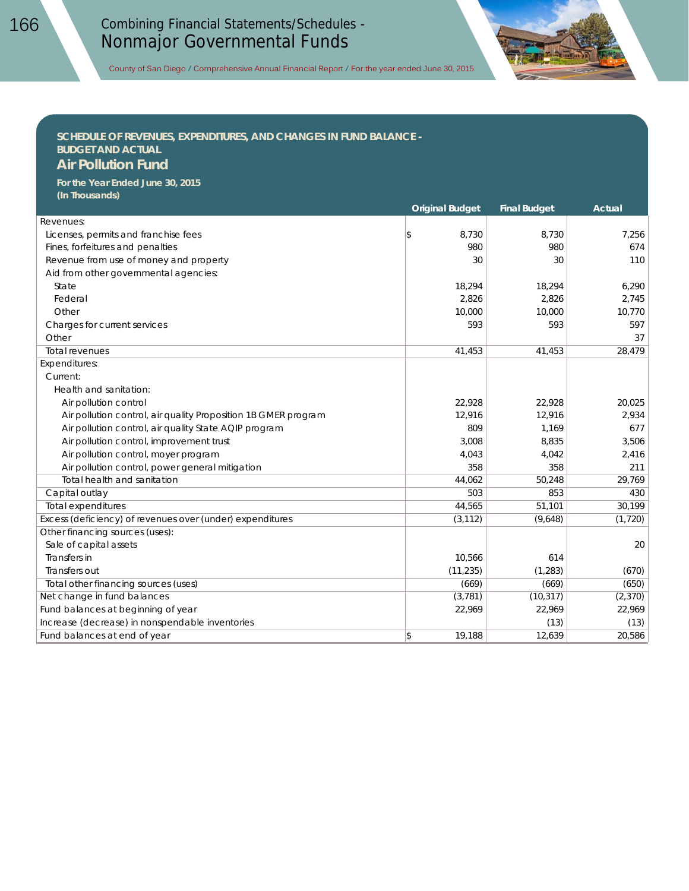## SCHEDULE OF REVENUES, EXPENDITURES, AND CHANGES IN FUND BALANCE - BUDGET AND ACTUAL

### Air Pollution Fund

**For the Year Ended June 30, 2015**
**(In Thousands)**

| | Original Budget | Final Budget | Actual |
|---|---|---|---|
| Revenues: | | | |
| Licenses, permits and franchise fees | $ 8,730 | 8,730 | 7,256 |
| Fines, forfeitures and penalties | 980 | 980 | 674 |
| Revenue from use of money and property | 30 | 30 | 110 |
| Aid from other governmental agencies: | | | |
| State | 18,294 | 18,294 | 6,290 |
| Federal | 2,826 | 2,826 | 2,745 |
| Other | 10,000 | 10,000 | 10,770 |
| Charges for current services | 593 | 593 | 597 |
| Other | | | 37 |
| Total revenues | 41,453 | 41,453 | 28,479 |
| Expenditures: | | | |
| Current: | | | |
| Health and sanitation: | | | |
| Air pollution control | 22,928 | 22,928 | 20,025 |
| Air pollution control, air quality Proposition 1B GMER program | 12,916 | 12,916 | 2,934 |
| Air pollution control, air quality State AQIP program | 809 | 1,169 | 677 |
| Air pollution control, improvement trust | 3,008 | 8,835 | 3,506 |
| Air pollution control, moyer program | 4,043 | 4,042 | 2,416 |
| Air pollution control, power general mitigation | 358 | 358 | 211 |
| Total health and sanitation | 44,062 | 50,248 | 29,769 |
| Capital outlay | 503 | 853 | 430 |
| Total expenditures | 44,565 | 51,101 | 30,199 |
| Excess (deficiency) of revenues over (under) expenditures | (3,112) | (9,648) | (1,720) |
| Other financing sources (uses): | | | |
| Sale of capital assets | | | 20 |
| Transfers in | 10,566 | 614 | |
| Transfers out | (11,235) | (1,283) | (670) |
| Total other financing sources (uses) | (669) | (669) | (650) |
| Net change in fund balances | (3,781) | (10,317) | (2,370) |
| Fund balances at beginning of year | 22,969 | 22,969 | 22,969 |
| Increase (decrease) in nonspendable inventories | | (13) | (13) |
| Fund balances at end of year | $ 19,188 | 12,639 | 20,586 |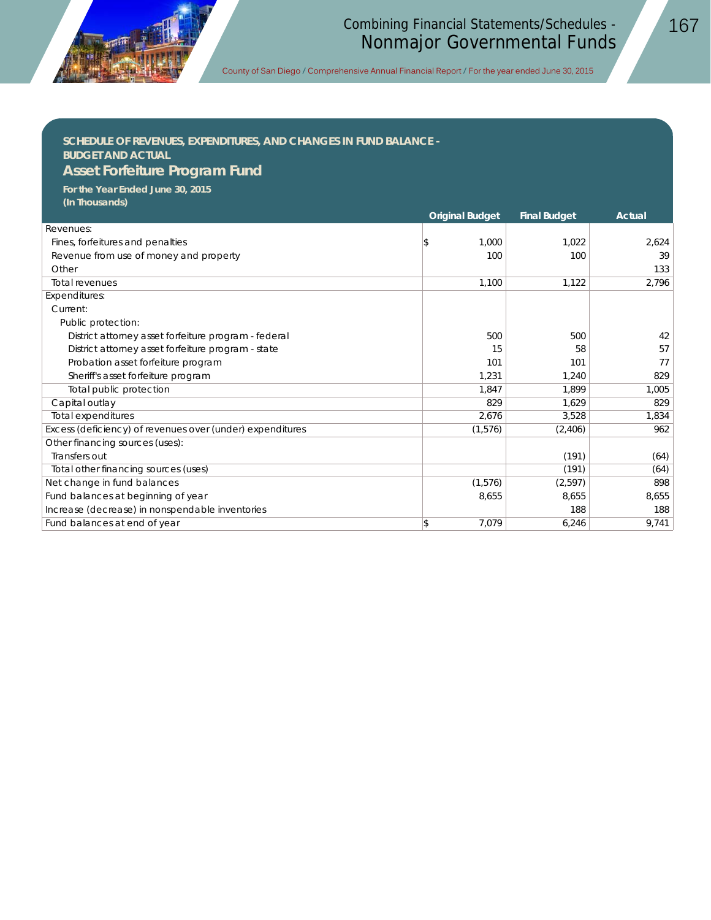## SCHEDULE OF REVENUES, EXPENDITURES, AND CHANGES IN FUND BALANCE - BUDGET AND ACTUAL

# Asset Forfeiture Program Fund

**For the Year Ended June 30, 2015**
**(In Thousands)**

| | Original Budget | Final Budget | Actual |
|---|---|---|---|
| Revenues: | | | |
| Fines, forfeitures and penalties | $ 1,000 | 1,022 | 2,624 |
| Revenue from use of money and property | 100 | 100 | 39 |
| Other | | | 133 |
| Total revenues | 1,100 | 1,122 | 2,796 |
| Expenditures: | | | |
| Current: | | | |
| Public protection: | | | |
| District attorney asset forfeiture program - federal | 500 | 500 | 42 |
| District attorney asset forfeiture program - state | 15 | 58 | 57 |
| Probation asset forfeiture program | 101 | 101 | 77 |
| Sheriff's asset forfeiture program | 1,231 | 1,240 | 829 |
| Total public protection | 1,847 | 1,899 | 1,005 |
| Capital outlay | 829 | 1,629 | 829 |
| Total expenditures | 2,676 | 3,528 | 1,834 |
| Excess (deficiency) of revenues over (under) expenditures | (1,576) | (2,406) | 962 |
| Other financing sources (uses): | | | |
| Transfers out | | (191) | (64) |
| Total other financing sources (uses) | | (191) | (64) |
| Net change in fund balances | (1,576) | (2,597) | 898 |
| Fund balances at beginning of year | 8,655 | 8,655 | 8,655 |
| Increase (decrease) in nonspendable inventories | | 188 | 188 |
| Fund balances at end of year | $ 7,079 | 6,246 | 9,741 |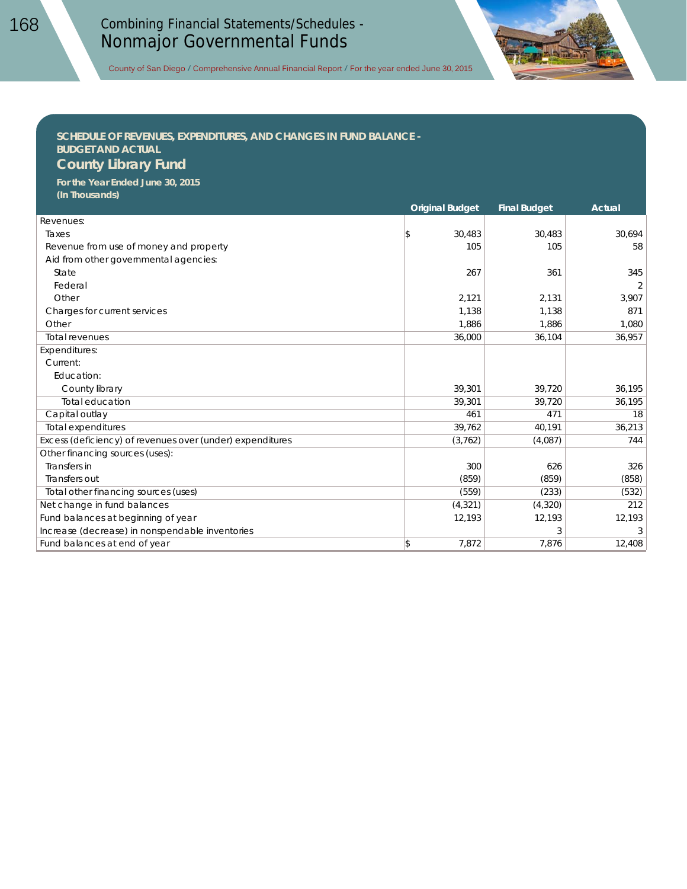## SCHEDULE OF REVENUES, EXPENDITURES, AND CHANGES IN FUND BALANCE - BUDGET AND ACTUAL

## County Library Fund

**For the Year Ended June 30, 2015**
**(In Thousands)**

| | Original Budget | Final Budget | Actual |
|---|---|---|---|
| Revenues: | | | |
| Taxes | $ 30,483 | 30,483 | 30,694 |
| Revenue from use of money and property | 105 | 105 | 58 |
| Aid from other governmental agencies: | | | |
| State | 267 | 361 | 345 |
| Federal | | | 2 |
| Other | 2,121 | 2,131 | 3,907 |
| Charges for current services | 1,138 | 1,138 | 871 |
| Other | 1,886 | 1,886 | 1,080 |
| Total revenues | 36,000 | 36,104 | 36,957 |
| Expenditures: | | | |
| Current: | | | |
| Education: | | | |
| County library | 39,301 | 39,720 | 36,195 |
| Total education | 39,301 | 39,720 | 36,195 |
| Capital outlay | 461 | 471 | 18 |
| Total expenditures | 39,762 | 40,191 | 36,213 |
| Excess (deficiency) of revenues over (under) expenditures | (3,762) | (4,087) | 744 |
| Other financing sources (uses): | | | |
| Transfers in | 300 | 626 | 326 |
| Transfers out | (859) | (859) | (858) |
| Total other financing sources (uses) | (559) | (233) | (532) |
| Net change in fund balances | (4,321) | (4,320) | 212 |
| Fund balances at beginning of year | 12,193 | 12,193 | 12,193 |
| Increase (decrease) in nonspendable inventories | | 3 | 3 |
| Fund balances at end of year | $ 7,872 | 7,876 | 12,408 |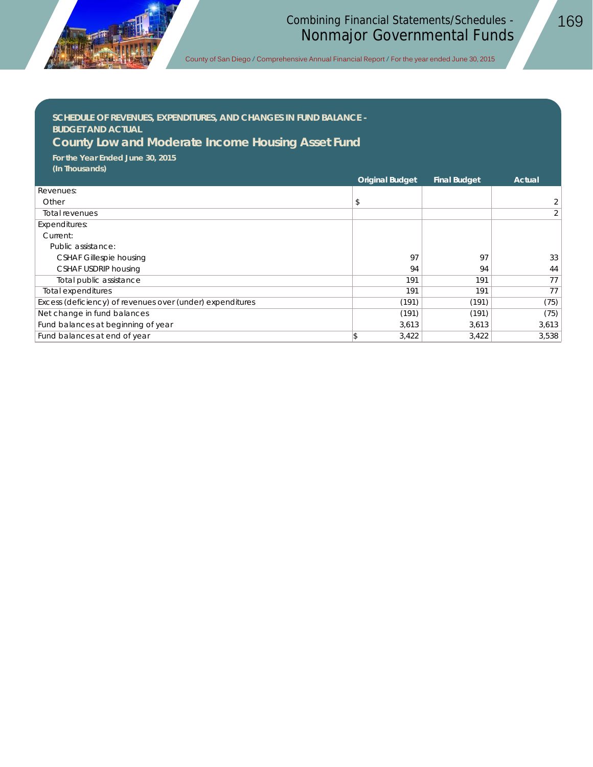## SCHEDULE OF REVENUES, EXPENDITURES, AND CHANGES IN FUND BALANCE - BUDGET AND ACTUAL

# County Low and Moderate Income Housing Asset Fund

**For the Year Ended June 30, 2015**
**(In Thousands)**

| | Original Budget | Final Budget | Actual |
|---|---|---|---|
| Revenues: | | | |
| Other | $ | | 2 |
| Total revenues | | | 2 |
| Expenditures: | | | |
| Current: | | | |
| Public assistance: | | | |
| CSHAF Gillespie housing | 97 | 97 | 33 |
| CSHAF USDRIP housing | 94 | 94 | 44 |
| Total public assistance | 191 | 191 | 77 |
| Total expenditures | 191 | 191 | 77 |
| Excess (deficiency) of revenues over (under) expenditures | (191) | (191) | (75) |
| Net change in fund balances | (191) | (191) | (75) |
| Fund balances at beginning of year | 3,613 | 3,613 | 3,613 |
| Fund balances at end of year | $ 3,422 | 3,422 | 3,538 |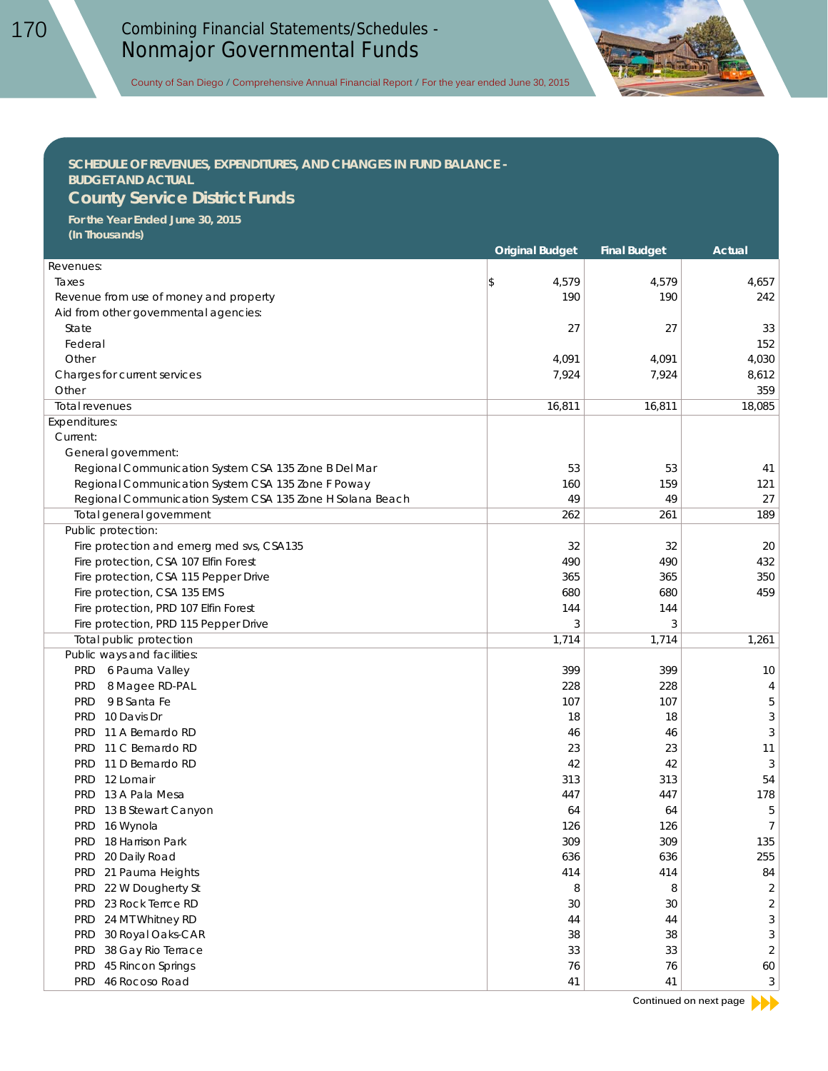## SCHEDULE OF REVENUES, EXPENDITURES, AND CHANGES IN FUND BALANCE - BUDGET AND ACTUAL

### County Service District Funds

**For the Year Ended June 30, 2015**
**(In Thousands)**

| | Original Budget | Final Budget | Actual |
|---|---|---|---|
| Revenues: | | | |
| Taxes | $ 4,579 | 4,579 | 4,657 |
| Revenue from use of money and property | 190 | 190 | 242 |
| Aid from other governmental agencies: | | | |
| State | 27 | 27 | 33 |
| Federal | | | 152 |
| Other | 4,091 | 4,091 | 4,030 |
| Charges for current services | 7,924 | 7,924 | 8,612 |
| Other | | | 359 |
| Total revenues | 16,811 | 16,811 | 18,085 |
| Expenditures: | | | |
| Current: | | | |
| General government: | | | |
| Regional Communication System CSA 135 Zone B Del Mar | 53 | 53 | 41 |
| Regional Communication System CSA 135 Zone F Poway | 160 | 159 | 121 |
| Regional Communication System CSA 135 Zone H Solana Beach | 49 | 49 | 27 |
| Total general government | 262 | 261 | 189 |
| Public protection: | | | |
| Fire protection and emerg med svs, CSA135 | 32 | 32 | 20 |
| Fire protection, CSA 107 Elfin Forest | 490 | 490 | 432 |
| Fire protection, CSA 115 Pepper Drive | 365 | 365 | 350 |
| Fire protection, CSA 135 EMS | 680 | 680 | 459 |
| Fire protection, PRD 107 Elfin Forest | 144 | 144 | |
| Fire protection, PRD 115 Pepper Drive | 3 | 3 | |
| Total public protection | 1,714 | 1,714 | 1,261 |
| Public ways and facilities: | | | |
| PRD 6 Pauma Valley | 399 | 399 | 10 |
| PRD 8 Magee RD-PAL | 228 | 228 | 4 |
| PRD 9 B Santa Fe | 107 | 107 | 5 |
| PRD 10 Davis Dr | 18 | 18 | 3 |
| PRD 11 A Bernardo RD | 46 | 46 | 3 |
| PRD 11 C Bernardo RD | 23 | 23 | 11 |
| PRD 11 D Bernardo RD | 42 | 42 | 3 |
| PRD 12 Lomair | 313 | 313 | 54 |
| PRD 13 A Pala Mesa | 447 | 447 | 178 |
| PRD 13 B Stewart Canyon | 64 | 64 | 5 |
| PRD 16 Wynola | 126 | 126 | 7 |
| PRD 18 Harrison Park | 309 | 309 | 135 |
| PRD 20 Daily Road | 636 | 636 | 255 |
| PRD 21 Pauma Heights | 414 | 414 | 84 |
| PRD 22 W Dougherty St | 8 | 8 | 2 |
| PRD 23 Rock Terrce RD | 30 | 30 | 2 |
| PRD 24 MT Whitney RD | 44 | 44 | 3 |
| PRD 30 Royal Oaks-CAR | 38 | 38 | 3 |
| PRD 38 Gay Rio Terrace | 33 | 33 | 2 |
| PRD 45 Rincon Springs | 76 | 76 | 60 |
| PRD 46 Rocoso Road | 41 | 41 | 3 |

Continued on next page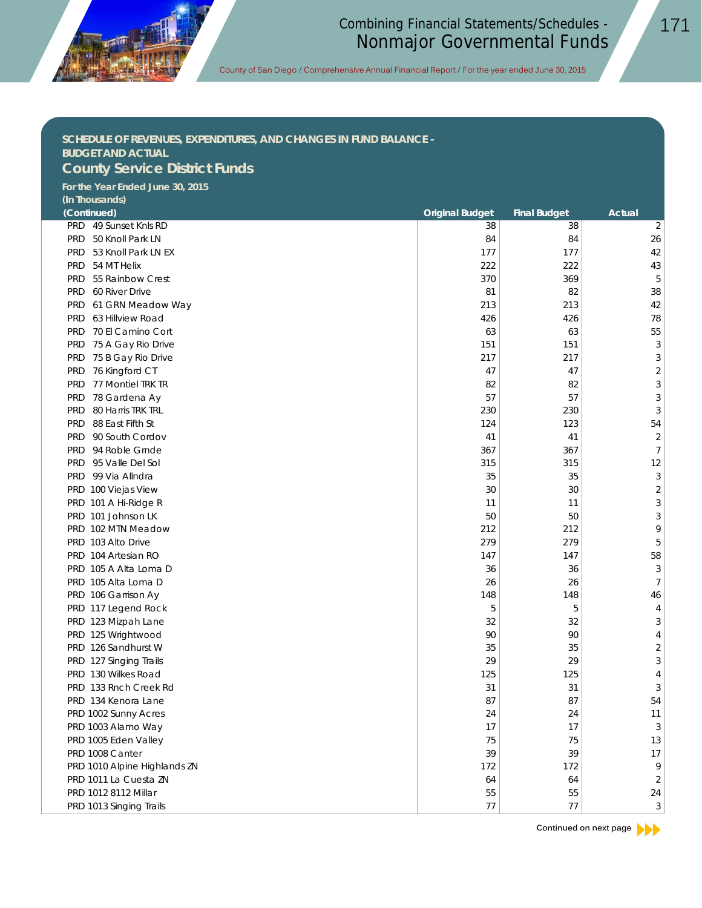**SCHEDULE OF REVENUES, EXPENDITURES, AND CHANGES IN FUND BALANCE - BUDGET AND ACTUAL**

## County Service District Funds

**For the Year Ended June 30, 2015**
**(In Thousands)**

| (Continued) | Original Budget | Final Budget | Actual |
|---|---|---|---|
| PRD 49 Sunset Knls RD | 38 | 38 | 2 |
| PRD 50 Knoll Park LN | 84 | 84 | 26 |
| PRD 53 Knoll Park LN EX | 177 | 177 | 42 |
| PRD 54 MT Helix | 222 | 222 | 43 |
| PRD 55 Rainbow Crest | 370 | 369 | 5 |
| PRD 60 River Drive | 81 | 82 | 38 |
| PRD 61 GRN Meadow Way | 213 | 213 | 42 |
| PRD 63 Hillview Road | 426 | 426 | 78 |
| PRD 70 El Camino Cort | 63 | 63 | 55 |
| PRD 75 A Gay Rio Drive | 151 | 151 | 3 |
| PRD 75 B Gay Rio Drive | 217 | 217 | 3 |
| PRD 76 Kingford CT | 47 | 47 | 2 |
| PRD 77 Montiel TRK TR | 82 | 82 | 3 |
| PRD 78 Gardena Ay | 57 | 57 | 3 |
| PRD 80 Harris TRK TRL | 230 | 230 | 3 |
| PRD 88 East Fifth St | 124 | 123 | 54 |
| PRD 90 South Cordov | 41 | 41 | 2 |
| PRD 94 Roble Grnde | 367 | 367 | 7 |
| PRD 95 Valle Del Sol | 315 | 315 | 12 |
| PRD 99 Via Allndra | 35 | 35 | 3 |
| PRD 100 Viejas View | 30 | 30 | 2 |
| PRD 101 A Hi-Ridge R | 11 | 11 | 3 |
| PRD 101 Johnson LK | 50 | 50 | 3 |
| PRD 102 MTN Meadow | 212 | 212 | 9 |
| PRD 103 Alto Drive | 279 | 279 | 5 |
| PRD 104 Artesian RO | 147 | 147 | 58 |
| PRD 105 A Alta Loma D | 36 | 36 | 3 |
| PRD 105 Alta Loma D | 26 | 26 | 7 |
| PRD 106 Garrison Ay | 148 | 148 | 46 |
| PRD 117 Legend Rock | 5 | 5 | 4 |
| PRD 123 Mizpah Lane | 32 | 32 | 3 |
| PRD 125 Wrightwood | 90 | 90 | 4 |
| PRD 126 Sandhurst W | 35 | 35 | 2 |
| PRD 127 Singing Trails | 29 | 29 | 3 |
| PRD 130 Wilkes Road | 125 | 125 | 4 |
| PRD 133 Rnch Creek Rd | 31 | 31 | 3 |
| PRD 134 Kenora Lane | 87 | 87 | 54 |
| PRD 1002 Sunny Acres | 24 | 24 | 11 |
| PRD 1003 Alamo Way | 17 | 17 | 3 |
| PRD 1005 Eden Valley | 75 | 75 | 13 |
| PRD 1008 Canter | 39 | 39 | 17 |
| PRD 1010 Alpine Highlands ZN | 172 | 172 | 9 |
| PRD 1011 La Cuesta ZN | 64 | 64 | 2 |
| PRD 1012 8112 Millar | 55 | 55 | 24 |
| PRD 1013 Singing Trails | 77 | 77 | 3 |

Continued on next page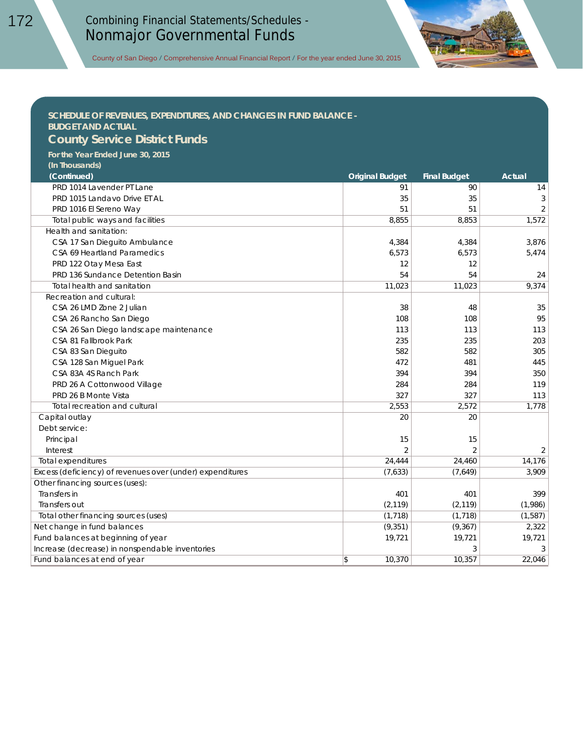## SCHEDULE OF REVENUES, EXPENDITURES, AND CHANGES IN FUND BALANCE - BUDGET AND ACTUAL

## County Service District Funds

**For the Year Ended June 30, 2015**
**(In Thousands)**

| (Continued) | Original Budget | Final Budget | Actual |
|---|---|---|---|
| PRD 1014 Lavender PT Lane | 91 | 90 | 14 |
| PRD 1015 Landavo Drive ETAL | 35 | 35 | 3 |
| PRD 1016 El Sereno Way | 51 | 51 | 2 |
| Total public ways and facilities | 8,855 | 8,853 | 1,572 |
| Health and sanitation: | | | |
| CSA 17 San Dieguito Ambulance | 4,384 | 4,384 | 3,876 |
| CSA 69 Heartland Paramedics | 6,573 | 6,573 | 5,474 |
| PRD 122 Otay Mesa East | 12 | 12 | |
| PRD 136 Sundance Detention Basin | 54 | 54 | 24 |
| Total health and sanitation | 11,023 | 11,023 | 9,374 |
| Recreation and cultural: | | | |
| CSA 26 LMD Zone 2 Julian | 38 | 48 | 35 |
| CSA 26 Rancho San Diego | 108 | 108 | 95 |
| CSA 26 San Diego landscape maintenance | 113 | 113 | 113 |
| CSA 81 Fallbrook Park | 235 | 235 | 203 |
| CSA 83 San Dieguito | 582 | 582 | 305 |
| CSA 128 San Miguel Park | 472 | 481 | 445 |
| CSA 83A 4S Ranch Park | 394 | 394 | 350 |
| PRD 26 A Cottonwood Village | 284 | 284 | 119 |
| PRD 26 B Monte Vista | 327 | 327 | 113 |
| Total recreation and cultural | 2,553 | 2,572 | 1,778 |
| Capital outlay | 20 | 20 | |
| Debt service: | | | |
| Principal | 15 | 15 | |
| Interest | 2 | 2 | 2 |
| Total expenditures | 24,444 | 24,460 | 14,176 |
| Excess (deficiency) of revenues over (under) expenditures | (7,633) | (7,649) | 3,909 |
| Other financing sources (uses): | | | |
| Transfers in | 401 | 401 | 399 |
| Transfers out | (2,119) | (2,119) | (1,986) |
| Total other financing sources (uses) | (1,718) | (1,718) | (1,587) |
| Net change in fund balances | (9,351) | (9,367) | 2,322 |
| Fund balances at beginning of year | 19,721 | 19,721 | 19,721 |
| Increase (decrease) in nonspendable inventories | | 3 | 3 |
| Fund balances at end of year | $ 10,370 | 10,357 | 22,046 |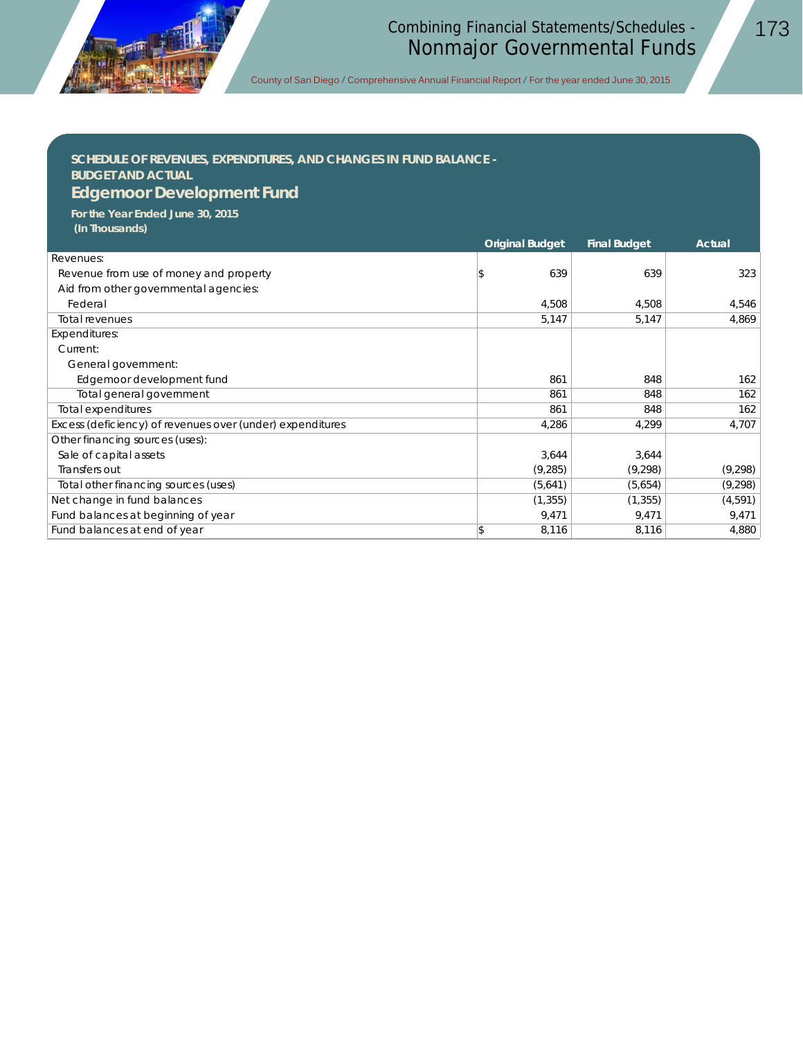## SCHEDULE OF REVENUES, EXPENDITURES, AND CHANGES IN FUND BALANCE - BUDGET AND ACTUAL

# Edgemoor Development Fund

**For the Year Ended June 30, 2015**
**(In Thousands)**

| | Original Budget | Final Budget | Actual |
|---|---|---|---|
| Revenues: | | | |
| Revenue from use of money and property | $ 639 | 639 | 323 |
| Aid from other governmental agencies: | | | |
| Federal | 4,508 | 4,508 | 4,546 |
| Total revenues | 5,147 | 5,147 | 4,869 |
| Expenditures: | | | |
| Current: | | | |
| General government: | | | |
| Edgemoor development fund | 861 | 848 | 162 |
| Total general government | 861 | 848 | 162 |
| Total expenditures | 861 | 848 | 162 |
| Excess (deficiency) of revenues over (under) expenditures | 4,286 | 4,299 | 4,707 |
| Other financing sources (uses): | | | |
| Sale of capital assets | 3,644 | 3,644 | |
| Transfers out | (9,285) | (9,298) | (9,298) |
| Total other financing sources (uses) | (5,641) | (5,654) | (9,298) |
| Net change in fund balances | (1,355) | (1,355) | (4,591) |
| Fund balances at beginning of year | 9,471 | 9,471 | 9,471 |
| Fund balances at end of year | $ 8,116 | 8,116 | 4,880 |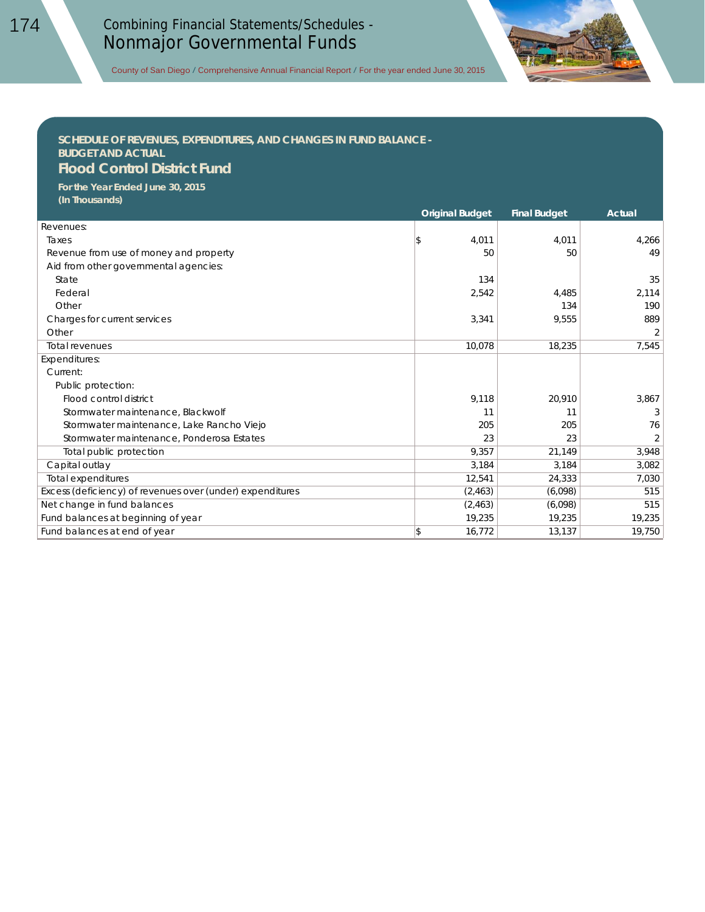## SCHEDULE OF REVENUES, EXPENDITURES, AND CHANGES IN FUND BALANCE - BUDGET AND ACTUAL

### Flood Control District Fund

**For the Year Ended June 30, 2015**
**(In Thousands)**

| | Original Budget | Final Budget | Actual |
|---|---|---|---|
| Revenues: | | | |
| Taxes | $ 4,011 | 4,011 | 4,266 |
| Revenue from use of money and property | 50 | 50 | 49 |
| Aid from other governmental agencies: | | | |
| State | 134 | | 35 |
| Federal | 2,542 | 4,485 | 2,114 |
| Other | | 134 | 190 |
| Charges for current services | 3,341 | 9,555 | 889 |
| Other | | | 2 |
| Total revenues | 10,078 | 18,235 | 7,545 |
| Expenditures: | | | |
| Current: | | | |
| Public protection: | | | |
| Flood control district | 9,118 | 20,910 | 3,867 |
| Stormwater maintenance, Blackwolf | 11 | 11 | 3 |
| Stormwater maintenance, Lake Rancho Viejo | 205 | 205 | 76 |
| Stormwater maintenance, Ponderosa Estates | 23 | 23 | 2 |
| Total public protection | 9,357 | 21,149 | 3,948 |
| Capital outlay | 3,184 | 3,184 | 3,082 |
| Total expenditures | 12,541 | 24,333 | 7,030 |
| Excess (deficiency) of revenues over (under) expenditures | (2,463) | (6,098) | 515 |
| Net change in fund balances | (2,463) | (6,098) | 515 |
| Fund balances at beginning of year | 19,235 | 19,235 | 19,235 |
| Fund balances at end of year | $ 16,772 | 13,137 | 19,750 |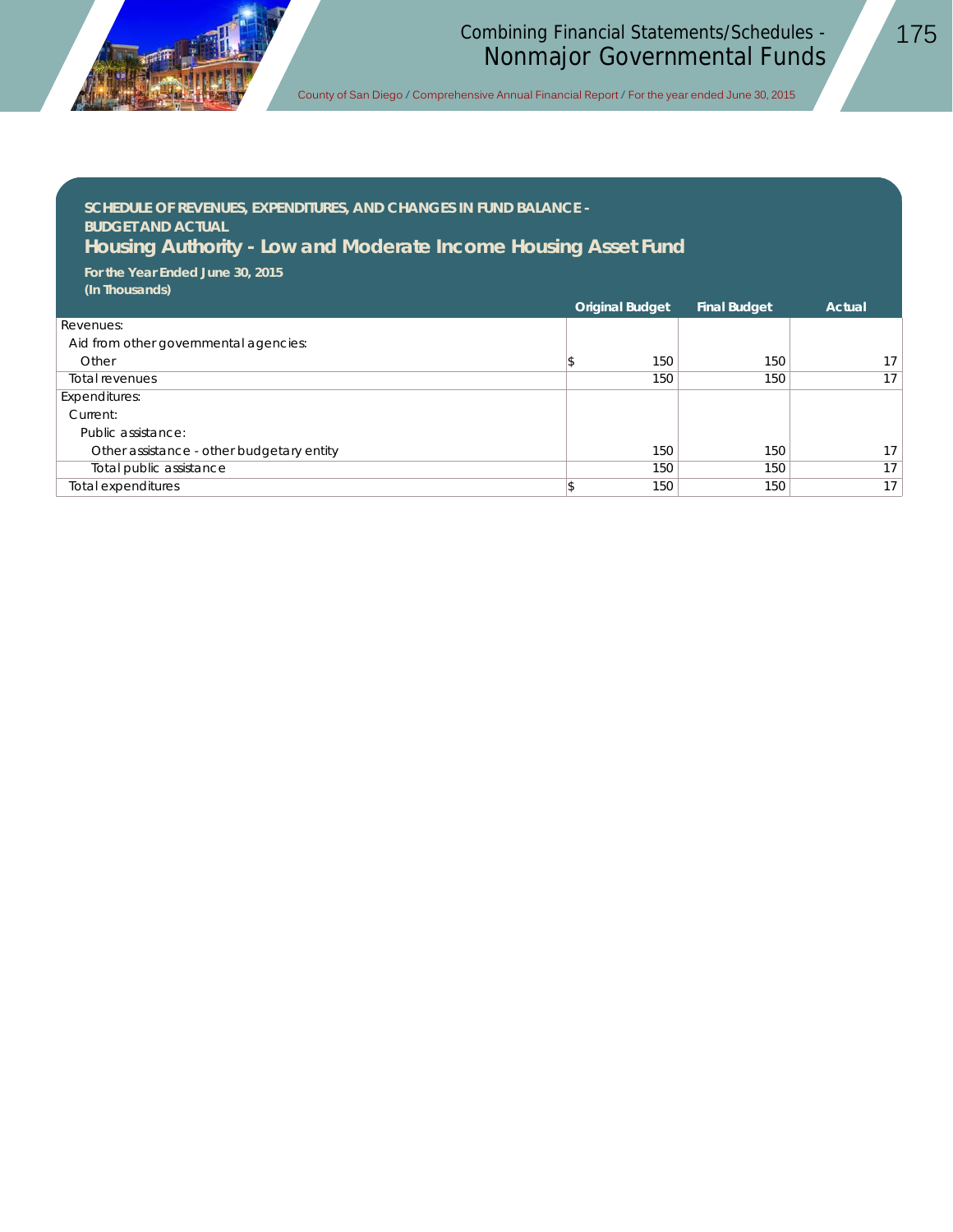## SCHEDULE OF REVENUES, EXPENDITURES, AND CHANGES IN FUND BALANCE - BUDGET AND ACTUAL

# Housing Authority - Low and Moderate Income Housing Asset Fund

**For the Year Ended June 30, 2015**
**(In Thousands)**

| | Original Budget | Final Budget | Actual |
|---|---|---|---|
| Revenues: | | | |
| Aid from other governmental agencies: | | | |
| Other | $ 150 | 150 | 17 |
| Total revenues | 150 | 150 | 17 |
| Expenditures: | | | |
| Current: | | | |
| Public assistance: | | | |
| Other assistance - other budgetary entity | 150 | 150 | 17 |
| Total public assistance | 150 | 150 | 17 |
| Total expenditures | $ 150 | 150 | 17 |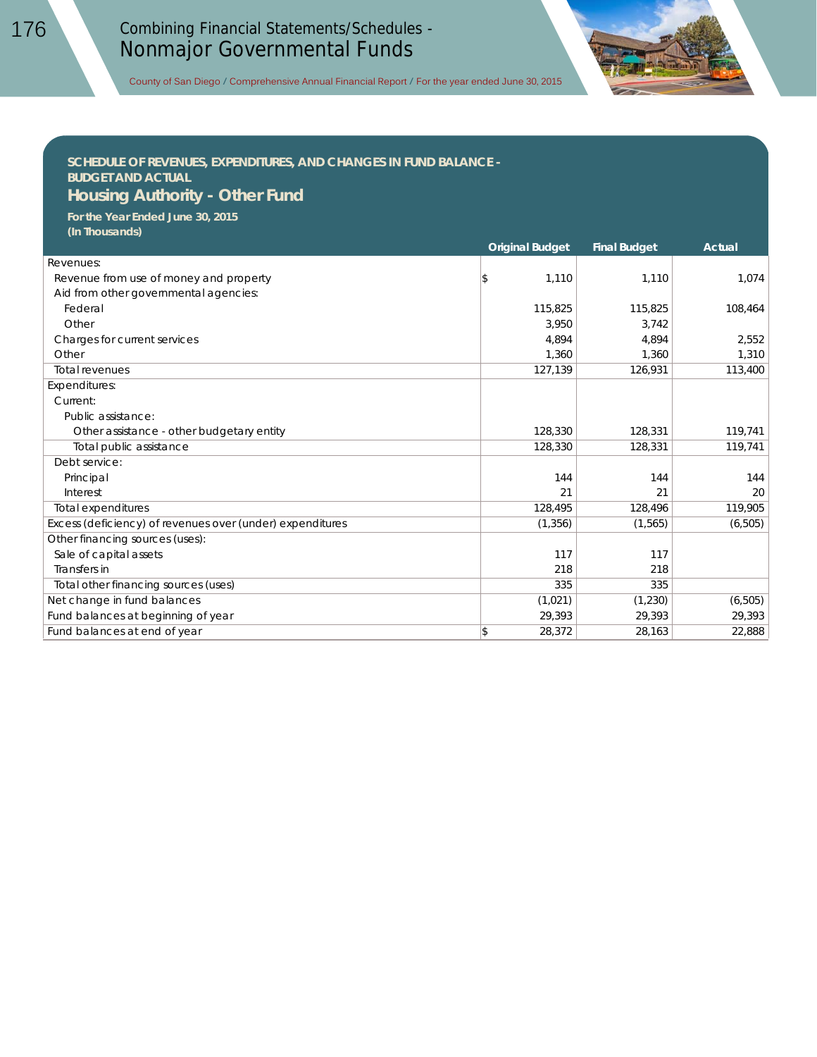## SCHEDULE OF REVENUES, EXPENDITURES, AND CHANGES IN FUND BALANCE - BUDGET AND ACTUAL

# Housing Authority - Other Fund

**For the Year Ended June 30, 2015**
**(In Thousands)**

| | Original Budget | Final Budget | Actual |
|---|---|---|---|
| Revenues: | | | |
| Revenue from use of money and property | $ 1,110 | 1,110 | 1,074 |
| Aid from other governmental agencies: | | | |
| Federal | 115,825 | 115,825 | 108,464 |
| Other | 3,950 | 3,742 | |
| Charges for current services | 4,894 | 4,894 | 2,552 |
| Other | 1,360 | 1,360 | 1,310 |
| Total revenues | 127,139 | 126,931 | 113,400 |
| Expenditures: | | | |
| Current: | | | |
| Public assistance: | | | |
| Other assistance - other budgetary entity | 128,330 | 128,331 | 119,741 |
| Total public assistance | 128,330 | 128,331 | 119,741 |
| Debt service: | | | |
| Principal | 144 | 144 | 144 |
| Interest | 21 | 21 | 20 |
| Total expenditures | 128,495 | 128,496 | 119,905 |
| Excess (deficiency) of revenues over (under) expenditures | (1,356) | (1,565) | (6,505) |
| Other financing sources (uses): | | | |
| Sale of capital assets | 117 | 117 | |
| Transfers in | 218 | 218 | |
| Total other financing sources (uses) | 335 | 335 | |
| Net change in fund balances | (1,021) | (1,230) | (6,505) |
| Fund balances at beginning of year | 29,393 | 29,393 | 29,393 |
| Fund balances at end of year | $ 28,372 | 28,163 | 22,888 |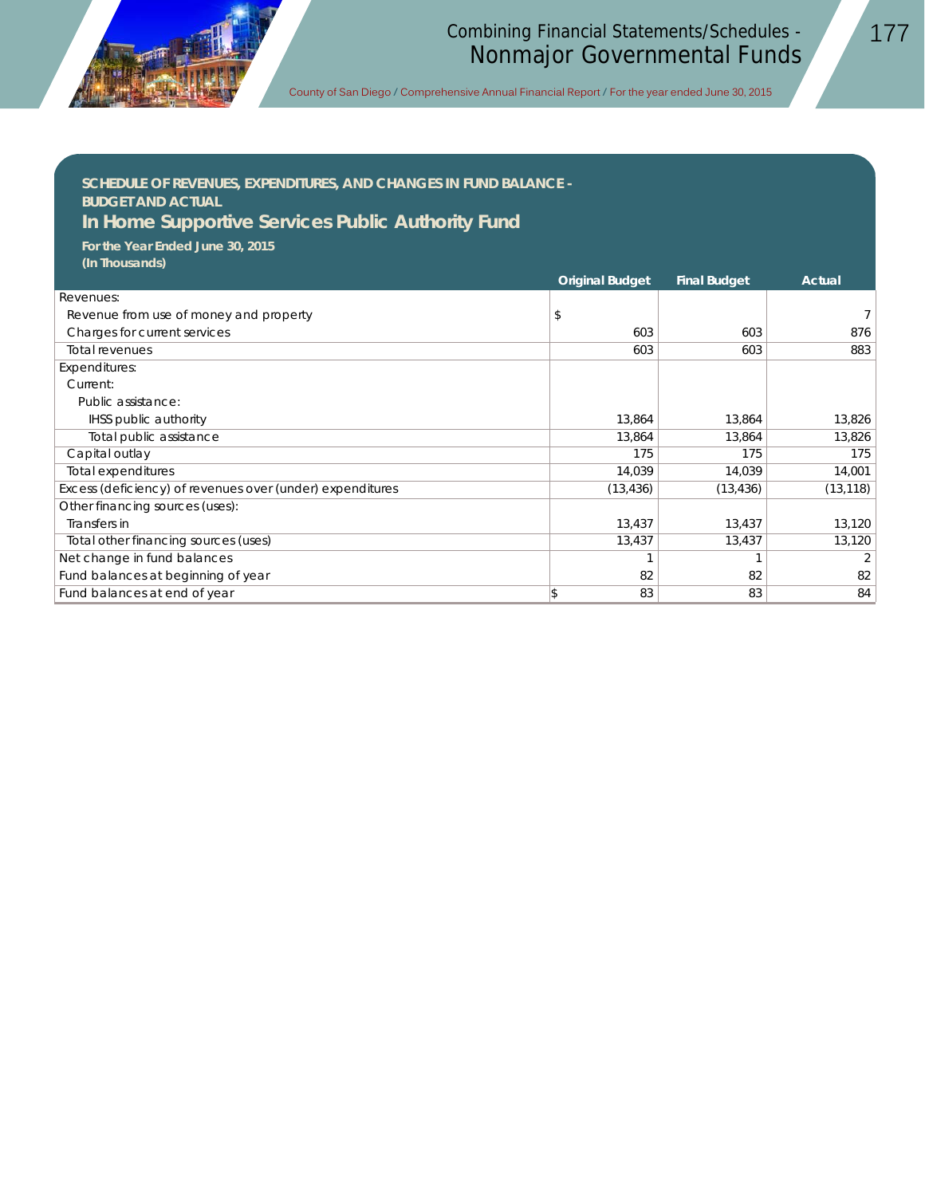## SCHEDULE OF REVENUES, EXPENDITURES, AND CHANGES IN FUND BALANCE - BUDGET AND ACTUAL

# In Home Supportive Services Public Authority Fund

**For the Year Ended June 30, 2015**
**(In Thousands)**

| | Original Budget | Final Budget | Actual |
|---|---|---|---|
| Revenues: | | | |
| Revenue from use of money and property | $ | | 7 |
| Charges for current services | 603 | 603 | 876 |
| Total revenues | 603 | 603 | 883 |
| Expenditures: | | | |
| Current: | | | |
| Public assistance: | | | |
| IHSS public authority | 13,864 | 13,864 | 13,826 |
| Total public assistance | 13,864 | 13,864 | 13,826 |
| Capital outlay | 175 | 175 | 175 |
| Total expenditures | 14,039 | 14,039 | 14,001 |
| Excess (deficiency) of revenues over (under) expenditures | (13,436) | (13,436) | (13,118) |
| Other financing sources (uses): | | | |
| Transfers in | 13,437 | 13,437 | 13,120 |
| Total other financing sources (uses) | 13,437 | 13,437 | 13,120 |
| Net change in fund balances | 1 | 1 | 2 |
| Fund balances at beginning of year | 82 | 82 | 82 |
| Fund balances at end of year | $ 83 | 83 | 84 |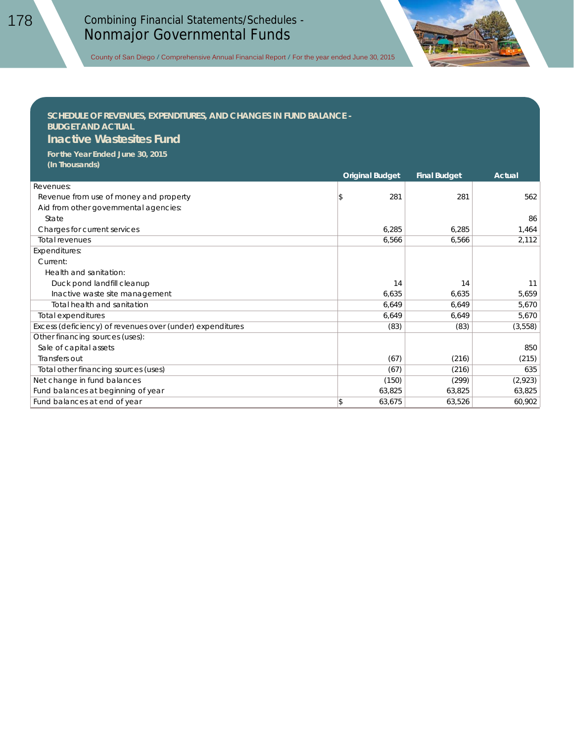## SCHEDULE OF REVENUES, EXPENDITURES, AND CHANGES IN FUND BALANCE - BUDGET AND ACTUAL

## Inactive Wastesites Fund

**For the Year Ended June 30, 2015**
**(In Thousands)**

| | Original Budget | Final Budget | Actual |
|---|---|---|---|
| Revenues: | | | |
| Revenue from use of money and property | $ 281 | 281 | 562 |
| Aid from other governmental agencies: | | | |
| State | | | 86 |
| Charges for current services | 6,285 | 6,285 | 1,464 |
| Total revenues | 6,566 | 6,566 | 2,112 |
| Expenditures: | | | |
| Current: | | | |
| Health and sanitation: | | | |
| Duck pond landfill cleanup | 14 | 14 | 11 |
| Inactive waste site management | 6,635 | 6,635 | 5,659 |
| Total health and sanitation | 6,649 | 6,649 | 5,670 |
| Total expenditures | 6,649 | 6,649 | 5,670 |
| Excess (deficiency) of revenues over (under) expenditures | (83) | (83) | (3,558) |
| Other financing sources (uses): | | | |
| Sale of capital assets | | | 850 |
| Transfers out | (67) | (216) | (215) |
| Total other financing sources (uses) | (67) | (216) | 635 |
| Net change in fund balances | (150) | (299) | (2,923) |
| Fund balances at beginning of year | 63,825 | 63,825 | 63,825 |
| Fund balances at end of year | $ 63,675 | 63,526 | 60,902 |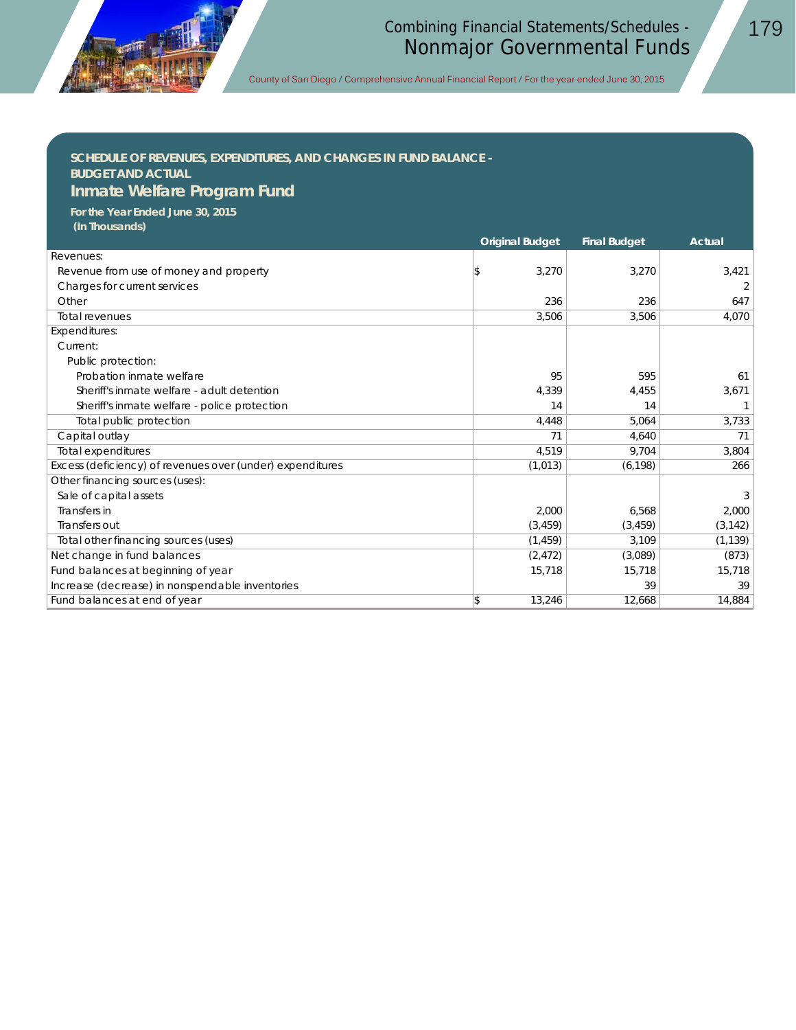## SCHEDULE OF REVENUES, EXPENDITURES, AND CHANGES IN FUND BALANCE - BUDGET AND ACTUAL

# Inmate Welfare Program Fund

**For the Year Ended June 30, 2015**
**(In Thousands)**

| | Original Budget | Final Budget | Actual |
|---|---|---|---|
| Revenues: | | | |
| Revenue from use of money and property | $ 3,270 | 3,270 | 3,421 |
| Charges for current services | | | 2 |
| Other | 236 | 236 | 647 |
| Total revenues | 3,506 | 3,506 | 4,070 |
| Expenditures: | | | |
| Current: | | | |
| Public protection: | | | |
| Probation inmate welfare | 95 | 595 | 61 |
| Sheriff's inmate welfare - adult detention | 4,339 | 4,455 | 3,671 |
| Sheriff's inmate welfare - police protection | 14 | 14 | 1 |
| Total public protection | 4,448 | 5,064 | 3,733 |
| Capital outlay | 71 | 4,640 | 71 |
| Total expenditures | 4,519 | 9,704 | 3,804 |
| Excess (deficiency) of revenues over (under) expenditures | (1,013) | (6,198) | 266 |
| Other financing sources (uses): | | | |
| Sale of capital assets | | | 3 |
| Transfers in | 2,000 | 6,568 | 2,000 |
| Transfers out | (3,459) | (3,459) | (3,142) |
| Total other financing sources (uses) | (1,459) | 3,109 | (1,139) |
| Net change in fund balances | (2,472) | (3,089) | (873) |
| Fund balances at beginning of year | 15,718 | 15,718 | 15,718 |
| Increase (decrease) in nonspendable inventories | | 39 | 39 |
| Fund balances at end of year | $ 13,246 | 12,668 | 14,884 |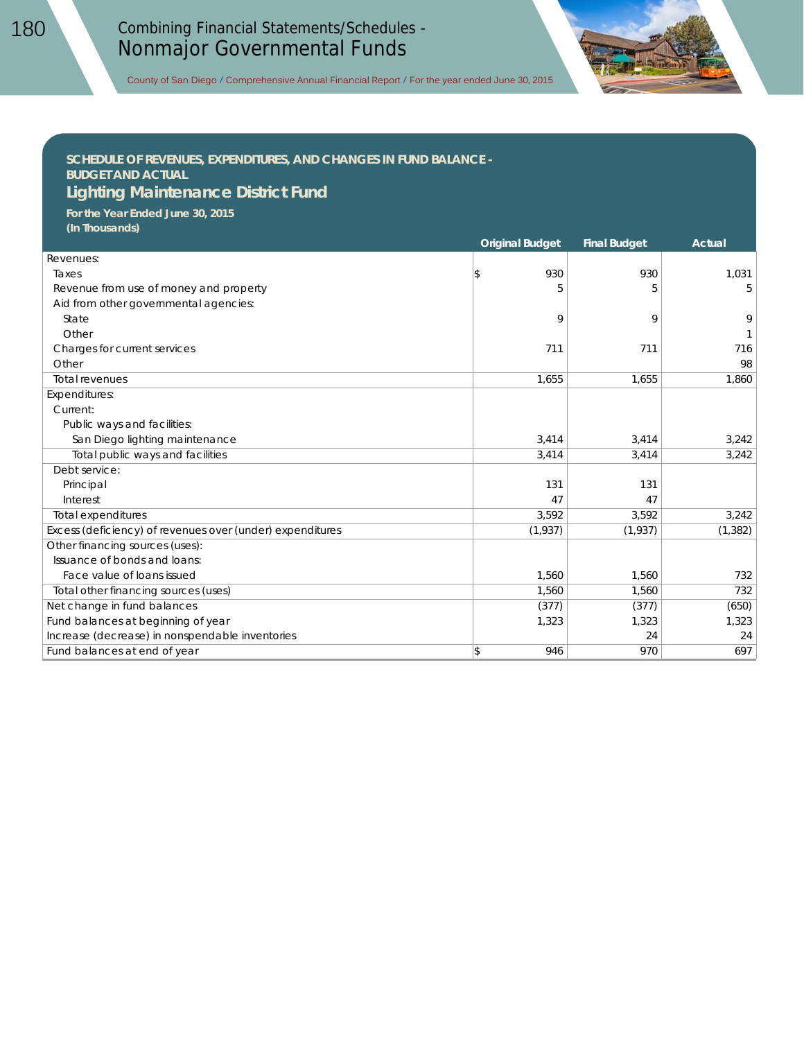## SCHEDULE OF REVENUES, EXPENDITURES, AND CHANGES IN FUND BALANCE - BUDGET AND ACTUAL

## Lighting Maintenance District Fund

**For the Year Ended June 30, 2015**
**(In Thousands)**

| | Original Budget | Final Budget | Actual |
|---|---|---|---|
| Revenues: | | | |
| Taxes | $ 930 | 930 | 1,031 |
| Revenue from use of money and property | 5 | 5 | 5 |
| Aid from other governmental agencies: | | | |
| State | 9 | 9 | 9 |
| Other | | | 1 |
| Charges for current services | 711 | 711 | 716 |
| Other | | | 98 |
| Total revenues | 1,655 | 1,655 | 1,860 |
| Expenditures: | | | |
| Current: | | | |
| Public ways and facilities: | | | |
| San Diego lighting maintenance | 3,414 | 3,414 | 3,242 |
| Total public ways and facilities | 3,414 | 3,414 | 3,242 |
| Debt service: | | | |
| Principal | 131 | 131 | |
| Interest | 47 | 47 | |
| Total expenditures | 3,592 | 3,592 | 3,242 |
| Excess (deficiency) of revenues over (under) expenditures | (1,937) | (1,937) | (1,382) |
| Other financing sources (uses): | | | |
| Issuance of bonds and loans: | | | |
| Face value of loans issued | 1,560 | 1,560 | 732 |
| Total other financing sources (uses) | 1,560 | 1,560 | 732 |
| Net change in fund balances | (377) | (377) | (650) |
| Fund balances at beginning of year | 1,323 | 1,323 | 1,323 |
| Increase (decrease) in nonspendable inventories | | 24 | 24 |
| Fund balances at end of year | $ 946 | 970 | 697 |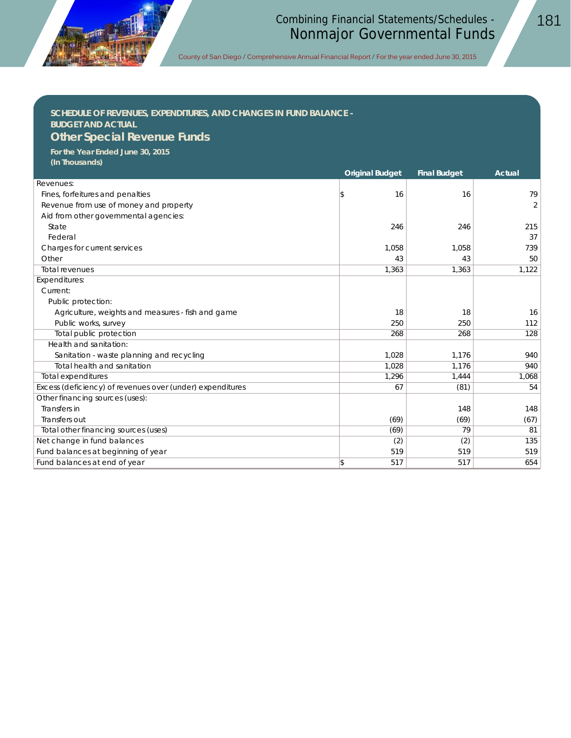## SCHEDULE OF REVENUES, EXPENDITURES, AND CHANGES IN FUND BALANCE - BUDGET AND ACTUAL

# Other Special Revenue Funds

**For the Year Ended June 30, 2015**
**(In Thousands)**

| | Original Budget | Final Budget | Actual |
|---|---|---|---|
| Revenues: | | | |
| Fines, forfeitures and penalties | $ 16 | 16 | 79 |
| Revenue from use of money and property | | | 2 |
| Aid from other governmental agencies: | | | |
| State | 246 | 246 | 215 |
| Federal | | | 37 |
| Charges for current services | 1,058 | 1,058 | 739 |
| Other | 43 | 43 | 50 |
| Total revenues | 1,363 | 1,363 | 1,122 |
| Expenditures: | | | |
| Current: | | | |
| Public protection: | | | |
| Agriculture, weights and measures - fish and game | 18 | 18 | 16 |
| Public works, survey | 250 | 250 | 112 |
| Total public protection | 268 | 268 | 128 |
| Health and sanitation: | | | |
| Sanitation - waste planning and recycling | 1,028 | 1,176 | 940 |
| Total health and sanitation | 1,028 | 1,176 | 940 |
| Total expenditures | 1,296 | 1,444 | 1,068 |
| Excess (deficiency) of revenues over (under) expenditures | 67 | (81) | 54 |
| Other financing sources (uses): | | | |
| Transfers in | | 148 | 148 |
| Transfers out | (69) | (69) | (67) |
| Total other financing sources (uses) | (69) | 79 | 81 |
| Net change in fund balances | (2) | (2) | 135 |
| Fund balances at beginning of year | 519 | 519 | 519 |
| Fund balances at end of year | $ 517 | 517 | 654 |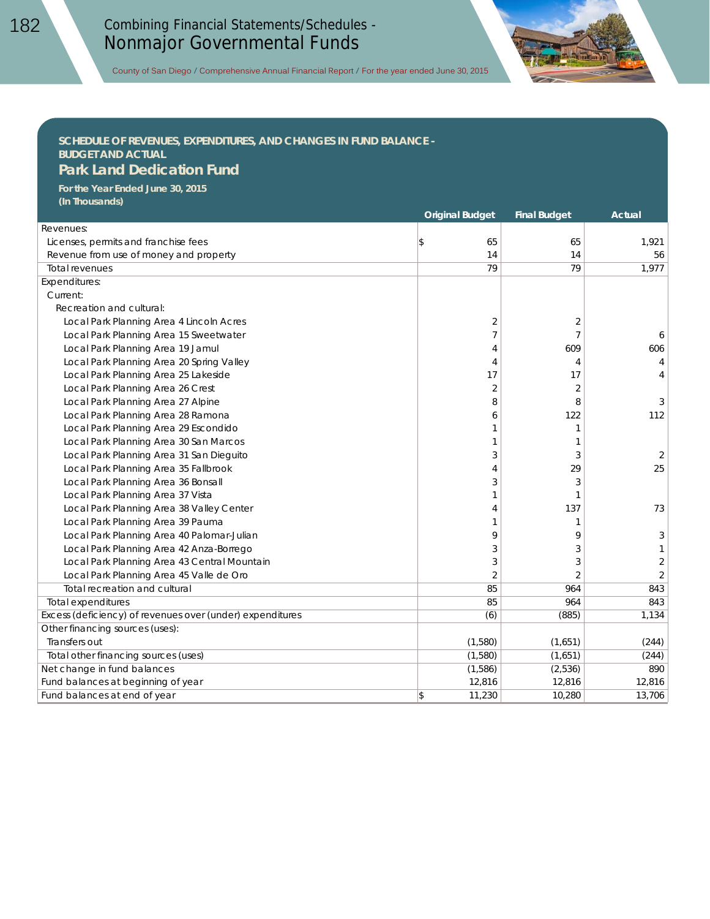## SCHEDULE OF REVENUES, EXPENDITURES, AND CHANGES IN FUND BALANCE - BUDGET AND ACTUAL

## Park Land Dedication Fund

**For the Year Ended June 30, 2015**
**(In Thousands)**

| | Original Budget | Final Budget | Actual |
|---|---|---|---|
| Revenues: | | | |
| Licenses, permits and franchise fees | $ 65 | 65 | 1,921 |
| Revenue from use of money and property | 14 | 14 | 56 |
| Total revenues | 79 | 79 | 1,977 |
| Expenditures: | | | |
| Current: | | | |
| Recreation and cultural: | | | |
| Local Park Planning Area 4 Lincoln Acres | 2 | 2 | |
| Local Park Planning Area 15 Sweetwater | 7 | 7 | 6 |
| Local Park Planning Area 19 Jamul | 4 | 609 | 606 |
| Local Park Planning Area 20 Spring Valley | 4 | 4 | 4 |
| Local Park Planning Area 25 Lakeside | 17 | 17 | 4 |
| Local Park Planning Area 26 Crest | 2 | 2 | |
| Local Park Planning Area 27 Alpine | 8 | 8 | 3 |
| Local Park Planning Area 28 Ramona | 6 | 122 | 112 |
| Local Park Planning Area 29 Escondido | 1 | 1 | |
| Local Park Planning Area 30 San Marcos | 1 | 1 | |
| Local Park Planning Area 31 San Dieguito | 3 | 3 | 2 |
| Local Park Planning Area 35 Fallbrook | 4 | 29 | 25 |
| Local Park Planning Area 36 Bonsall | 3 | 3 | |
| Local Park Planning Area 37 Vista | 1 | 1 | |
| Local Park Planning Area 38 Valley Center | 4 | 137 | 73 |
| Local Park Planning Area 39 Pauma | 1 | 1 | |
| Local Park Planning Area 40 Palomar-Julian | 9 | 9 | 3 |
| Local Park Planning Area 42 Anza-Borrego | 3 | 3 | 1 |
| Local Park Planning Area 43 Central Mountain | 3 | 3 | 2 |
| Local Park Planning Area 45 Valle de Oro | 2 | 2 | 2 |
| Total recreation and cultural | 85 | 964 | 843 |
| Total expenditures | 85 | 964 | 843 |
| Excess (deficiency) of revenues over (under) expenditures | (6) | (885) | 1,134 |
| Other financing sources (uses): | | | |
| Transfers out | (1,580) | (1,651) | (244) |
| Total other financing sources (uses) | (1,580) | (1,651) | (244) |
| Net change in fund balances | (1,586) | (2,536) | 890 |
| Fund balances at beginning of year | 12,816 | 12,816 | 12,816 |
| Fund balances at end of year | $ 11,230 | 10,280 | 13,706 |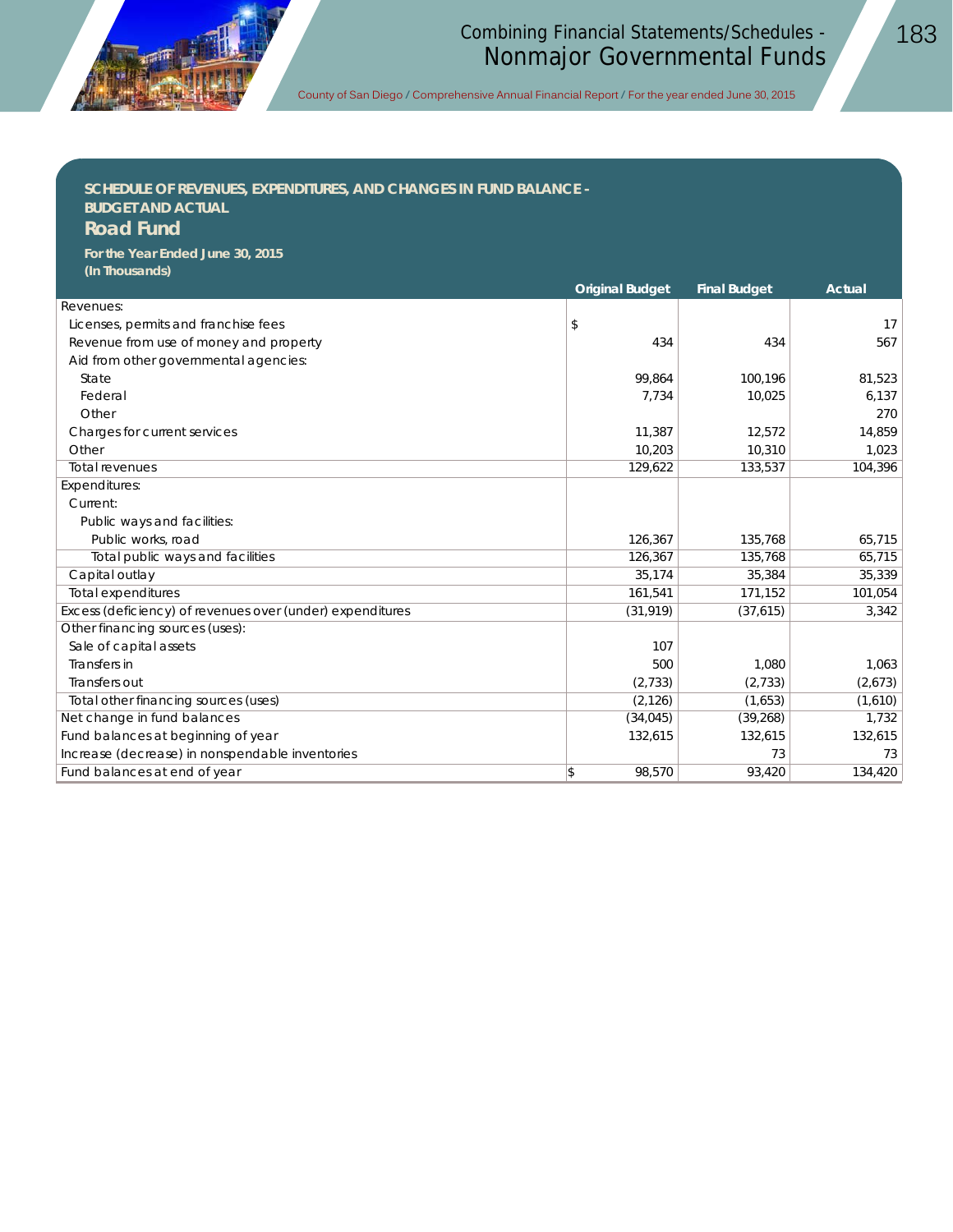## SCHEDULE OF REVENUES, EXPENDITURES, AND CHANGES IN FUND BALANCE - BUDGET AND ACTUAL

### Road Fund

**For the Year Ended June 30, 2015**
**(In Thousands)**

| | Original Budget | Final Budget | Actual |
|---|---|---|---|
| Revenues: | | | |
| Licenses, permits and franchise fees | $ | | 17 |
| Revenue from use of money and property | 434 | 434 | 567 |
| Aid from other governmental agencies: | | | |
| State | 99,864 | 100,196 | 81,523 |
| Federal | 7,734 | 10,025 | 6,137 |
| Other | | | 270 |
| Charges for current services | 11,387 | 12,572 | 14,859 |
| Other | 10,203 | 10,310 | 1,023 |
| Total revenues | 129,622 | 133,537 | 104,396 |
| Expenditures: | | | |
| Current: | | | |
| Public ways and facilities: | | | |
| Public works, road | 126,367 | 135,768 | 65,715 |
| Total public ways and facilities | 126,367 | 135,768 | 65,715 |
| Capital outlay | 35,174 | 35,384 | 35,339 |
| Total expenditures | 161,541 | 171,152 | 101,054 |
| Excess (deficiency) of revenues over (under) expenditures | (31,919) | (37,615) | 3,342 |
| Other financing sources (uses): | | | |
| Sale of capital assets | 107 | | |
| Transfers in | 500 | 1,080 | 1,063 |
| Transfers out | (2,733) | (2,733) | (2,673) |
| Total other financing sources (uses) | (2,126) | (1,653) | (1,610) |
| Net change in fund balances | (34,045) | (39,268) | 1,732 |
| Fund balances at beginning of year | 132,615 | 132,615 | 132,615 |
| Increase (decrease) in nonspendable inventories | | 73 | 73 |
| Fund balances at end of year | $ 98,570 | 93,420 | 134,420 |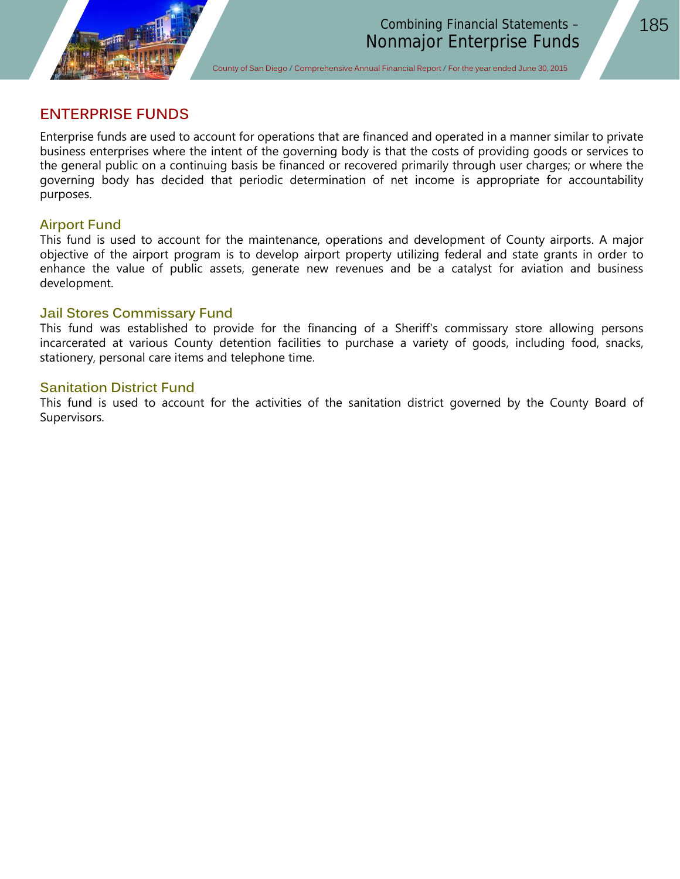## ENTERPRISE FUNDS

Enterprise funds are used to account for operations that are financed and operated in a manner similar to private business enterprises where the intent of the governing body is that the costs of providing goods or services to the general public on a continuing basis be financed or recovered primarily through user charges; or where the governing body has decided that periodic determination of net income is appropriate for accountability purposes.

### Airport Fund

This fund is used to account for the maintenance, operations and development of County airports. A major objective of the airport program is to develop airport property utilizing federal and state grants in order to enhance the value of public assets, generate new revenues and be a catalyst for aviation and business development.

### Jail Stores Commissary Fund

This fund was established to provide for the financing of a Sheriff's commissary store allowing persons incarcerated at various County detention facilities to purchase a variety of goods, including food, snacks, stationery, personal care items and telephone time.

### Sanitation District Fund

This fund is used to account for the activities of the sanitation district governed by the County Board of Supervisors.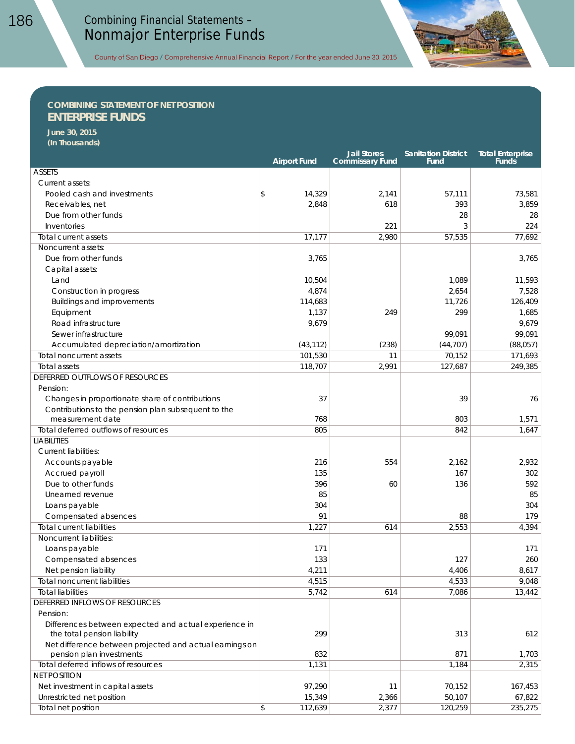## COMBINING STATEMENT OF NET POSITION

# ENTERPRISE FUNDS

**June 30, 2015**
***(In Thousands)***

| | Airport Fund | Jail Stores Commissary Fund | Sanitation District Fund | Total Enterprise Funds |
|---|---|---|---|---|
| ASSETS | | | | |
| Current assets: | | | | |
| Pooled cash and investments | $ 14,329 | 2,141 | 57,111 | 73,581 |
| Receivables, net | 2,848 | 618 | 393 | 3,859 |
| Due from other funds | | | 28 | 28 |
| Inventories | | 221 | 3 | 224 |
| Total current assets | 17,177 | 2,980 | 57,535 | 77,692 |
| Noncurrent assets: | | | | |
| Due from other funds | 3,765 | | | 3,765 |
| Capital assets: | | | | |
| Land | 10,504 | | 1,089 | 11,593 |
| Construction in progress | 4,874 | | 2,654 | 7,528 |
| Buildings and improvements | 114,683 | | 11,726 | 126,409 |
| Equipment | 1,137 | 249 | 299 | 1,685 |
| Road infrastructure | 9,679 | | | 9,679 |
| Sewer infrastructure | | | 99,091 | 99,091 |
| Accumulated depreciation/amortization | (43,112) | (238) | (44,707) | (88,057) |
| Total noncurrent assets | 101,530 | 11 | 70,152 | 171,693 |
| Total assets | 118,707 | 2,991 | 127,687 | 249,385 |
| DEFERRED OUTFLOWS OF RESOURCES | | | | |
| Pension: | | | | |
| Changes in proportionate share of contributions | 37 | | 39 | 76 |
| Contributions to the pension plan subsequent to the measurement date | 768 | | 803 | 1,571 |
| Total deferred outflows of resources | 805 | | 842 | 1,647 |
| LIABILITIES | | | | |
| Current liabilities: | | | | |
| Accounts payable | 216 | 554 | 2,162 | 2,932 |
| Accrued payroll | 135 | | 167 | 302 |
| Due to other funds | 396 | 60 | 136 | 592 |
| Unearned revenue | 85 | | | 85 |
| Loans payable | 304 | | | 304 |
| Compensated absences | 91 | | 88 | 179 |
| Total current liabilities | 1,227 | 614 | 2,553 | 4,394 |
| Noncurrent liabilities: | | | | |
| Loans payable | 171 | | | 171 |
| Compensated absences | 133 | | 127 | 260 |
| Net pension liability | 4,211 | | 4,406 | 8,617 |
| Total noncurrent liabilities | 4,515 | | 4,533 | 9,048 |
| Total liabilities | 5,742 | 614 | 7,086 | 13,442 |
| DEFERRED INFLOWS OF RESOURCES | | | | |
| Pension: | | | | |
| Differences between expected and actual experience in the total pension liability | 299 | | 313 | 612 |
| Net difference between projected and actual earnings on pension plan investments | 832 | | 871 | 1,703 |
| Total deferred inflows of resources | 1,131 | | 1,184 | 2,315 |
| NET POSITION | | | | |
| Net investment in capital assets | 97,290 | 11 | 70,152 | 167,453 |
| Unrestricted net position | 15,349 | 2,366 | 50,107 | 67,822 |
| Total net position | $ 112,639 | 2,377 | 120,259 | 235,275 |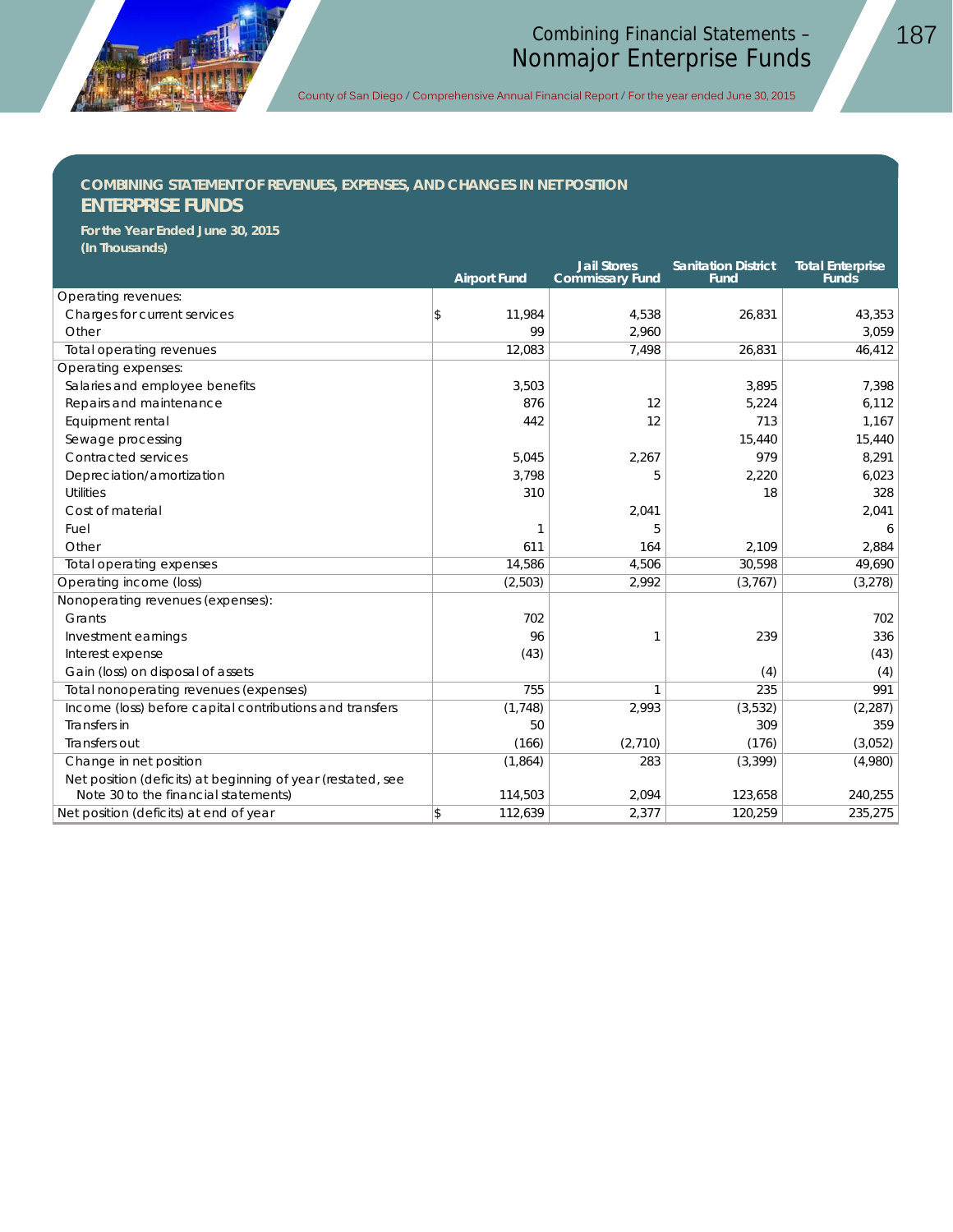## COMBINING STATEMENT OF REVENUES, EXPENSES, AND CHANGES IN NET POSITION
## ENTERPRISE FUNDS

**For the Year Ended June 30, 2015**
**(In Thousands)**

| | Airport Fund | Jail Stores Commissary Fund | Sanitation District Fund | Total Enterprise Funds |
|---|---|---|---|---|
| Operating revenues: | | | | |
| Charges for current services | $ 11,984 | 4,538 | 26,831 | 43,353 |
| Other | 99 | 2,960 | | 3,059 |
| Total operating revenues | 12,083 | 7,498 | 26,831 | 46,412 |
| Operating expenses: | | | | |
| Salaries and employee benefits | 3,503 | | 3,895 | 7,398 |
| Repairs and maintenance | 876 | 12 | 5,224 | 6,112 |
| Equipment rental | 442 | 12 | 713 | 1,167 |
| Sewage processing | | | 15,440 | 15,440 |
| Contracted services | 5,045 | 2,267 | 979 | 8,291 |
| Depreciation/amortization | 3,798 | 5 | 2,220 | 6,023 |
| Utilities | 310 | | 18 | 328 |
| Cost of material | | 2,041 | | 2,041 |
| Fuel | 1 | 5 | | 6 |
| Other | 611 | 164 | 2,109 | 2,884 |
| Total operating expenses | 14,586 | 4,506 | 30,598 | 49,690 |
| Operating income (loss) | (2,503) | 2,992 | (3,767) | (3,278) |
| Nonoperating revenues (expenses): | | | | |
| Grants | 702 | | | 702 |
| Investment earnings | 96 | 1 | 239 | 336 |
| Interest expense | (43) | | | (43) |
| Gain (loss) on disposal of assets | | | (4) | (4) |
| Total nonoperating revenues (expenses) | 755 | 1 | 235 | 991 |
| Income (loss) before capital contributions and transfers | (1,748) | 2,993 | (3,532) | (2,287) |
| Transfers in | 50 | | 309 | 359 |
| Transfers out | (166) | (2,710) | (176) | (3,052) |
| Change in net position | (1,864) | 283 | (3,399) | (4,980) |
| Net position (deficits) at beginning of year (restated, see Note 30 to the financial statements) | 114,503 | 2,094 | 123,658 | 240,255 |
| Net position (deficits) at end of year | $ 112,639 | 2,377 | 120,259 | 235,275 |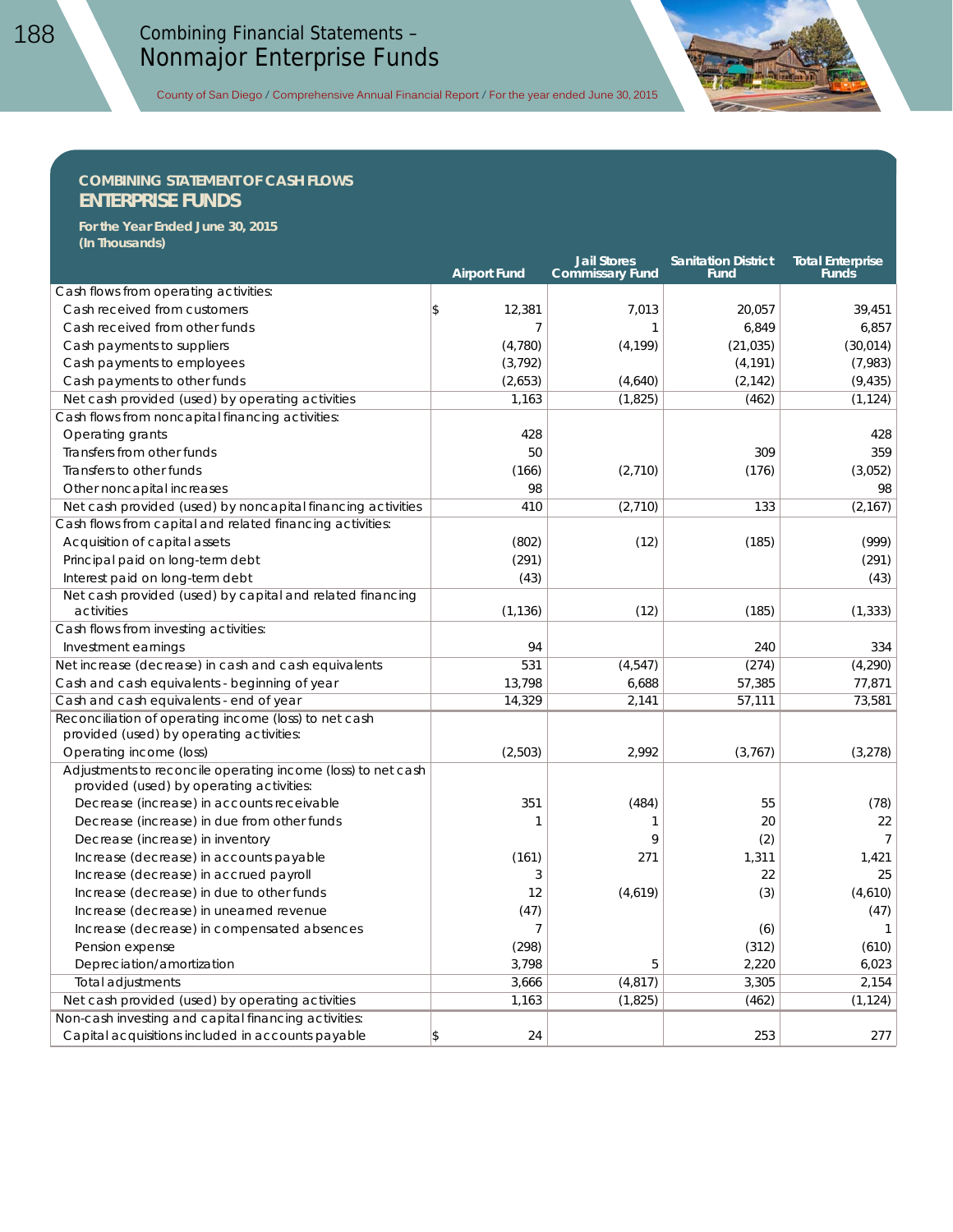## COMBINING STATEMENT OF CASH FLOWS
## ENTERPRISE FUNDS

**For the Year Ended June 30, 2015**
**(In Thousands)**

| | Airport Fund | Jail Stores Commissary Fund | Sanitation District Fund | Total Enterprise Funds |
|---|---|---|---|---|
| Cash flows from operating activities: | | | | |
| Cash received from customers | $ 12,381 | 7,013 | 20,057 | 39,451 |
| Cash received from other funds | 7 | 1 | 6,849 | 6,857 |
| Cash payments to suppliers | (4,780) | (4,199) | (21,035) | (30,014) |
| Cash payments to employees | (3,792) | | (4,191) | (7,983) |
| Cash payments to other funds | (2,653) | (4,640) | (2,142) | (9,435) |
| Net cash provided (used) by operating activities | 1,163 | (1,825) | (462) | (1,124) |
| Cash flows from noncapital financing activities: | | | | |
| Operating grants | 428 | | | 428 |
| Transfers from other funds | 50 | | 309 | 359 |
| Transfers to other funds | (166) | (2,710) | (176) | (3,052) |
| Other noncapital increases | 98 | | | 98 |
| Net cash provided (used) by noncapital financing activities | 410 | (2,710) | 133 | (2,167) |
| Cash flows from capital and related financing activities: | | | | |
| Acquisition of capital assets | (802) | (12) | (185) | (999) |
| Principal paid on long-term debt | (291) | | | (291) |
| Interest paid on long-term debt | (43) | | | (43) |
| Net cash provided (used) by capital and related financing activities | (1,136) | (12) | (185) | (1,333) |
| Cash flows from investing activities: | | | | |
| Investment earnings | 94 | | 240 | 334 |
| Net increase (decrease) in cash and cash equivalents | 531 | (4,547) | (274) | (4,290) |
| Cash and cash equivalents - beginning of year | 13,798 | 6,688 | 57,385 | 77,871 |
| Cash and cash equivalents - end of year | 14,329 | 2,141 | 57,111 | 73,581 |
| Reconciliation of operating income (loss) to net cash provided (used) by operating activities: | | | | |
| Operating income (loss) | (2,503) | 2,992 | (3,767) | (3,278) |
| Adjustments to reconcile operating income (loss) to net cash provided (used) by operating activities: | | | | |
| Decrease (increase) in accounts receivable | 351 | (484) | 55 | (78) |
| Decrease (increase) in due from other funds | 1 | 1 | 20 | 22 |
| Decrease (increase) in inventory | | 9 | (2) | 7 |
| Increase (decrease) in accounts payable | (161) | 271 | 1,311 | 1,421 |
| Increase (decrease) in accrued payroll | 3 | | 22 | 25 |
| Increase (decrease) in due to other funds | 12 | (4,619) | (3) | (4,610) |
| Increase (decrease) in unearned revenue | (47) | | | (47) |
| Increase (decrease) in compensated absences | 7 | | (6) | 1 |
| Pension expense | (298) | | (312) | (610) |
| Depreciation/amortization | 3,798 | 5 | 2,220 | 6,023 |
| Total adjustments | 3,666 | (4,817) | 3,305 | 2,154 |
| Net cash provided (used) by operating activities | 1,163 | (1,825) | (462) | (1,124) |
| Non-cash investing and capital financing activities: | | | | |
| Capital acquisitions included in accounts payable | $ 24 | | 253 | 277 |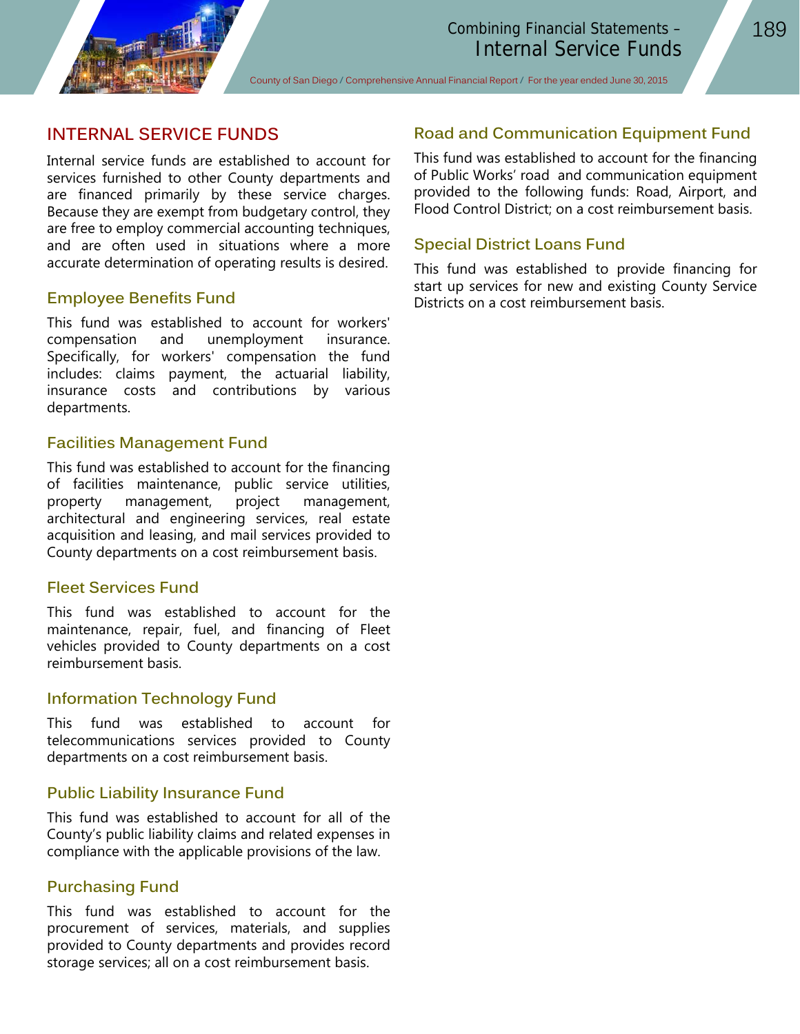# INTERNAL SERVICE FUNDS

Internal service funds are established to account for services furnished to other County departments and are financed primarily by these service charges. Because they are exempt from budgetary control, they are free to employ commercial accounting techniques, and are often used in situations where a more accurate determination of operating results is desired.

## Employee Benefits Fund

This fund was established to account for workers' compensation and unemployment insurance. Specifically, for workers' compensation the fund includes: claims payment, the actuarial liability, insurance costs and contributions by various departments.

## Facilities Management Fund

This fund was established to account for the financing of facilities maintenance, public service utilities, property management, project management, architectural and engineering services, real estate acquisition and leasing, and mail services provided to County departments on a cost reimbursement basis.

## Fleet Services Fund

This fund was established to account for the maintenance, repair, fuel, and financing of Fleet vehicles provided to County departments on a cost reimbursement basis.

## Information Technology Fund

This fund was established to account for telecommunications services provided to County departments on a cost reimbursement basis.

## Public Liability Insurance Fund

This fund was established to account for all of the County's public liability claims and related expenses in compliance with the applicable provisions of the law.

## Purchasing Fund

This fund was established to account for the procurement of services, materials, and supplies provided to County departments and provides record storage services; all on a cost reimbursement basis.

## Road and Communication Equipment Fund

This fund was established to account for the financing of Public Works' road and communication equipment provided to the following funds: Road, Airport, and Flood Control District; on a cost reimbursement basis.

## Special District Loans Fund

This fund was established to provide financing for start up services for new and existing County Service Districts on a cost reimbursement basis.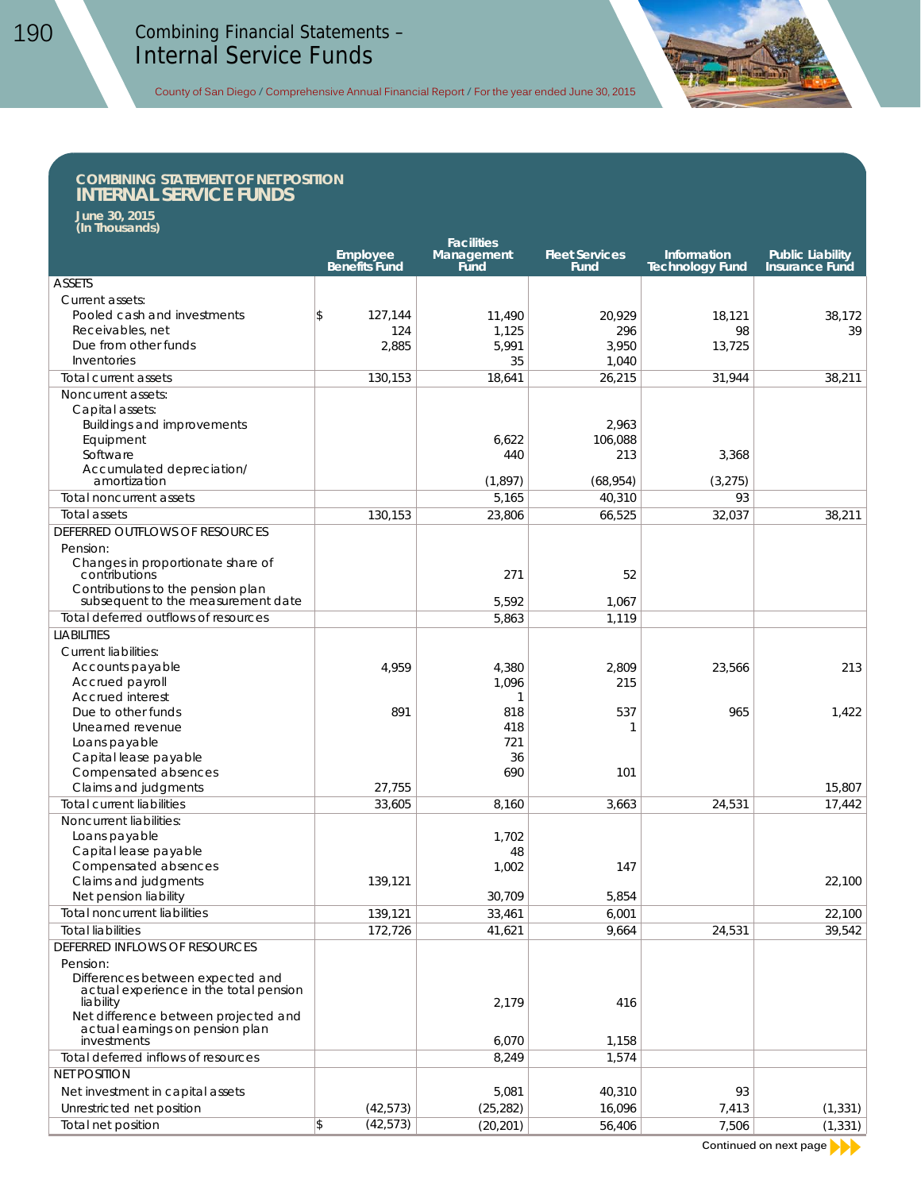## COMBINING STATEMENT OF NET POSITION
## INTERNAL SERVICE FUNDS

**June 30, 2015**
**(In Thousands)**

| | Employee Benefits Fund | Facilities Management Fund | Fleet Services Fund | Information Technology Fund | Public Liability Insurance Fund |
|---|---|---|---|---|---|
| **ASSETS** | | | | | |
| Current assets: | | | | | |
| Pooled cash and investments | $ 127,144 | 11,490 | 20,929 | 18,121 | 38,172 |
| Receivables, net | 124 | 1,125 | 296 | 98 | 39 |
| Due from other funds | 2,885 | 5,991 | 3,950 | 13,725 | |
| Inventories | | 35 | 1,040 | | |
| Total current assets | 130,153 | 18,641 | 26,215 | 31,944 | 38,211 |
| Noncurrent assets: | | | | | |
| Capital assets: | | | | | |
| Buildings and improvements | | | 2,963 | | |
| Equipment | | 6,622 | 106,088 | | |
| Software | | 440 | 213 | 3,368 | |
| Accumulated depreciation/ amortization | | (1,897) | (68,954) | (3,275) | |
| Total noncurrent assets | | 5,165 | 40,310 | 93 | |
| Total assets | 130,153 | 23,806 | 66,525 | 32,037 | 38,211 |
| **DEFERRED OUTFLOWS OF RESOURCES** | | | | | |
| Pension: | | | | | |
| Changes in proportionate share of contributions | | 271 | 52 | | |
| Contributions to the pension plan subsequent to the measurement date | | 5,592 | 1,067 | | |
| Total deferred outflows of resources | | 5,863 | 1,119 | | |
| **LIABILITIES** | | | | | |
| Current liabilities: | | | | | |
| Accounts payable | 4,959 | 4,380 | 2,809 | 23,566 | 213 |
| Accrued payroll | | 1,096 | 215 | | |
| Accrued interest | | 1 | | | |
| Due to other funds | 891 | 818 | 537 | 965 | 1,422 |
| Unearned revenue | | 418 | 1 | | |
| Loans payable | | 721 | | | |
| Capital lease payable | | 36 | | | |
| Compensated absences | | 690 | 101 | | |
| Claims and judgments | 27,755 | | | | 15,807 |
| Total current liabilities | 33,605 | 8,160 | 3,663 | 24,531 | 17,442 |
| Noncurrent liabilities: | | | | | |
| Loans payable | | 1,702 | | | |
| Capital lease payable | | 48 | | | |
| Compensated absences | | 1,002 | 147 | | |
| Claims and judgments | 139,121 | | | | 22,100 |
| Net pension liability | | 30,709 | 5,854 | | |
| Total noncurrent liabilities | 139,121 | 33,461 | 6,001 | | 22,100 |
| Total liabilities | 172,726 | 41,621 | 9,664 | 24,531 | 39,542 |
| **DEFERRED INFLOWS OF RESOURCES** | | | | | |
| Pension: | | | | | |
| Differences between expected and actual experience in the total pension liability | | 2,179 | 416 | | |
| Net difference between projected and actual earnings on pension plan investments | | 6,070 | 1,158 | | |
| Total deferred inflows of resources | | 8,249 | 1,574 | | |
| **NET POSITION** | | | | | |
| Net investment in capital assets | | 5,081 | 40,310 | 93 | |
| Unrestricted net position | (42,573) | (25,282) | 16,096 | 7,413 | (1,331) |
| Total net position | $ (42,573) | (20,201) | 56,406 | 7,506 | (1,331) |

Continued on next page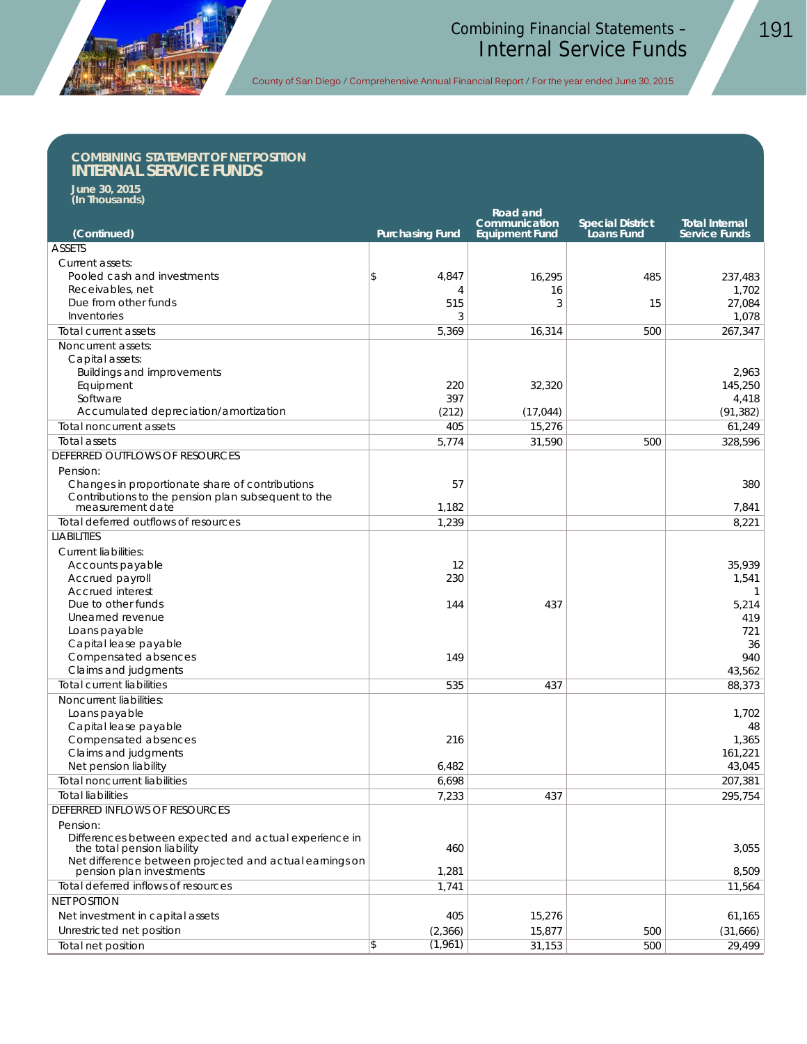## COMBINING STATEMENT OF NET POSITION
## INTERNAL SERVICE FUNDS

**June 30, 2015**
**(In Thousands)**

| (Continued) | Purchasing Fund | Road and Communication Equipment Fund | Special District Loans Fund | Total Internal Service Funds |
|---|---|---|---|---|
| ASSETS | | | | |
| Current assets: | | | | |
| Pooled cash and investments | $ 4,847 | 16,295 | 485 | 237,483 |
| Receivables, net | 4 | 16 | | 1,702 |
| Due from other funds | 515 | 3 | 15 | 27,084 |
| Inventories | 3 | | | 1,078 |
| Total current assets | 5,369 | 16,314 | 500 | 267,347 |
| Noncurrent assets: | | | | |
| Capital assets: | | | | |
| Buildings and improvements | | | | 2,963 |
| Equipment | 220 | 32,320 | | 145,250 |
| Software | 397 | | | 4,418 |
| Accumulated depreciation/amortization | (212) | (17,044) | | (91,382) |
| Total noncurrent assets | 405 | 15,276 | | 61,249 |
| Total assets | 5,774 | 31,590 | 500 | 328,596 |
| DEFERRED OUTFLOWS OF RESOURCES | | | | |
| Pension: | | | | |
| Changes in proportionate share of contributions | 57 | | | 380 |
| Contributions to the pension plan subsequent to the measurement date | 1,182 | | | 7,841 |
| Total deferred outflows of resources | 1,239 | | | 8,221 |
| LIABILITIES | | | | |
| Current liabilities: | | | | |
| Accounts payable | 12 | | | 35,939 |
| Accrued payroll | 230 | | | 1,541 |
| Accrued interest | | | | 1 |
| Due to other funds | 144 | 437 | | 5,214 |
| Unearned revenue | | | | 419 |
| Loans payable | | | | 721 |
| Capital lease payable | | | | 36 |
| Compensated absences | 149 | | | 940 |
| Claims and judgments | | | | 43,562 |
| Total current liabilities | 535 | 437 | | 88,373 |
| Noncurrent liabilities: | | | | |
| Loans payable | | | | 1,702 |
| Capital lease payable | | | | 48 |
| Compensated absences | 216 | | | 1,365 |
| Claims and judgments | | | | 161,221 |
| Net pension liability | 6,482 | | | 43,045 |
| Total noncurrent liabilities | 6,698 | | | 207,381 |
| Total liabilities | 7,233 | 437 | | 295,754 |
| DEFERRED INFLOWS OF RESOURCES | | | | |
| Pension: | | | | |
| Differences between expected and actual experience in the total pension liability | 460 | | | 3,055 |
| Net difference between projected and actual earnings on pension plan investments | 1,281 | | | 8,509 |
| Total deferred inflows of resources | 1,741 | | | 11,564 |
| NET POSITION | | | | |
| Net investment in capital assets | 405 | 15,276 | | 61,165 |
| Unrestricted net position | (2,366) | 15,877 | 500 | (31,666) |
| Total net position | $ (1,961) | 31,153 | 500 | 29,499 |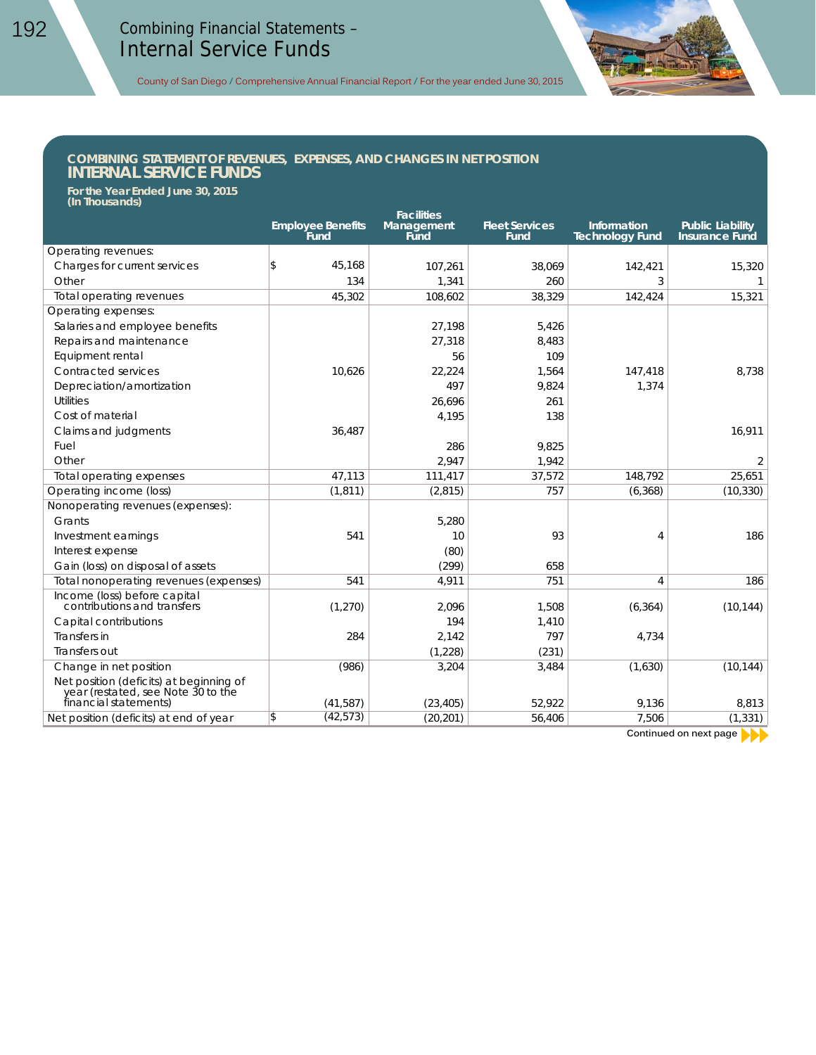## COMBINING STATEMENT OF REVENUES, EXPENSES, AND CHANGES IN NET POSITION
# INTERNAL SERVICE FUNDS

**For the Year Ended June 30, 2015**
**(In Thousands)**

| | Employee Benefits Fund | Facilities Management Fund | Fleet Services Fund | Information Technology Fund | Public Liability Insurance Fund |
|---|---|---|---|---|---|
| Operating revenues: | | | | | |
| Charges for current services | $ 45,168 | 107,261 | 38,069 | 142,421 | 15,320 |
| Other | 134 | 1,341 | 260 | 3 | 1 |
| Total operating revenues | 45,302 | 108,602 | 38,329 | 142,424 | 15,321 |
| Operating expenses: | | | | | |
| Salaries and employee benefits | | 27,198 | 5,426 | | |
| Repairs and maintenance | | 27,318 | 8,483 | | |
| Equipment rental | | 56 | 109 | | |
| Contracted services | 10,626 | 22,224 | 1,564 | 147,418 | 8,738 |
| Depreciation/amortization | | 497 | 9,824 | 1,374 | |
| Utilities | | 26,696 | 261 | | |
| Cost of material | | 4,195 | 138 | | |
| Claims and judgments | 36,487 | | | | 16,911 |
| Fuel | | 286 | 9,825 | | |
| Other | | 2,947 | 1,942 | | 2 |
| Total operating expenses | 47,113 | 111,417 | 37,572 | 148,792 | 25,651 |
| Operating income (loss) | (1,811) | (2,815) | 757 | (6,368) | (10,330) |
| Nonoperating revenues (expenses): | | | | | |
| Grants | | 5,280 | | | |
| Investment earnings | 541 | 10 | 93 | 4 | 186 |
| Interest expense | | (80) | | | |
| Gain (loss) on disposal of assets | | (299) | 658 | | |
| Total nonoperating revenues (expenses) | 541 | 4,911 | 751 | 4 | 186 |
| Income (loss) before capital contributions and transfers | (1,270) | 2,096 | 1,508 | (6,364) | (10,144) |
| Capital contributions | | 194 | 1,410 | | |
| Transfers in | 284 | 2,142 | 797 | 4,734 | |
| Transfers out | | (1,228) | (231) | | |
| Change in net position | (986) | 3,204 | 3,484 | (1,630) | (10,144) |
| Net position (deficits) at beginning of year (restated, see Note 30 to the financial statements) | (41,587) | (23,405) | 52,922 | 9,136 | 8,813 |
| Net position (deficits) at end of year | $ (42,573) | (20,201) | 56,406 | 7,506 | (1,331) |

Continued on next page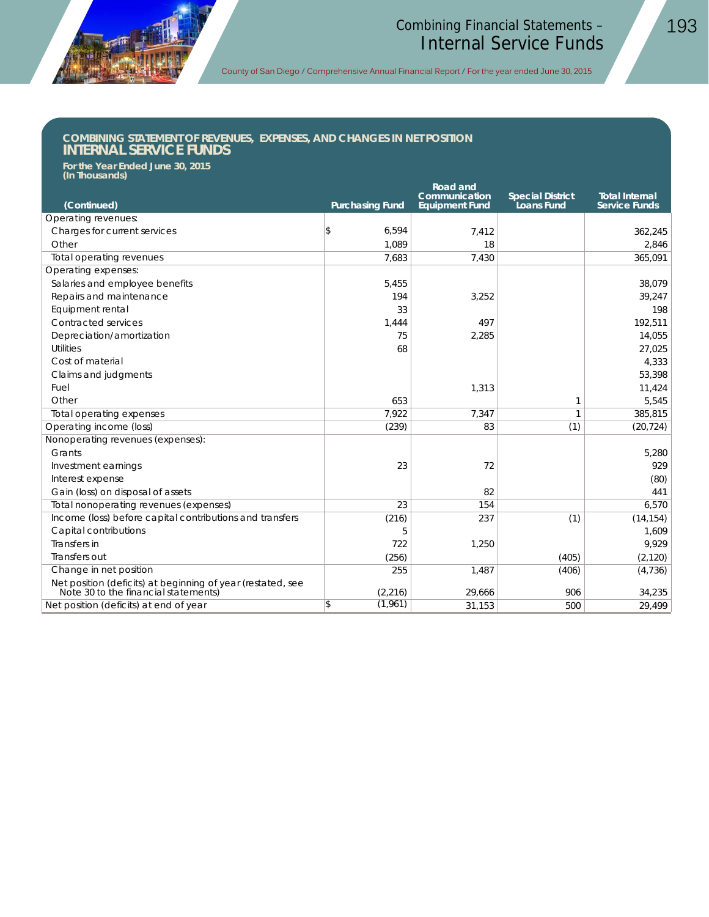## COMBINING STATEMENT OF REVENUES, EXPENSES, AND CHANGES IN NET POSITION
## INTERNAL SERVICE FUNDS

**For the Year Ended June 30, 2015**
**(In Thousands)**

| (Continued) | Purchasing Fund | Road and Communication Equipment Fund | Special District Loans Fund | Total Internal Service Funds |
|---|---|---|---|---|
| Operating revenues: | | | | |
| Charges for current services | $ 6,594 | 7,412 | | 362,245 |
| Other | 1,089 | 18 | | 2,846 |
| Total operating revenues | 7,683 | 7,430 | | 365,091 |
| Operating expenses: | | | | |
| Salaries and employee benefits | 5,455 | | | 38,079 |
| Repairs and maintenance | 194 | 3,252 | | 39,247 |
| Equipment rental | 33 | | | 198 |
| Contracted services | 1,444 | 497 | | 192,511 |
| Depreciation/amortization | 75 | 2,285 | | 14,055 |
| Utilities | 68 | | | 27,025 |
| Cost of material | | | | 4,333 |
| Claims and judgments | | | | 53,398 |
| Fuel | | 1,313 | | 11,424 |
| Other | 653 | | 1 | 5,545 |
| Total operating expenses | 7,922 | 7,347 | 1 | 385,815 |
| Operating income (loss) | (239) | 83 | (1) | (20,724) |
| Nonoperating revenues (expenses): | | | | |
| Grants | | | | 5,280 |
| Investment earnings | 23 | 72 | | 929 |
| Interest expense | | | | (80) |
| Gain (loss) on disposal of assets | | 82 | | 441 |
| Total nonoperating revenues (expenses) | 23 | 154 | | 6,570 |
| Income (loss) before capital contributions and transfers | (216) | 237 | (1) | (14,154) |
| Capital contributions | 5 | | | 1,609 |
| Transfers in | 722 | 1,250 | | 9,929 |
| Transfers out | (256) | | (405) | (2,120) |
| Change in net position | 255 | 1,487 | (406) | (4,736) |
| Net position (deficits) at beginning of year (restated, see Note 30 to the financial statements) | (2,216) | 29,666 | 906 | 34,235 |
| Net position (deficits) at end of year | $ (1,961) | 31,153 | 500 | 29,499 |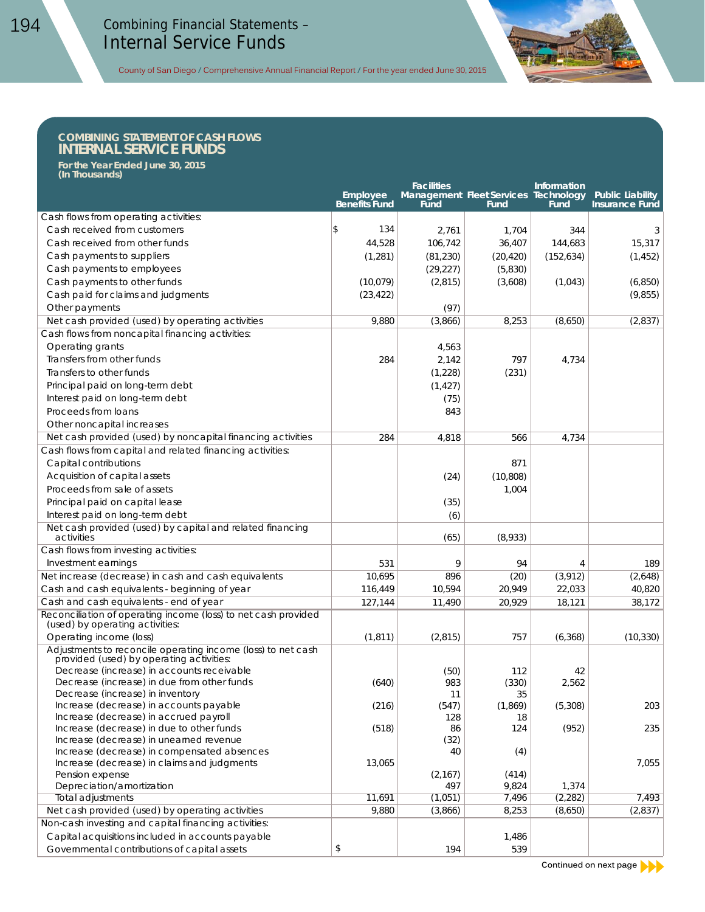## COMBINING STATEMENT OF CASH FLOWS
# INTERNAL SERVICE FUNDS

**For the Year Ended June 30, 2015**
**(In Thousands)**

| | Employee Benefits Fund | Facilities Management Fund | Fleet Services Fund | Information Technology Fund | Public Liability Insurance Fund |
|---|---|---|---|---|---|
| Cash flows from operating activities: | | | | | |
| Cash received from customers | $ 134 | 2,761 | 1,704 | 344 | 3 |
| Cash received from other funds | 44,528 | 106,742 | 36,407 | 144,683 | 15,317 |
| Cash payments to suppliers | (1,281) | (81,230) | (20,420) | (152,634) | (1,452) |
| Cash payments to employees | | (29,227) | (5,830) | | |
| Cash payments to other funds | (10,079) | (2,815) | (3,608) | (1,043) | (6,850) |
| Cash paid for claims and judgments | (23,422) | | | | (9,855) |
| Other payments | | (97) | | | |
| Net cash provided (used) by operating activities | 9,880 | (3,866) | 8,253 | (8,650) | (2,837) |
| Cash flows from noncapital financing activities: | | | | | |
| Operating grants | | 4,563 | | | |
| Transfers from other funds | 284 | 2,142 | 797 | 4,734 | |
| Transfers to other funds | | (1,228) | (231) | | |
| Principal paid on long-term debt | | (1,427) | | | |
| Interest paid on long-term debt | | (75) | | | |
| Proceeds from loans | | 843 | | | |
| Other noncapital increases | | | | | |
| Net cash provided (used) by noncapital financing activities | 284 | 4,818 | 566 | 4,734 | |
| Cash flows from capital and related financing activities: | | | | | |
| Capital contributions | | | 871 | | |
| Acquisition of capital assets | | (24) | (10,808) | | |
| Proceeds from sale of assets | | | 1,004 | | |
| Principal paid on capital lease | | (35) | | | |
| Interest paid on long-term debt | | (6) | | | |
| Net cash provided (used) by capital and related financing activities | | (65) | (8,933) | | |
| Cash flows from investing activities: | | | | | |
| Investment earnings | 531 | 9 | 94 | 4 | 189 |
| Net increase (decrease) in cash and cash equivalents | 10,695 | 896 | (20) | (3,912) | (2,648) |
| Cash and cash equivalents - beginning of year | 116,449 | 10,594 | 20,949 | 22,033 | 40,820 |
| Cash and cash equivalents - end of year | 127,144 | 11,490 | 20,929 | 18,121 | 38,172 |
| Reconciliation of operating income (loss) to net cash provided (used) by operating activities: | | | | | |
| Operating income (loss) | (1,811) | (2,815) | 757 | (6,368) | (10,330) |
| Adjustments to reconcile operating income (loss) to net cash provided (used) by operating activities: | | | | | |
| Decrease (increase) in accounts receivable | | (50) | 112 | 42 | |
| Decrease (increase) in due from other funds | (640) | 983 | (330) | 2,562 | |
| Decrease (increase) in inventory | | 11 | 35 | | |
| Increase (decrease) in accounts payable | (216) | (547) | (1,869) | (5,308) | 203 |
| Increase (decrease) in accrued payroll | | 128 | 18 | | |
| Increase (decrease) in due to other funds | (518) | 86 | 124 | (952) | 235 |
| Increase (decrease) in unearned revenue | | (32) | | | |
| Increase (decrease) in compensated absences | | 40 | (4) | | |
| Increase (decrease) in claims and judgments | 13,065 | | | | 7,055 |
| Pension expense | | (2,167) | (414) | | |
| Depreciation/amortization | | 497 | 9,824 | 1,374 | |
| Total adjustments | 11,691 | (1,051) | 7,496 | (2,282) | 7,493 |
| Net cash provided (used) by operating activities | 9,880 | (3,866) | 8,253 | (8,650) | (2,837) |
| Non-cash investing and capital financing activities: | | | | | |
| Capital acquisitions included in accounts payable | | | 1,486 | | |
| Governmental contributions of capital assets | $ | 194 | 539 | | |

Continued on next page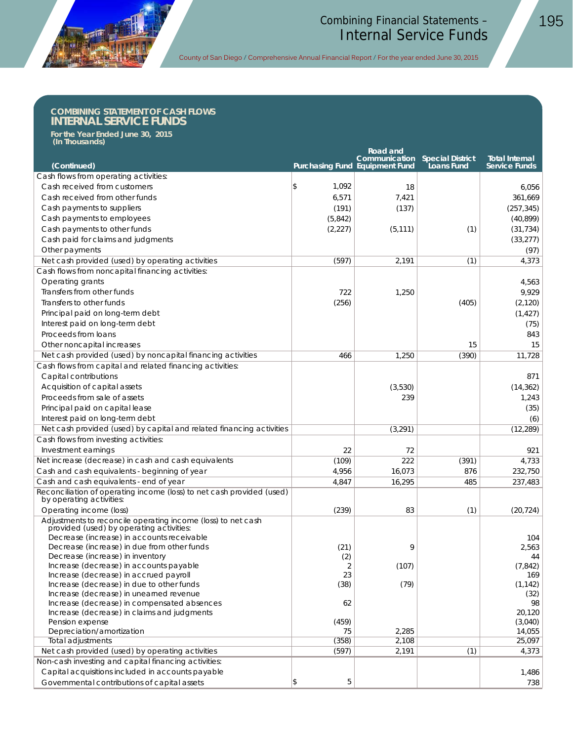## COMBINING STATEMENT OF CASH FLOWS
## INTERNAL SERVICE FUNDS

**For the Year Ended June 30, 2015**
**(In Thousands)**

| (Continued) | Purchasing Fund | Road and Communication Equipment Fund | Special District Loans Fund | Total Internal Service Funds |
|---|---|---|---|---|
| Cash flows from operating activities: | | | | |
| Cash received from customers | $ 1,092 | 18 | | 6,056 |
| Cash received from other funds | 6,571 | 7,421 | | 361,669 |
| Cash payments to suppliers | (191) | (137) | | (257,345) |
| Cash payments to employees | (5,842) | | | (40,899) |
| Cash payments to other funds | (2,227) | (5,111) | (1) | (31,734) |
| Cash paid for claims and judgments | | | | (33,277) |
| Other payments | | | | (97) |
| Net cash provided (used) by operating activities | (597) | 2,191 | (1) | 4,373 |
| Cash flows from noncapital financing activities: | | | | |
| Operating grants | | | | 4,563 |
| Transfers from other funds | 722 | 1,250 | | 9,929 |
| Transfers to other funds | (256) | | (405) | (2,120) |
| Principal paid on long-term debt | | | | (1,427) |
| Interest paid on long-term debt | | | | (75) |
| Proceeds from loans | | | | 843 |
| Other noncapital increases | | | 15 | 15 |
| Net cash provided (used) by noncapital financing activities | 466 | 1,250 | (390) | 11,728 |
| Cash flows from capital and related financing activities: | | | | |
| Capital contributions | | | | 871 |
| Acquisition of capital assets | | (3,530) | | (14,362) |
| Proceeds from sale of assets | | 239 | | 1,243 |
| Principal paid on capital lease | | | | (35) |
| Interest paid on long-term debt | | | | (6) |
| Net cash provided (used) by capital and related financing activities | | (3,291) | | (12,289) |
| Cash flows from investing activities: | | | | |
| Investment earnings | 22 | 72 | | 921 |
| Net increase (decrease) in cash and cash equivalents | (109) | 222 | (391) | 4,733 |
| Cash and cash equivalents - beginning of year | 4,956 | 16,073 | 876 | 232,750 |
| Cash and cash equivalents - end of year | 4,847 | 16,295 | 485 | 237,483 |
| Reconciliation of operating income (loss) to net cash provided (used) by operating activities: | | | | |
| Operating income (loss) | (239) | 83 | (1) | (20,724) |
| Adjustments to reconcile operating income (loss) to net cash provided (used) by operating activities: | | | | |
| Decrease (increase) in accounts receivable | | | | 104 |
| Decrease (increase) in due from other funds | (21) | 9 | | 2,563 |
| Decrease (increase) in inventory | (2) | | | 44 |
| Increase (decrease) in accounts payable | 2 | (107) | | (7,842) |
| Increase (decrease) in accrued payroll | 23 | | | 169 |
| Increase (decrease) in due to other funds | (38) | (79) | | (1,142) |
| Increase (decrease) in unearned revenue | | | | (32) |
| Increase (decrease) in compensated absences | 62 | | | 98 |
| Increase (decrease) in claims and judgments | | | | 20,120 |
| Pension expense | (459) | | | (3,040) |
| Depreciation/amortization | 75 | 2,285 | | 14,055 |
| Total adjustments | (358) | 2,108 | | 25,097 |
| Net cash provided (used) by operating activities | (597) | 2,191 | (1) | 4,373 |
| Non-cash investing and capital financing activities: | | | | |
| Capital acquisitions included in accounts payable | | | | 1,486 |
| Governmental contributions of capital assets | $ 5 | | | 738 |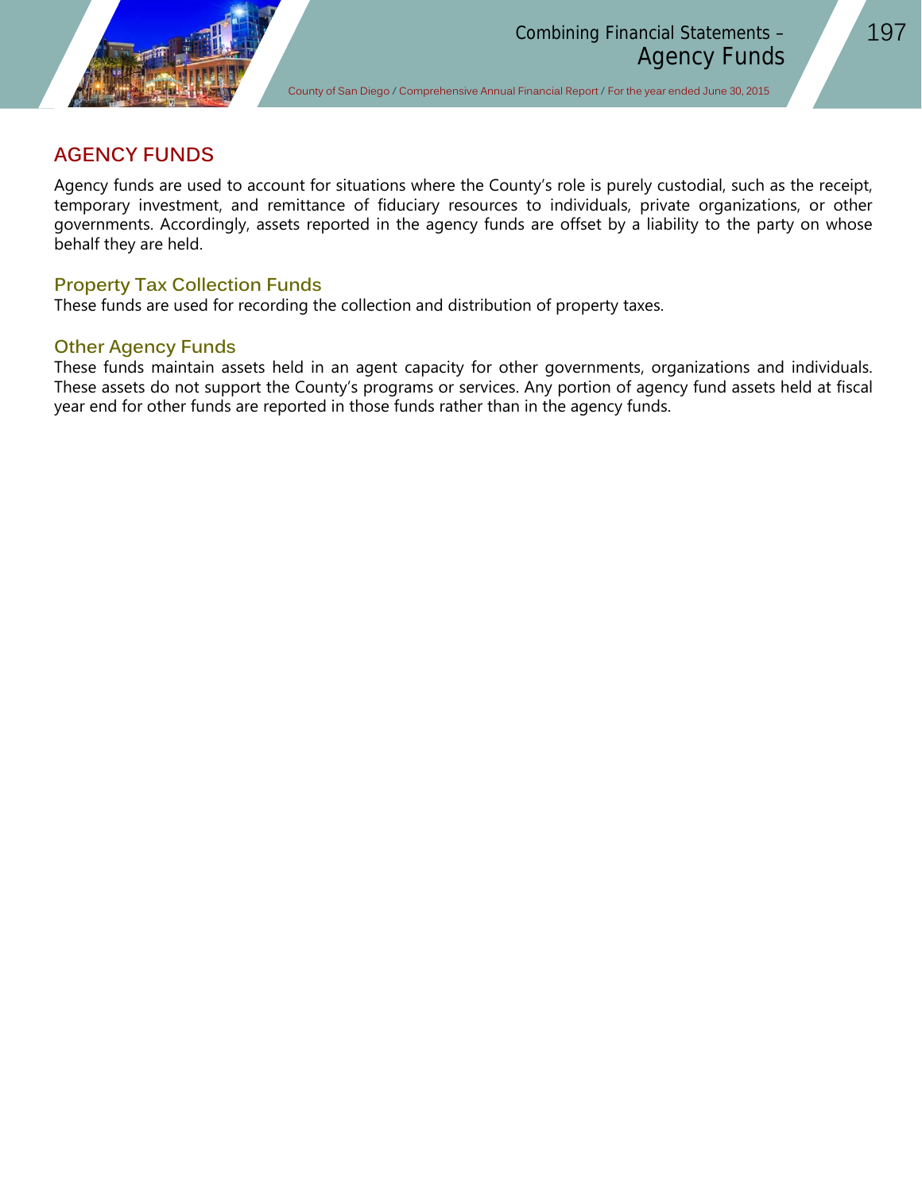## AGENCY FUNDS

Agency funds are used to account for situations where the County's role is purely custodial, such as the receipt, temporary investment, and remittance of fiduciary resources to individuals, private organizations, or other governments. Accordingly, assets reported in the agency funds are offset by a liability to the party on whose behalf they are held.

### Property Tax Collection Funds

These funds are used for recording the collection and distribution of property taxes.

### Other Agency Funds

These funds maintain assets held in an agent capacity for other governments, organizations and individuals. These assets do not support the County's programs or services. Any portion of agency fund assets held at fiscal year end for other funds are reported in those funds rather than in the agency funds.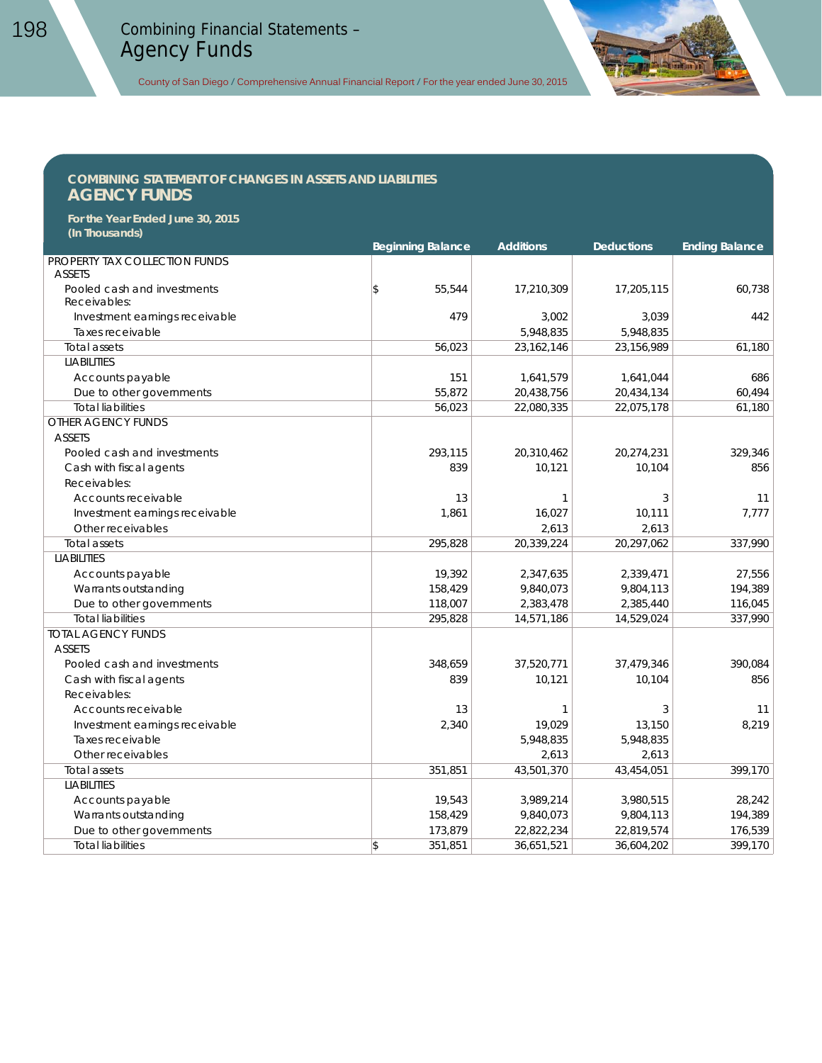## COMBINING STATEMENT OF CHANGES IN ASSETS AND LIABILITIES
## AGENCY FUNDS

**For the Year Ended June 30, 2015**
***(In Thousands)***

| | Beginning Balance | Additions | Deductions | Ending Balance |
|---|---|---|---|---|
| PROPERTY TAX COLLECTION FUNDS | | | | |
| ASSETS | | | | |
| Pooled cash and investments | $ 55,544 | 17,210,309 | 17,205,115 | 60,738 |
| Receivables: | | | | |
| Investment earnings receivable | 479 | 3,002 | 3,039 | 442 |
| Taxes receivable | | 5,948,835 | 5,948,835 | |
| Total assets | 56,023 | 23,162,146 | 23,156,989 | 61,180 |
| LIABILITIES | | | | |
| Accounts payable | 151 | 1,641,579 | 1,641,044 | 686 |
| Due to other governments | 55,872 | 20,438,756 | 20,434,134 | 60,494 |
| Total liabilities | 56,023 | 22,080,335 | 22,075,178 | 61,180 |
| OTHER AGENCY FUNDS | | | | |
| ASSETS | | | | |
| Pooled cash and investments | 293,115 | 20,310,462 | 20,274,231 | 329,346 |
| Cash with fiscal agents | 839 | 10,121 | 10,104 | 856 |
| Receivables: | | | | |
| Accounts receivable | 13 | 1 | 3 | 11 |
| Investment earnings receivable | 1,861 | 16,027 | 10,111 | 7,777 |
| Other receivables | | 2,613 | 2,613 | |
| Total assets | 295,828 | 20,339,224 | 20,297,062 | 337,990 |
| LIABILITIES | | | | |
| Accounts payable | 19,392 | 2,347,635 | 2,339,471 | 27,556 |
| Warrants outstanding | 158,429 | 9,840,073 | 9,804,113 | 194,389 |
| Due to other governments | 118,007 | 2,383,478 | 2,385,440 | 116,045 |
| Total liabilities | 295,828 | 14,571,186 | 14,529,024 | 337,990 |
| TOTAL AGENCY FUNDS | | | | |
| ASSETS | | | | |
| Pooled cash and investments | 348,659 | 37,520,771 | 37,479,346 | 390,084 |
| Cash with fiscal agents | 839 | 10,121 | 10,104 | 856 |
| Receivables: | | | | |
| Accounts receivable | 13 | 1 | 3 | 11 |
| Investment earnings receivable | 2,340 | 19,029 | 13,150 | 8,219 |
| Taxes receivable | | 5,948,835 | 5,948,835 | |
| Other receivables | | 2,613 | 2,613 | |
| Total assets | 351,851 | 43,501,370 | 43,454,051 | 399,170 |
| LIABILITIES | | | | |
| Accounts payable | 19,543 | 3,989,214 | 3,980,515 | 28,242 |
| Warrants outstanding | 158,429 | 9,840,073 | 9,804,113 | 194,389 |
| Due to other governments | 173,879 | 22,822,234 | 22,819,574 | 176,539 |
| Total liabilities | $ 351,851 | 36,651,521 | 36,604,202 | 399,170 |